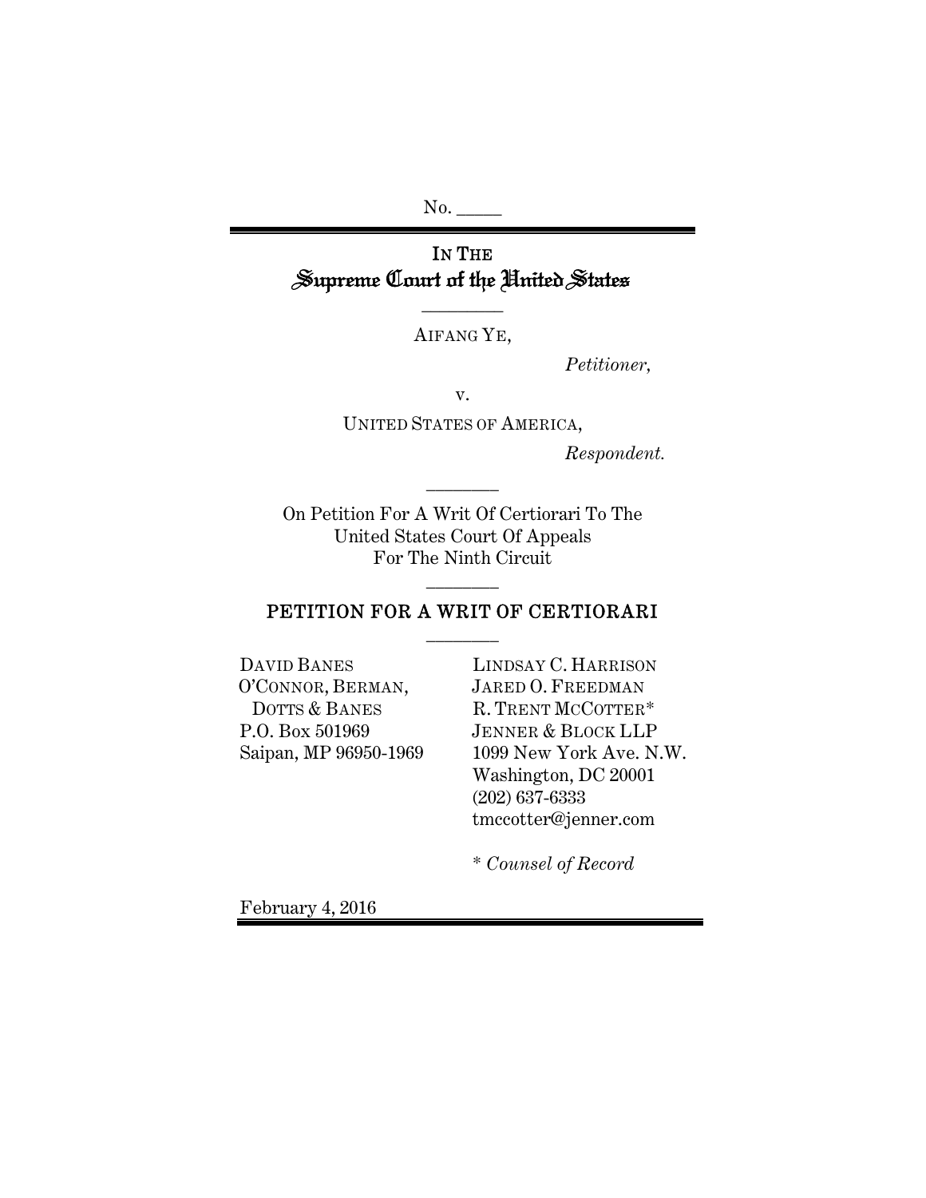No. \_\_\_\_\_

# IN THE Supreme Court of the United States

---

AIFANG YE,

*Petitioner,*

v.

UNITED STATES OF AMERICA,

*Respondent.*

---

On Petition For A Writ Of Certiorari To The United States Court Of Appeals For The Ninth Circuit

---

## PETITION FOR A WRIT OF CERTIORARI

---

DAVID BANES
O'CONNOR, BERMAN, DOTTS & BANES
P.O. Box 501969
Saipan, MP 96950-1969

LINDSAY C. HARRISON
JARED O. FREEDMAN
R. TRENT MCCOTTER*
JENNER & BLOCK LLP
1099 New York Ave. N.W.
Washington, DC 20001
(202) 637-6333
tmccotter@jenner.com

\* *Counsel of Record*

February 4, 2016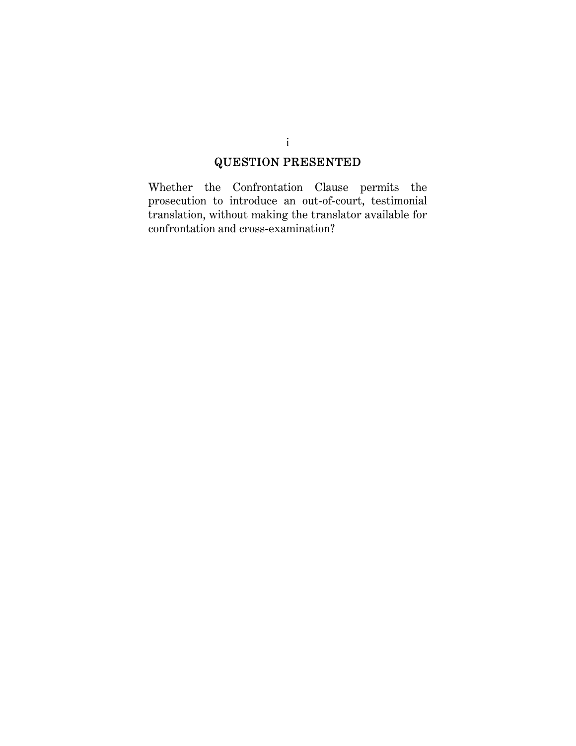## QUESTION PRESENTED

Whether the Confrontation Clause permits the prosecution to introduce an out-of-court, testimonial translation, without making the translator available for confrontation and cross-examination?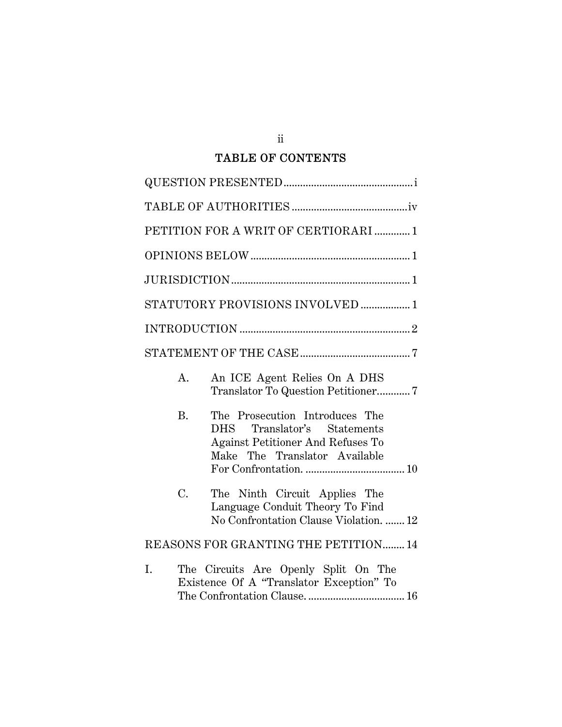# TABLE OF CONTENTS

QUESTION PRESENTED .............................................. i

TABLE OF AUTHORITIES .......................................... iv

PETITION FOR A WRIT OF CERTIORARI ............ 1

OPINIONS BELOW .......................................................... 1

JURISDICTION ................................................................ 1

STATUTORY PROVISIONS INVOLVED ................. 1

INTRODUCTION ............................................................. 2

STATEMENT OF THE CASE ....................................... 7

- A. An ICE Agent Relies On A DHS Translator To Question Petitioner ............ 7
- B. The Prosecution Introduces The DHS Translator's Statements Against Petitioner And Refuses To Make The Translator Available For Confrontation. .................................... 10
- C. The Ninth Circuit Applies The Language Conduit Theory To Find No Confrontation Clause Violation. ....... 12

REASONS FOR GRANTING THE PETITION........ 14

I. The Circuits Are Openly Split On The Existence Of A "Translator Exception" To The Confrontation Clause. .................................. 16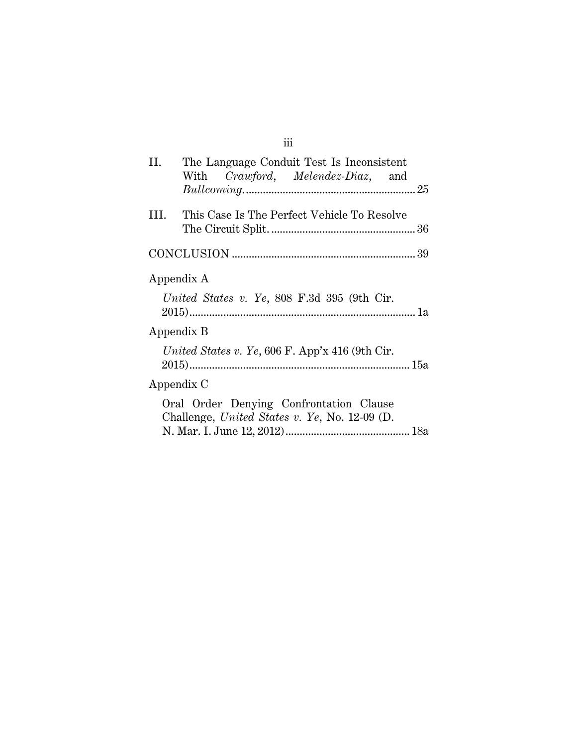II. The Language Conduit Test Is Inconsistent With *Crawford*, *Melendez-Diaz*, and *Bullcoming*. ........ 25

III. This Case Is The Perfect Vehicle To Resolve The Circuit Split. ........ 36

CONCLUSION ........ 39

Appendix A

*United States v. Ye*, 808 F.3d 395 (9th Cir. 2015) ........ 1a

Appendix B

*United States v. Ye*, 606 F. App'x 416 (9th Cir. 2015) ........ 15a

Appendix C

Oral Order Denying Confrontation Clause Challenge, *United States v. Ye*, No. 12-09 (D. N. Mar. I. June 12, 2012) ........ 18a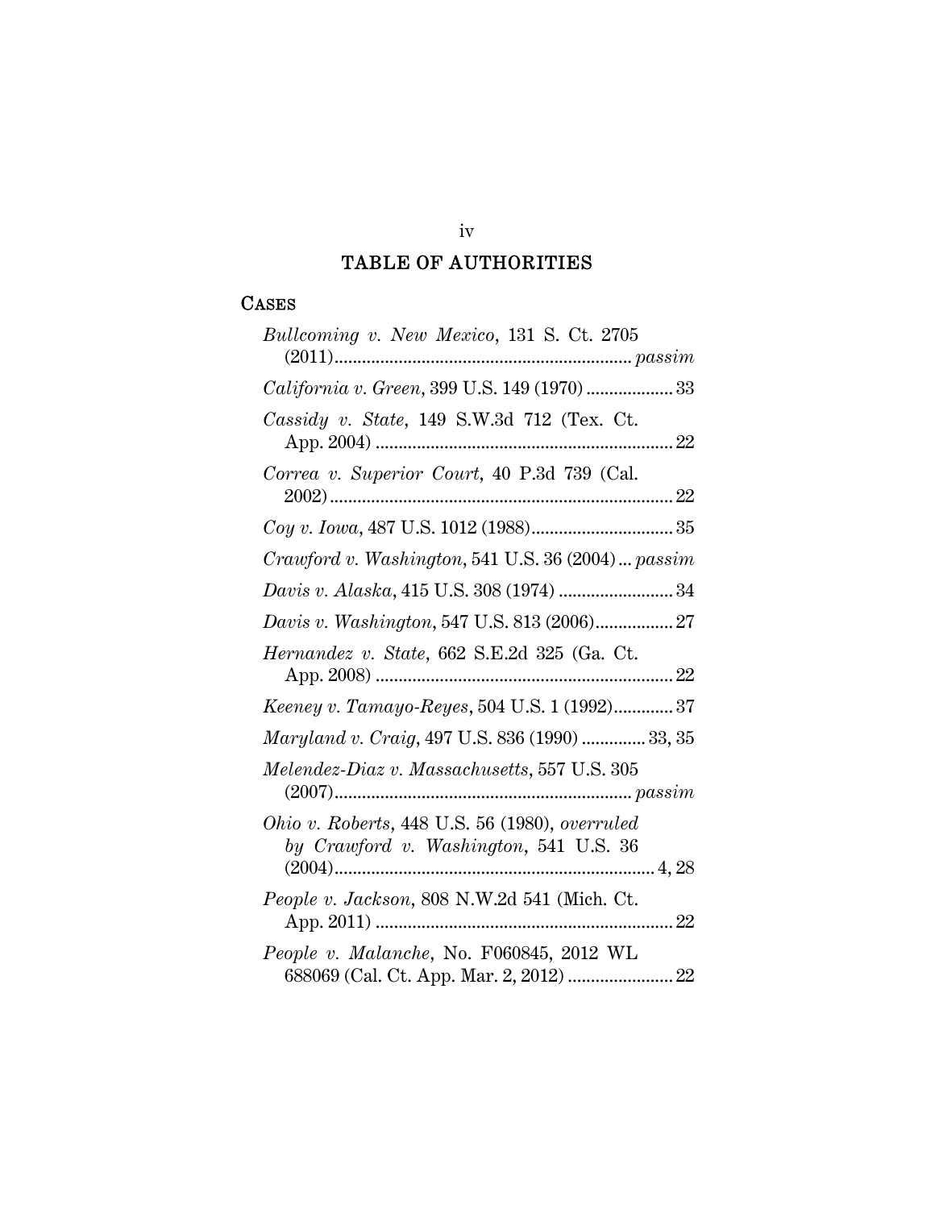# TABLE OF AUTHORITIES

## CASES

*Bullcoming v. New Mexico*, 131 S. Ct. 2705 (2011) ........ *passim*

*California v. Green*, 399 U.S. 149 (1970) ........ 33

*Cassidy v. State*, 149 S.W.3d 712 (Tex. Ct. App. 2004) ........ 22

*Correa v. Superior Court*, 40 P.3d 739 (Cal. 2002) ........ 22

*Coy v. Iowa*, 487 U.S. 1012 (1988) ........ 35

*Crawford v. Washington*, 541 U.S. 36 (2004) ... *passim*

*Davis v. Alaska*, 415 U.S. 308 (1974) ........ 34

*Davis v. Washington*, 547 U.S. 813 (2006) ........ 27

*Hernandez v. State*, 662 S.E.2d 325 (Ga. Ct. App. 2008) ........ 22

*Keeney v. Tamayo-Reyes*, 504 U.S. 1 (1992) ........ 37

*Maryland v. Craig*, 497 U.S. 836 (1990) ........ 33, 35

*Melendez-Diaz v. Massachusetts*, 557 U.S. 305 (2007) ........ *passim*

*Ohio v. Roberts*, 448 U.S. 56 (1980), *overruled by Crawford v. Washington*, 541 U.S. 36 (2004) ........ 4, 28

*People v. Jackson*, 808 N.W.2d 541 (Mich. Ct. App. 2011) ........ 22

*People v. Malanche*, No. F060845, 2012 WL 688069 (Cal. Ct. App. Mar. 2, 2012) ........ 22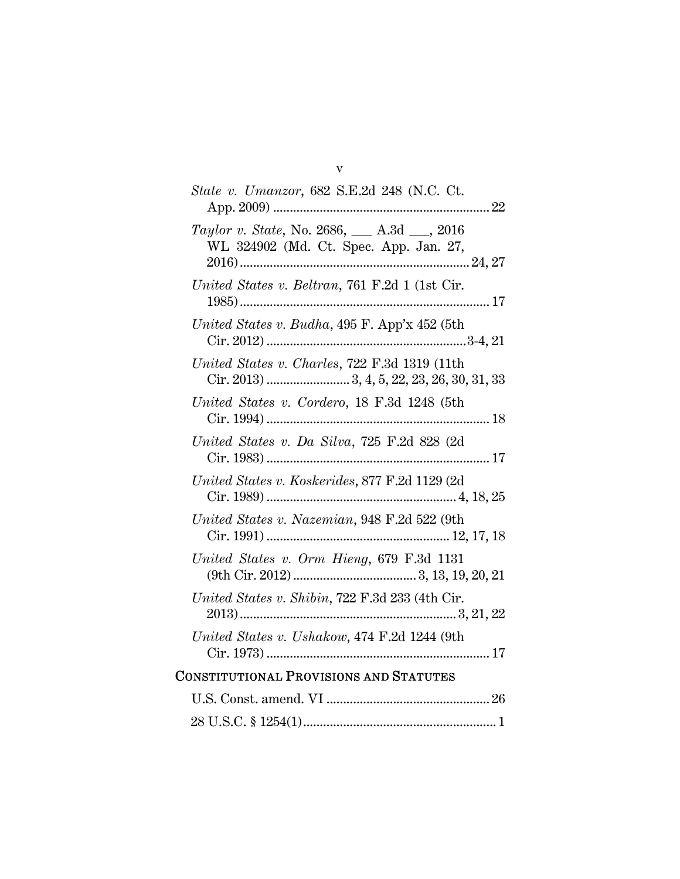*State v. Umanzor*, 682 S.E.2d 248 (N.C. Ct. App. 2009) ................................................................ 22

*Taylor v. State*, No. 2686, ___ A.3d ___, 2016 WL 324902 (Md. Ct. Spec. App. Jan. 27, 2016) .................................................................... 24, 27

*United States v. Beltran*, 761 F.2d 1 (1st Cir. 1985) .......................................................................... 17

*United States v. Budha*, 495 F. App'x 452 (5th Cir. 2012) ...........................................................3-4, 21

*United States v. Charles*, 722 F.3d 1319 (11th Cir. 2013) ......................... 3, 4, 5, 22, 23, 26, 30, 31, 33

*United States v. Cordero*, 18 F.3d 1248 (5th Cir. 1994) .................................................................. 18

*United States v. Da Silva*, 725 F.2d 828 (2d Cir. 1983) .................................................................. 17

*United States v. Koskerides*, 877 F.2d 1129 (2d Cir. 1989) ......................................................... 4, 18, 25

*United States v. Nazemian*, 948 F.2d 522 (9th Cir. 1991) ...................................................... 12, 17, 18

*United States v. Orm Hieng*, 679 F.3d 1131 (9th Cir. 2012) ..................................... 3, 13, 19, 20, 21

*United States v. Shibin*, 722 F.3d 233 (4th Cir. 2013) ................................................................ 3, 21, 22

*United States v. Ushakow*, 474 F.2d 1244 (9th Cir. 1973) .................................................................. 17

## Constitutional Provisions and Statutes

U.S. Const. amend. VI ................................................ 26

28 U.S.C. § 1254(1) ......................................................... 1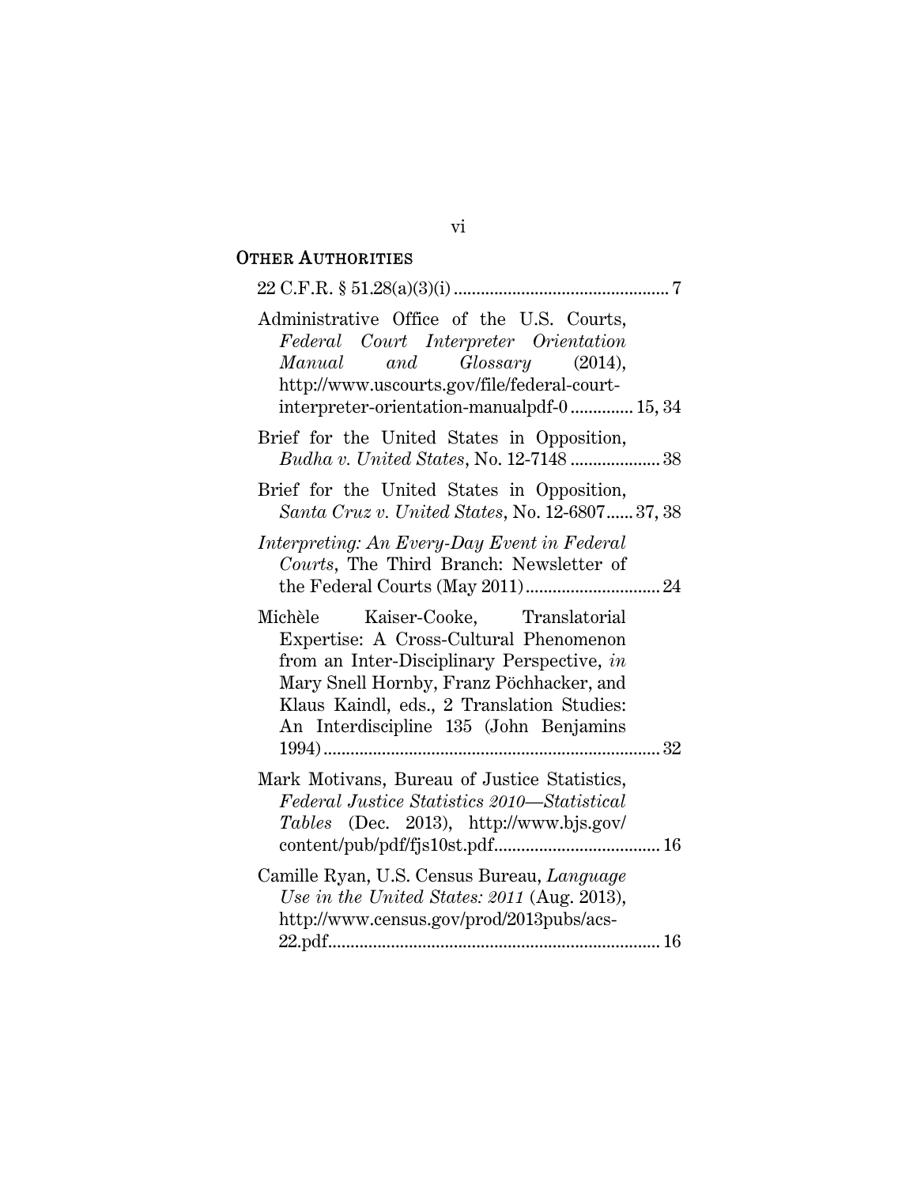## OTHER AUTHORITIES

22 C.F.R. § 51.28(a)(3)(i) ................................................ 7

Administrative Office of the U.S. Courts, *Federal Court Interpreter Orientation Manual and Glossary* (2014), http://www.uscourts.gov/file/federal-court-interpreter-orientation-manualpdf-0 ............. 15, 34

Brief for the United States in Opposition, *Budha v. United States*, No. 12-7148 .................... 38

Brief for the United States in Opposition, *Santa Cruz v. United States*, No. 12-6807...... 37, 38

*Interpreting: An Every-Day Event in Federal Courts*, The Third Branch: Newsletter of the Federal Courts (May 2011).............................. 24

Michèle Kaiser-Cooke, Translatorial Expertise: A Cross-Cultural Phenomenon from an Inter-Disciplinary Perspective, *in* Mary Snell Hornby, Franz Pöchhacker, and Klaus Kaindl, eds., 2 Translation Studies: An Interdiscipline 135 (John Benjamins 1994)........................................................................... 32

Mark Motivans, Bureau of Justice Statistics, *Federal Justice Statistics 2010—Statistical Tables* (Dec. 2013), http://www.bjs.gov/content/pub/pdf/fjs10st.pdf..................................... 16

Camille Ryan, U.S. Census Bureau, *Language Use in the United States: 2011* (Aug. 2013), http://www.census.gov/prod/2013pubs/acs-22.pdf......................................................................... 16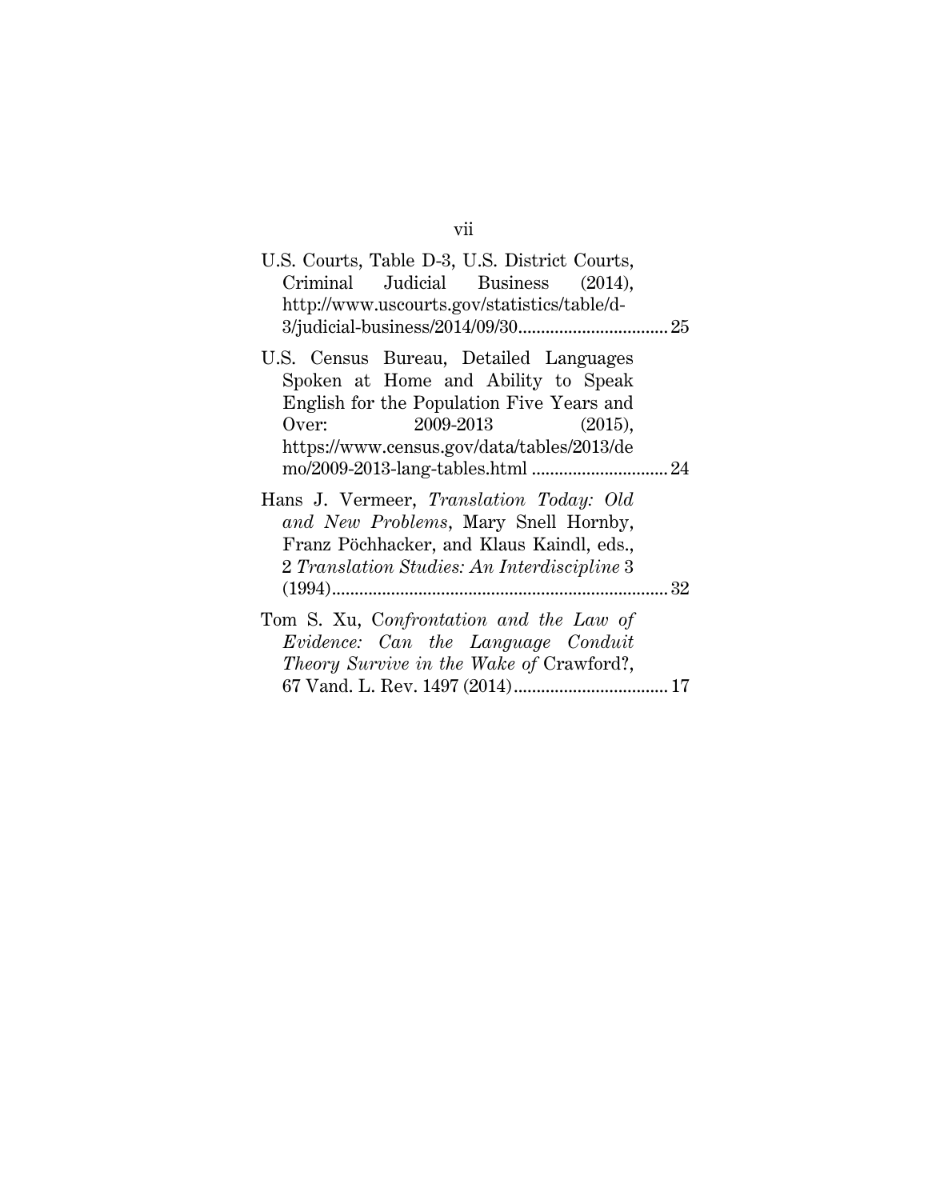U.S. Courts, Table D-3, U.S. District Courts, Criminal Judicial Business (2014), http://www.uscourts.gov/statistics/table/d-3/judicial-business/2014/09/30 ................................ 25

U.S. Census Bureau, Detailed Languages Spoken at Home and Ability to Speak English for the Population Five Years and Over: 2009-2013 (2015), https://www.census.gov/data/tables/2013/demo/2009-2013-lang-tables.html ............................. 24

Hans J. Vermeer, *Translation Today: Old and New Problems*, Mary Snell Hornby, Franz Pöchhacker, and Klaus Kaindl, eds., 2 *Translation Studies: An Interdiscipline* 3 (1994) ........................................................................ 32

Tom S. Xu, C*onfrontation and the Law of Evidence: Can the Language Conduit Theory Survive in the Wake of* Crawford?, 67 Vand. L. Rev. 1497 (2014) ................................. 17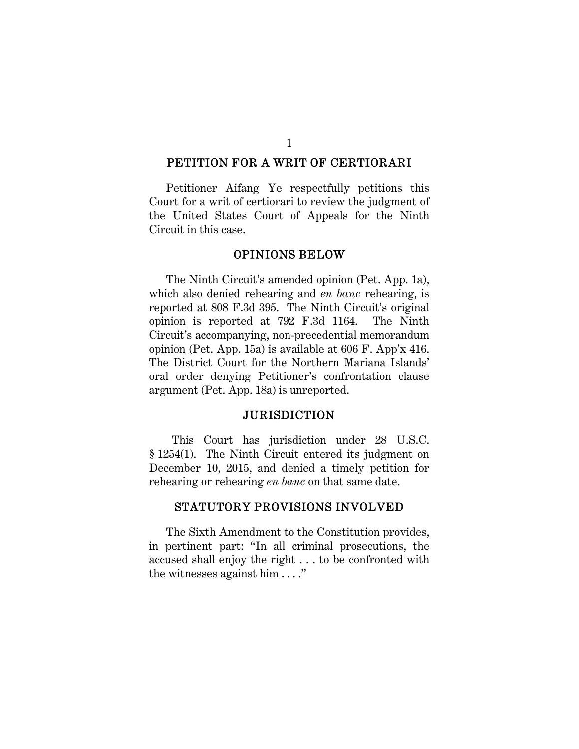## PETITION FOR A WRIT OF CERTIORARI

Petitioner Aifang Ye respectfully petitions this Court for a writ of certiorari to review the judgment of the United States Court of Appeals for the Ninth Circuit in this case.

## OPINIONS BELOW

The Ninth Circuit's amended opinion (Pet. App. 1a), which also denied rehearing and *en banc* rehearing, is reported at 808 F.3d 395. The Ninth Circuit's original opinion is reported at 792 F.3d 1164. The Ninth Circuit's accompanying, non-precedential memorandum opinion (Pet. App. 15a) is available at 606 F. App'x 416. The District Court for the Northern Mariana Islands' oral order denying Petitioner's confrontation clause argument (Pet. App. 18a) is unreported.

## JURISDICTION

This Court has jurisdiction under 28 U.S.C. § 1254(1). The Ninth Circuit entered its judgment on December 10, 2015, and denied a timely petition for rehearing or rehearing *en banc* on that same date.

## STATUTORY PROVISIONS INVOLVED

The Sixth Amendment to the Constitution provides, in pertinent part: "In all criminal prosecutions, the accused shall enjoy the right . . . to be confronted with the witnesses against him . . . ."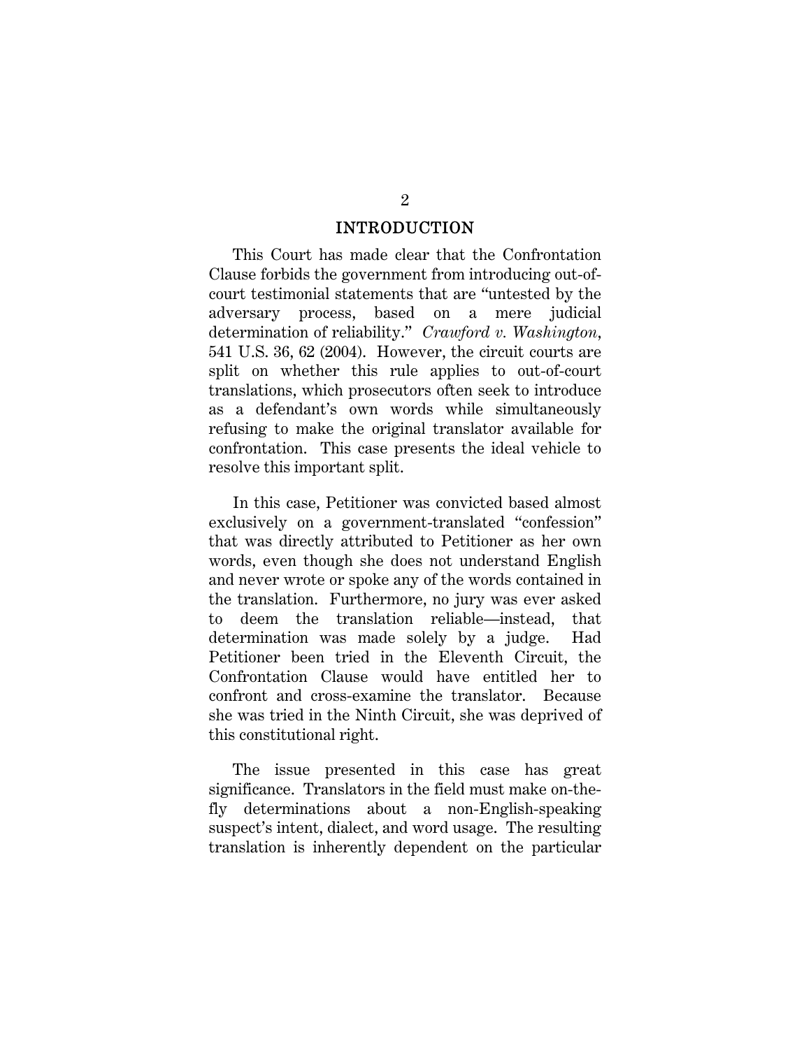## INTRODUCTION

This Court has made clear that the Confrontation Clause forbids the government from introducing out-of-court testimonial statements that are "untested by the adversary process, based on a mere judicial determination of reliability." *Crawford v. Washington*, 541 U.S. 36, 62 (2004). However, the circuit courts are split on whether this rule applies to out-of-court translations, which prosecutors often seek to introduce as a defendant's own words while simultaneously refusing to make the original translator available for confrontation. This case presents the ideal vehicle to resolve this important split.

In this case, Petitioner was convicted based almost exclusively on a government-translated "confession" that was directly attributed to Petitioner as her own words, even though she does not understand English and never wrote or spoke any of the words contained in the translation. Furthermore, no jury was ever asked to deem the translation reliable—instead, that determination was made solely by a judge. Had Petitioner been tried in the Eleventh Circuit, the Confrontation Clause would have entitled her to confront and cross-examine the translator. Because she was tried in the Ninth Circuit, she was deprived of this constitutional right.

The issue presented in this case has great significance. Translators in the field must make on-the-fly determinations about a non-English-speaking suspect's intent, dialect, and word usage. The resulting translation is inherently dependent on the particular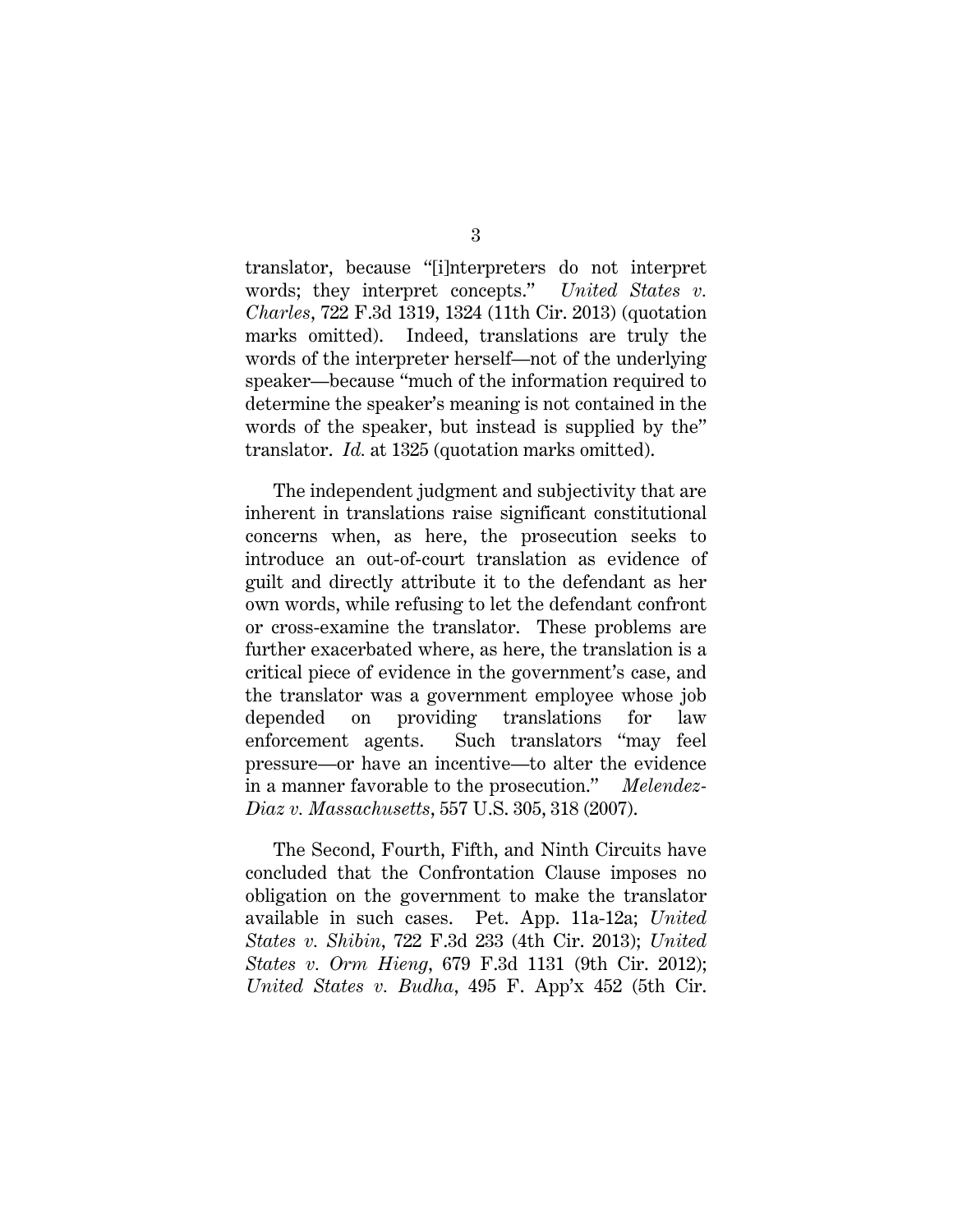translator, because "[i]nterpreters do not interpret words; they interpret concepts." *United States v. Charles*, 722 F.3d 1319, 1324 (11th Cir. 2013) (quotation marks omitted). Indeed, translations are truly the words of the interpreter herself—not of the underlying speaker—because "much of the information required to determine the speaker's meaning is not contained in the words of the speaker, but instead is supplied by the" translator. *Id.* at 1325 (quotation marks omitted).

The independent judgment and subjectivity that are inherent in translations raise significant constitutional concerns when, as here, the prosecution seeks to introduce an out-of-court translation as evidence of guilt and directly attribute it to the defendant as her own words, while refusing to let the defendant confront or cross-examine the translator. These problems are further exacerbated where, as here, the translation is a critical piece of evidence in the government's case, and the translator was a government employee whose job depended on providing translations for law enforcement agents. Such translators "may feel pressure—or have an incentive—to alter the evidence in a manner favorable to the prosecution." *Melendez-Diaz v. Massachusetts*, 557 U.S. 305, 318 (2007).

The Second, Fourth, Fifth, and Ninth Circuits have concluded that the Confrontation Clause imposes no obligation on the government to make the translator available in such cases. Pet. App. 11a-12a; *United States v. Shibin*, 722 F.3d 233 (4th Cir. 2013); *United States v. Orm Hieng*, 679 F.3d 1131 (9th Cir. 2012); *United States v. Budha*, 495 F. App'x 452 (5th Cir.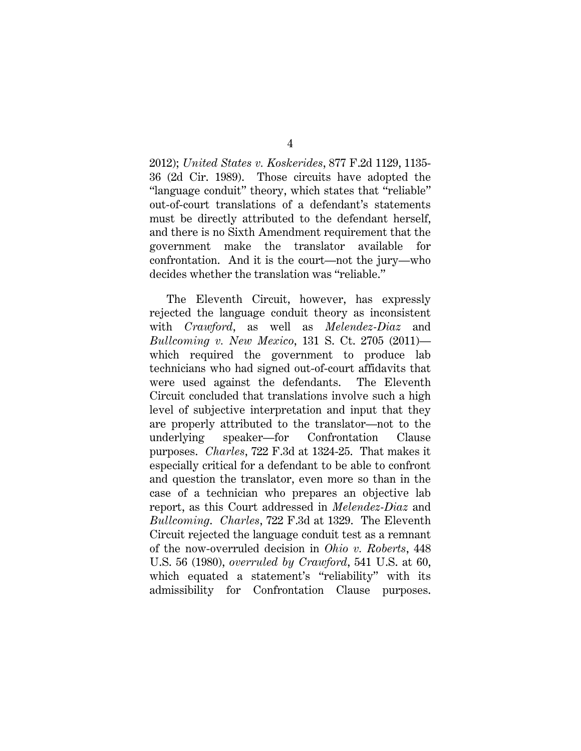2012); *United States v. Koskerides*, 877 F.2d 1129, 1135-36 (2d Cir. 1989). Those circuits have adopted the "language conduit" theory, which states that "reliable" out-of-court translations of a defendant's statements must be directly attributed to the defendant herself, and there is no Sixth Amendment requirement that the government make the translator available for confrontation. And it is the court—not the jury—who decides whether the translation was "reliable."

The Eleventh Circuit, however, has expressly rejected the language conduit theory as inconsistent with *Crawford*, as well as *Melendez-Diaz* and *Bullcoming v. New Mexico*, 131 S. Ct. 2705 (2011)—which required the government to produce lab technicians who had signed out-of-court affidavits that were used against the defendants. The Eleventh Circuit concluded that translations involve such a high level of subjective interpretation and input that they are properly attributed to the translator—not to the underlying speaker—for Confrontation Clause purposes. *Charles*, 722 F.3d at 1324-25. That makes it especially critical for a defendant to be able to confront and question the translator, even more so than in the case of a technician who prepares an objective lab report, as this Court addressed in *Melendez-Diaz* and *Bullcoming*. *Charles*, 722 F.3d at 1329. The Eleventh Circuit rejected the language conduit test as a remnant of the now-overruled decision in *Ohio v. Roberts*, 448 U.S. 56 (1980), *overruled by Crawford*, 541 U.S. at 60, which equated a statement's "reliability" with its admissibility for Confrontation Clause purposes.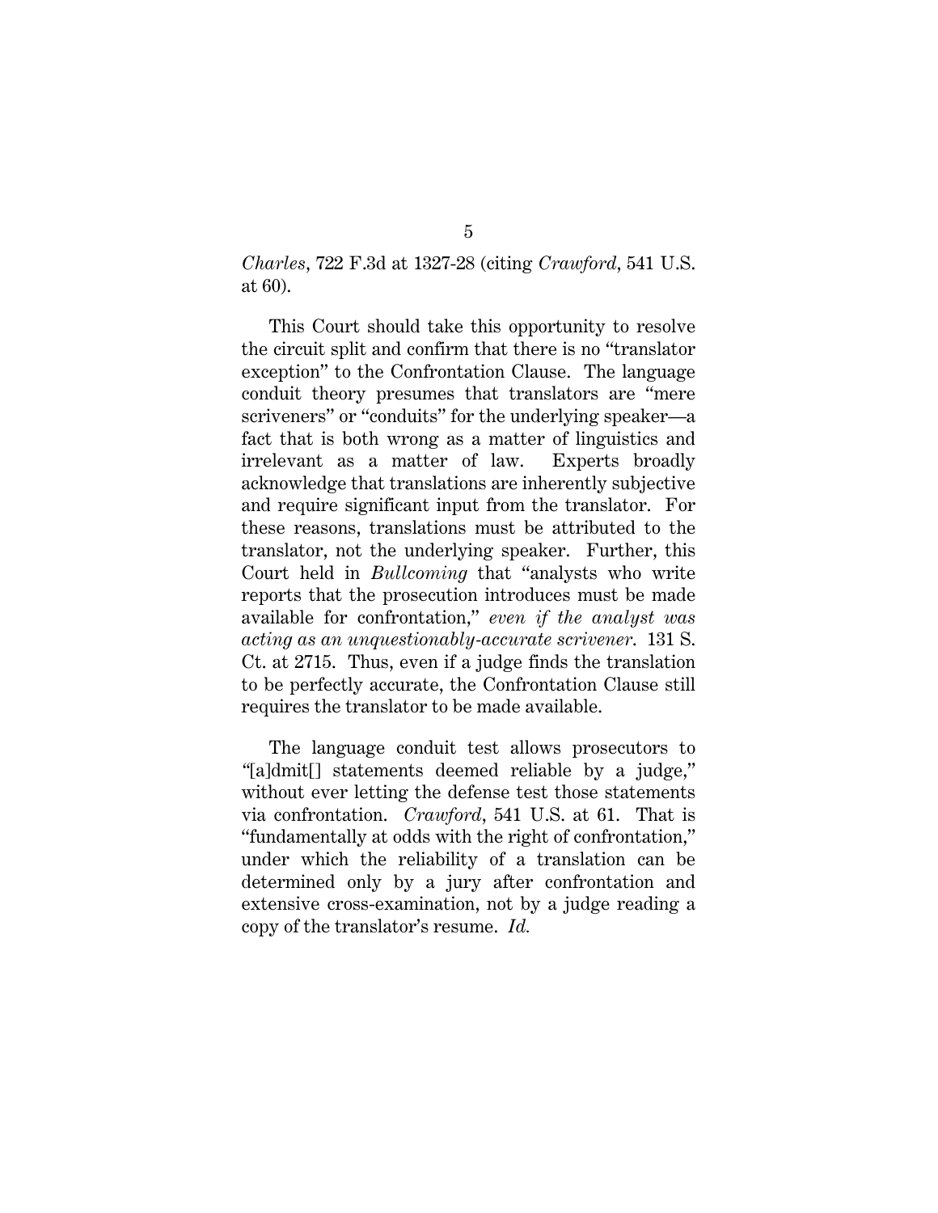*Charles*, 722 F.3d at 1327-28 (citing *Crawford*, 541 U.S. at 60).

This Court should take this opportunity to resolve the circuit split and confirm that there is no "translator exception" to the Confrontation Clause. The language conduit theory presumes that translators are "mere scriveners" or "conduits" for the underlying speaker—a fact that is both wrong as a matter of linguistics and irrelevant as a matter of law. Experts broadly acknowledge that translations are inherently subjective and require significant input from the translator. For these reasons, translations must be attributed to the translator, not the underlying speaker. Further, this Court held in *Bullcoming* that "analysts who write reports that the prosecution introduces must be made available for confrontation," *even if the analyst was acting as an unquestionably-accurate scrivener*. 131 S. Ct. at 2715. Thus, even if a judge finds the translation to be perfectly accurate, the Confrontation Clause still requires the translator to be made available.

The language conduit test allows prosecutors to "[a]dmit[] statements deemed reliable by a judge," without ever letting the defense test those statements via confrontation. *Crawford*, 541 U.S. at 61. That is "fundamentally at odds with the right of confrontation," under which the reliability of a translation can be determined only by a jury after confrontation and extensive cross-examination, not by a judge reading a copy of the translator's resume. *Id.*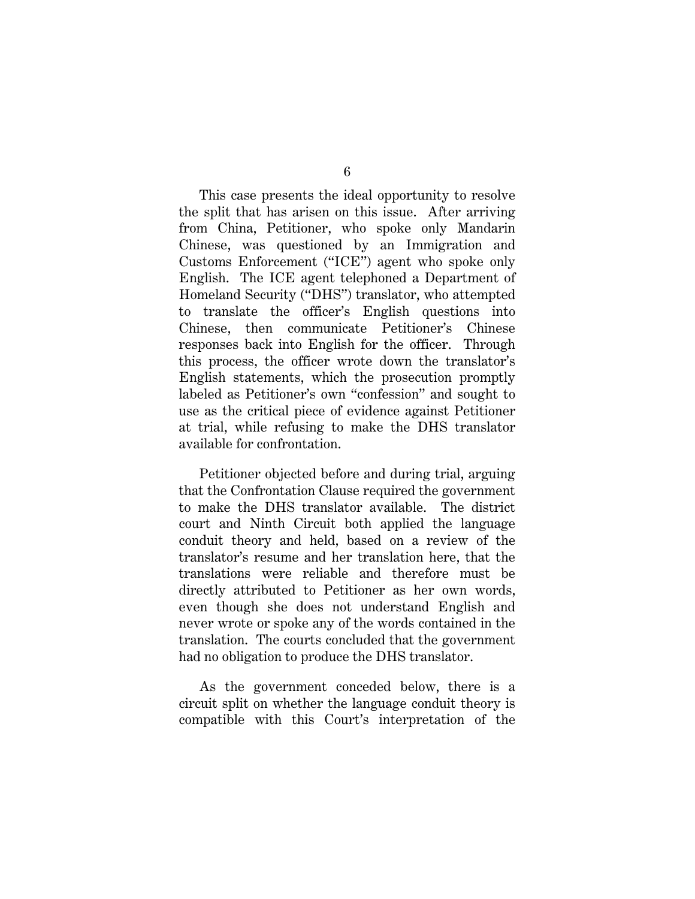This case presents the ideal opportunity to resolve the split that has arisen on this issue. After arriving from China, Petitioner, who spoke only Mandarin Chinese, was questioned by an Immigration and Customs Enforcement ("ICE") agent who spoke only English. The ICE agent telephoned a Department of Homeland Security ("DHS") translator, who attempted to translate the officer's English questions into Chinese, then communicate Petitioner's Chinese responses back into English for the officer. Through this process, the officer wrote down the translator's English statements, which the prosecution promptly labeled as Petitioner's own "confession" and sought to use as the critical piece of evidence against Petitioner at trial, while refusing to make the DHS translator available for confrontation.

Petitioner objected before and during trial, arguing that the Confrontation Clause required the government to make the DHS translator available. The district court and Ninth Circuit both applied the language conduit theory and held, based on a review of the translator's resume and her translation here, that the translations were reliable and therefore must be directly attributed to Petitioner as her own words, even though she does not understand English and never wrote or spoke any of the words contained in the translation. The courts concluded that the government had no obligation to produce the DHS translator.

As the government conceded below, there is a circuit split on whether the language conduit theory is compatible with this Court's interpretation of the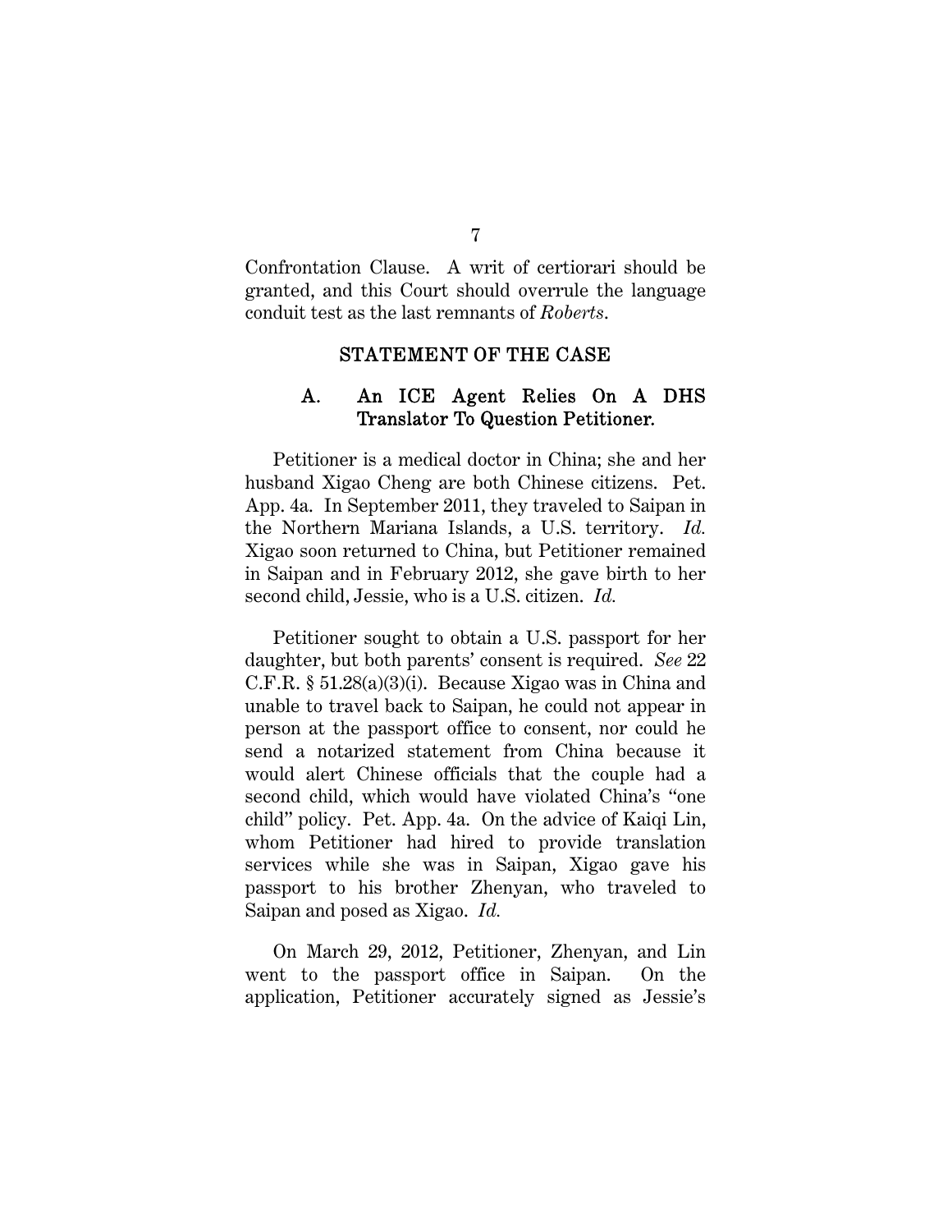Confrontation Clause. A writ of certiorari should be granted, and this Court should overrule the language conduit test as the last remnants of *Roberts*.

## STATEMENT OF THE CASE

### A. An ICE Agent Relies On A DHS Translator To Question Petitioner.

Petitioner is a medical doctor in China; she and her husband Xigao Cheng are both Chinese citizens. Pet. App. 4a. In September 2011, they traveled to Saipan in the Northern Mariana Islands, a U.S. territory. *Id.* Xigao soon returned to China, but Petitioner remained in Saipan and in February 2012, she gave birth to her second child, Jessie, who is a U.S. citizen. *Id.*

Petitioner sought to obtain a U.S. passport for her daughter, but both parents' consent is required. *See* 22 C.F.R. § 51.28(a)(3)(i). Because Xigao was in China and unable to travel back to Saipan, he could not appear in person at the passport office to consent, nor could he send a notarized statement from China because it would alert Chinese officials that the couple had a second child, which would have violated China's "one child" policy. Pet. App. 4a. On the advice of Kaiqi Lin, whom Petitioner had hired to provide translation services while she was in Saipan, Xigao gave his passport to his brother Zhenyan, who traveled to Saipan and posed as Xigao. *Id.*

On March 29, 2012, Petitioner, Zhenyan, and Lin went to the passport office in Saipan. On the application, Petitioner accurately signed as Jessie's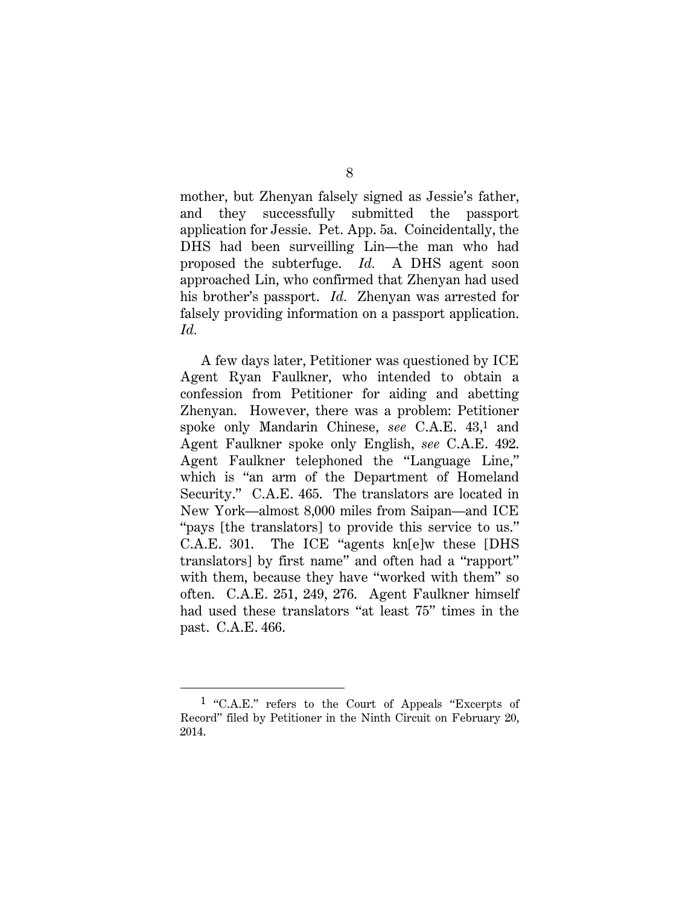mother, but Zhenyan falsely signed as Jessie's father, and they successfully submitted the passport application for Jessie. Pet. App. 5a. Coincidentally, the DHS had been surveilling Lin—the man who had proposed the subterfuge. *Id.* A DHS agent soon approached Lin, who confirmed that Zhenyan had used his brother's passport. *Id.* Zhenyan was arrested for falsely providing information on a passport application. *Id.*

A few days later, Petitioner was questioned by ICE Agent Ryan Faulkner, who intended to obtain a confession from Petitioner for aiding and abetting Zhenyan. However, there was a problem: Petitioner spoke only Mandarin Chinese, *see* C.A.E. 43,[1] and Agent Faulkner spoke only English, *see* C.A.E. 492. Agent Faulkner telephoned the "Language Line," which is "an arm of the Department of Homeland Security." C.A.E. 465. The translators are located in New York—almost 8,000 miles from Saipan—and ICE "pays [the translators] to provide this service to us." C.A.E. 301. The ICE "agents kn[e]w these [DHS translators] by first name" and often had a "rapport" with them, because they have "worked with them" so often. C.A.E. 251, 249, 276. Agent Faulkner himself had used these translators "at least 75" times in the past. C.A.E. 466.

---

[1] "C.A.E." refers to the Court of Appeals "Excerpts of Record" filed by Petitioner in the Ninth Circuit on February 20, 2014.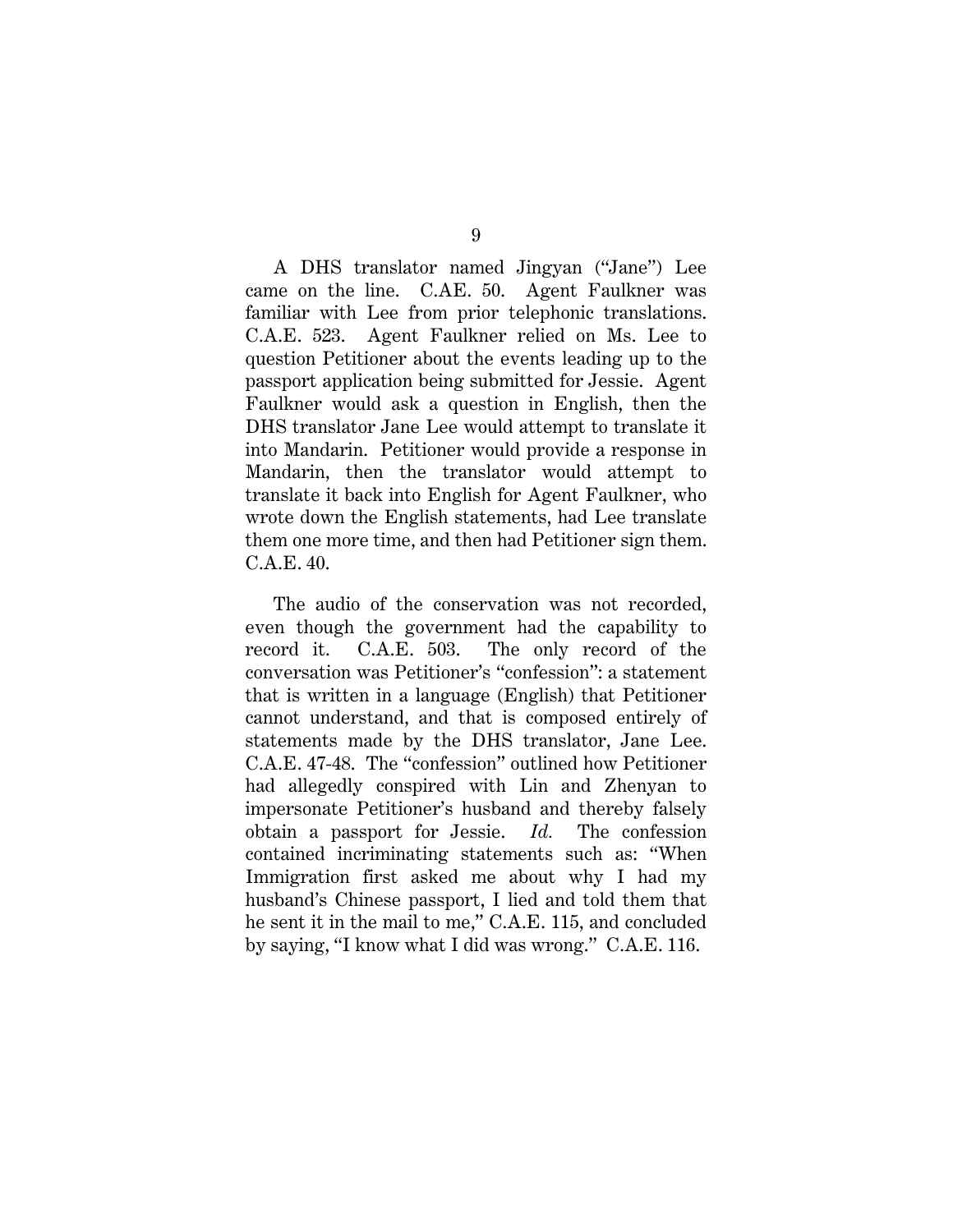A DHS translator named Jingyan ("Jane") Lee came on the line. C.AE. 50. Agent Faulkner was familiar with Lee from prior telephonic translations. C.A.E. 523. Agent Faulkner relied on Ms. Lee to question Petitioner about the events leading up to the passport application being submitted for Jessie. Agent Faulkner would ask a question in English, then the DHS translator Jane Lee would attempt to translate it into Mandarin. Petitioner would provide a response in Mandarin, then the translator would attempt to translate it back into English for Agent Faulkner, who wrote down the English statements, had Lee translate them one more time, and then had Petitioner sign them. C.A.E. 40.

The audio of the conservation was not recorded, even though the government had the capability to record it. C.A.E. 503. The only record of the conversation was Petitioner's "confession": a statement that is written in a language (English) that Petitioner cannot understand, and that is composed entirely of statements made by the DHS translator, Jane Lee. C.A.E. 47-48. The "confession" outlined how Petitioner had allegedly conspired with Lin and Zhenyan to impersonate Petitioner's husband and thereby falsely obtain a passport for Jessie. *Id.* The confession contained incriminating statements such as: "When Immigration first asked me about why I had my husband's Chinese passport, I lied and told them that he sent it in the mail to me," C.A.E. 115, and concluded by saying, "I know what I did was wrong." C.A.E. 116.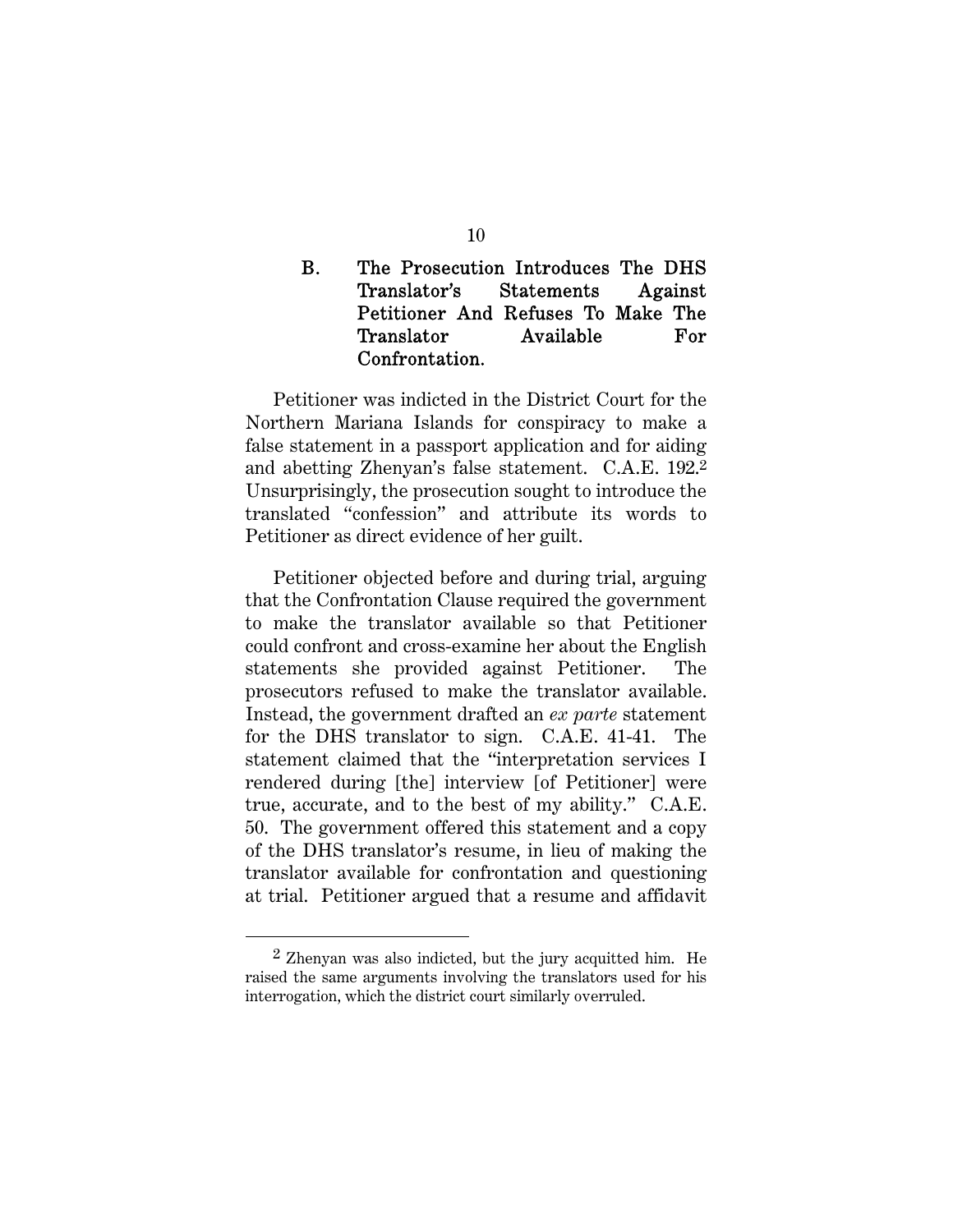### B. The Prosecution Introduces The DHS Translator's Statements Against Petitioner And Refuses To Make The Translator Available For Confrontation.

Petitioner was indicted in the District Court for the Northern Mariana Islands for conspiracy to make a false statement in a passport application and for aiding and abetting Zhenyan's false statement. C.A.E. 192.[2] Unsurprisingly, the prosecution sought to introduce the translated "confession" and attribute its words to Petitioner as direct evidence of her guilt.

Petitioner objected before and during trial, arguing that the Confrontation Clause required the government to make the translator available so that Petitioner could confront and cross-examine her about the English statements she provided against Petitioner. The prosecutors refused to make the translator available. Instead, the government drafted an *ex parte* statement for the DHS translator to sign. C.A.E. 41-41. The statement claimed that the "interpretation services I rendered during [the] interview [of Petitioner] were true, accurate, and to the best of my ability." C.A.E. 50. The government offered this statement and a copy of the DHS translator's resume, in lieu of making the translator available for confrontation and questioning at trial. Petitioner argued that a resume and affidavit

[2] Zhenyan was also indicted, but the jury acquitted him. He raised the same arguments involving the translators used for his interrogation, which the district court similarly overruled.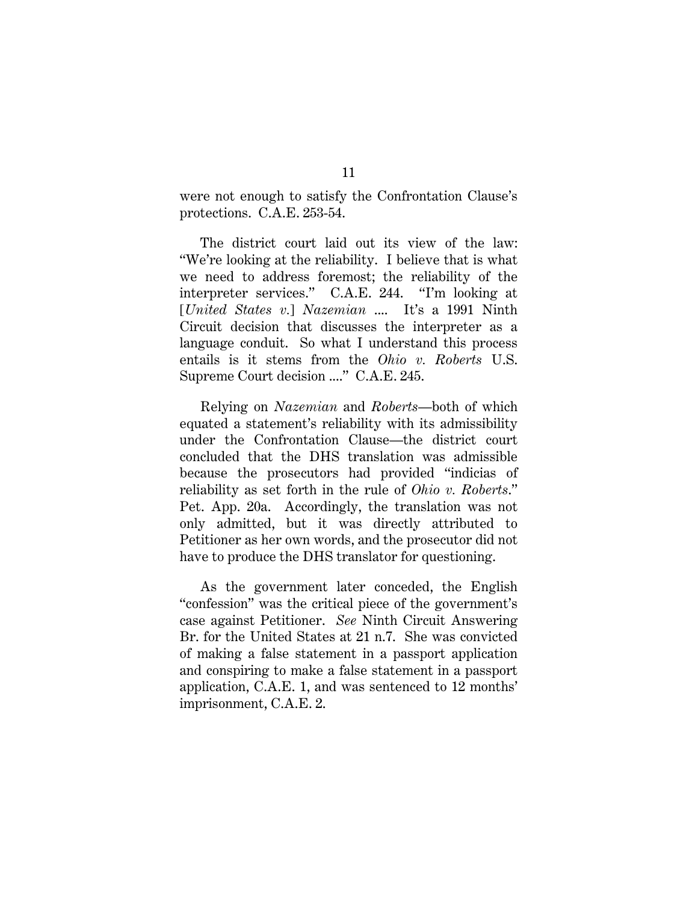were not enough to satisfy the Confrontation Clause's protections. C.A.E. 253-54.

The district court laid out its view of the law: "We're looking at the reliability. I believe that is what we need to address foremost; the reliability of the interpreter services." C.A.E. 244. "I'm looking at [*United States v.*] *Nazemian* .... It's a 1991 Ninth Circuit decision that discusses the interpreter as a language conduit. So what I understand this process entails is it stems from the *Ohio v. Roberts* U.S. Supreme Court decision ...." C.A.E. 245.

Relying on *Nazemian* and *Roberts*—both of which equated a statement's reliability with its admissibility under the Confrontation Clause—the district court concluded that the DHS translation was admissible because the prosecutors had provided "indicias of reliability as set forth in the rule of *Ohio v. Roberts*." Pet. App. 20a. Accordingly, the translation was not only admitted, but it was directly attributed to Petitioner as her own words, and the prosecutor did not have to produce the DHS translator for questioning.

As the government later conceded, the English "confession" was the critical piece of the government's case against Petitioner. *See* Ninth Circuit Answering Br. for the United States at 21 n.7. She was convicted of making a false statement in a passport application and conspiring to make a false statement in a passport application, C.A.E. 1, and was sentenced to 12 months' imprisonment, C.A.E. 2.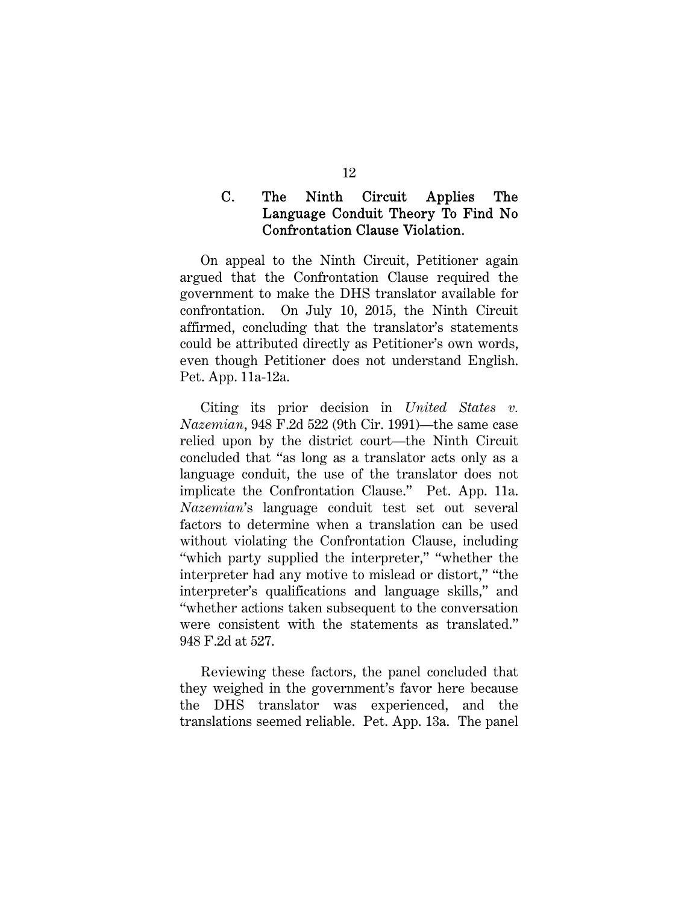### C. The Ninth Circuit Applies The Language Conduit Theory To Find No Confrontation Clause Violation.

On appeal to the Ninth Circuit, Petitioner again argued that the Confrontation Clause required the government to make the DHS translator available for confrontation. On July 10, 2015, the Ninth Circuit affirmed, concluding that the translator's statements could be attributed directly as Petitioner's own words, even though Petitioner does not understand English. Pet. App. 11a-12a.

Citing its prior decision in *United States v. Nazemian*, 948 F.2d 522 (9th Cir. 1991)—the same case relied upon by the district court—the Ninth Circuit concluded that "as long as a translator acts only as a language conduit, the use of the translator does not implicate the Confrontation Clause." Pet. App. 11a. *Nazemian*'s language conduit test set out several factors to determine when a translation can be used without violating the Confrontation Clause, including "which party supplied the interpreter," "whether the interpreter had any motive to mislead or distort," "the interpreter's qualifications and language skills," and "whether actions taken subsequent to the conversation were consistent with the statements as translated." 948 F.2d at 527.

Reviewing these factors, the panel concluded that they weighed in the government's favor here because the DHS translator was experienced, and the translations seemed reliable. Pet. App. 13a. The panel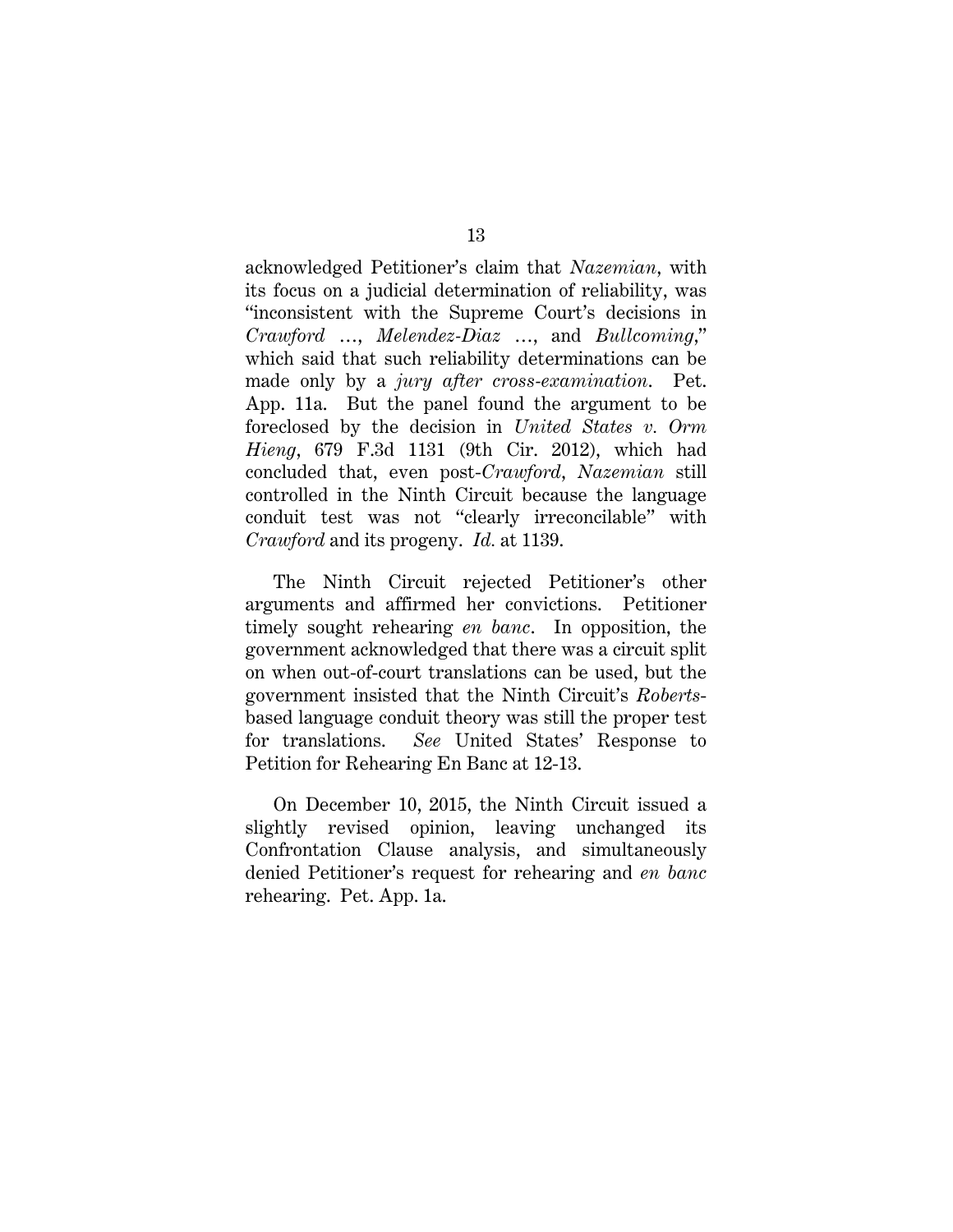acknowledged Petitioner's claim that *Nazemian*, with its focus on a judicial determination of reliability, was "inconsistent with the Supreme Court's decisions in *Crawford* …, *Melendez-Diaz* …, and *Bullcoming*," which said that such reliability determinations can be made only by a *jury after cross-examination*. Pet. App. 11a. But the panel found the argument to be foreclosed by the decision in *United States v. Orm Hieng*, 679 F.3d 1131 (9th Cir. 2012), which had concluded that, even post-*Crawford*, *Nazemian* still controlled in the Ninth Circuit because the language conduit test was not "clearly irreconcilable" with *Crawford* and its progeny. *Id.* at 1139.

The Ninth Circuit rejected Petitioner's other arguments and affirmed her convictions. Petitioner timely sought rehearing *en banc*. In opposition, the government acknowledged that there was a circuit split on when out-of-court translations can be used, but the government insisted that the Ninth Circuit's *Roberts*-based language conduit theory was still the proper test for translations. *See* United States' Response to Petition for Rehearing En Banc at 12-13.

On December 10, 2015, the Ninth Circuit issued a slightly revised opinion, leaving unchanged its Confrontation Clause analysis, and simultaneously denied Petitioner's request for rehearing and *en banc* rehearing. Pet. App. 1a.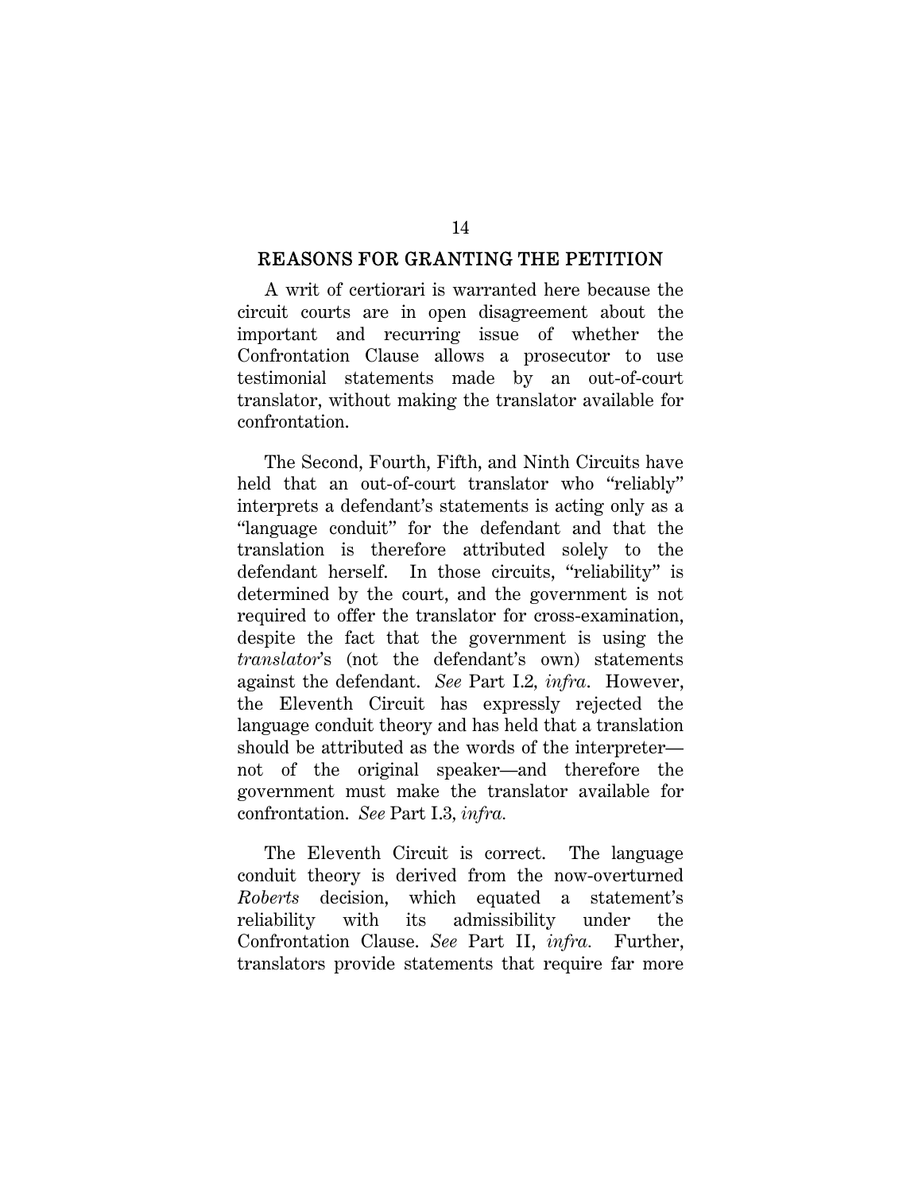## REASONS FOR GRANTING THE PETITION

A writ of certiorari is warranted here because the circuit courts are in open disagreement about the important and recurring issue of whether the Confrontation Clause allows a prosecutor to use testimonial statements made by an out-of-court translator, without making the translator available for confrontation.

The Second, Fourth, Fifth, and Ninth Circuits have held that an out-of-court translator who "reliably" interprets a defendant's statements is acting only as a "language conduit" for the defendant and that the translation is therefore attributed solely to the defendant herself. In those circuits, "reliability" is determined by the court, and the government is not required to offer the translator for cross-examination, despite the fact that the government is using the *translator*'s (not the defendant's own) statements against the defendant. *See* Part I.2, *infra*. However, the Eleventh Circuit has expressly rejected the language conduit theory and has held that a translation should be attributed as the words of the interpreter—not of the original speaker—and therefore the government must make the translator available for confrontation. *See* Part I.3, *infra.*

The Eleventh Circuit is correct. The language conduit theory is derived from the now-overturned *Roberts* decision, which equated a statement's reliability with its admissibility under the Confrontation Clause. *See* Part II, *infra.* Further, translators provide statements that require far more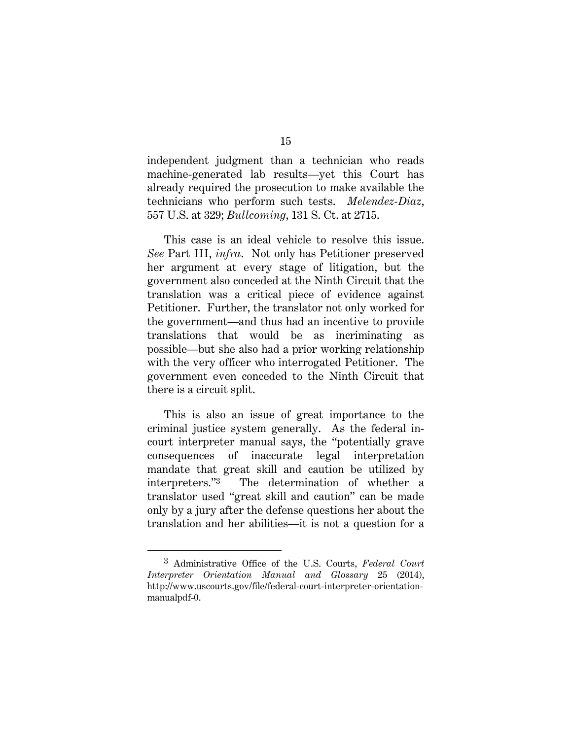independent judgment than a technician who reads machine-generated lab results—yet this Court has already required the prosecution to make available the technicians who perform such tests. *Melendez-Diaz*, 557 U.S. at 329; *Bullcoming*, 131 S. Ct. at 2715.

This case is an ideal vehicle to resolve this issue. *See* Part III, *infra*. Not only has Petitioner preserved her argument at every stage of litigation, but the government also conceded at the Ninth Circuit that the translation was a critical piece of evidence against Petitioner. Further, the translator not only worked for the government—and thus had an incentive to provide translations that would be as incriminating as possible—but she also had a prior working relationship with the very officer who interrogated Petitioner. The government even conceded to the Ninth Circuit that there is a circuit split.

This is also an issue of great importance to the criminal justice system generally. As the federal in-court interpreter manual says, the "potentially grave consequences of inaccurate legal interpretation mandate that great skill and caution be utilized by interpreters."[3] The determination of whether a translator used "great skill and caution" can be made only by a jury after the defense questions her about the translation and her abilities—it is not a question for a

---

[3] Administrative Office of the U.S. Courts, *Federal Court Interpreter Orientation Manual and Glossary* 25 (2014), http://www.uscourts.gov/file/federal-court-interpreter-orientation-manualpdf-0.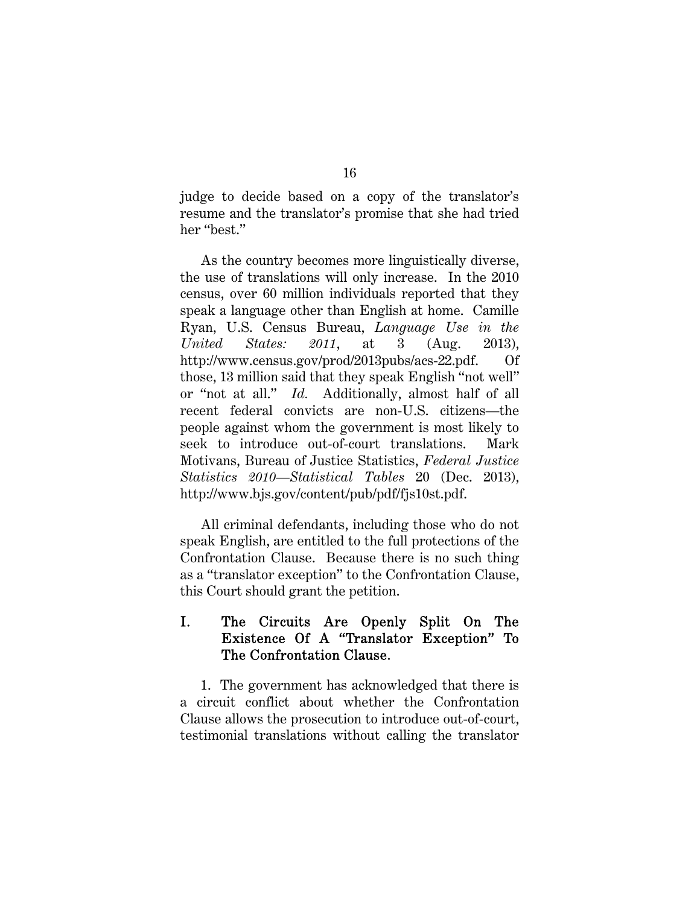judge to decide based on a copy of the translator's resume and the translator's promise that she had tried her "best."

As the country becomes more linguistically diverse, the use of translations will only increase. In the 2010 census, over 60 million individuals reported that they speak a language other than English at home. Camille Ryan, U.S. Census Bureau, *Language Use in the United States: 2011*, at 3 (Aug. 2013), http://www.census.gov/prod/2013pubs/acs-22.pdf. Of those, 13 million said that they speak English "not well" or "not at all." *Id.* Additionally, almost half of all recent federal convicts are non-U.S. citizens—the people against whom the government is most likely to seek to introduce out-of-court translations. Mark Motivans, Bureau of Justice Statistics, *Federal Justice Statistics 2010—Statistical Tables* 20 (Dec. 2013), http://www.bjs.gov/content/pub/pdf/fjs10st.pdf.

All criminal defendants, including those who do not speak English, are entitled to the full protections of the Confrontation Clause. Because there is no such thing as a "translator exception" to the Confrontation Clause, this Court should grant the petition.

## I. The Circuits Are Openly Split On The Existence Of A "Translator Exception" To The Confrontation Clause.

1. The government has acknowledged that there is a circuit conflict about whether the Confrontation Clause allows the prosecution to introduce out-of-court, testimonial translations without calling the translator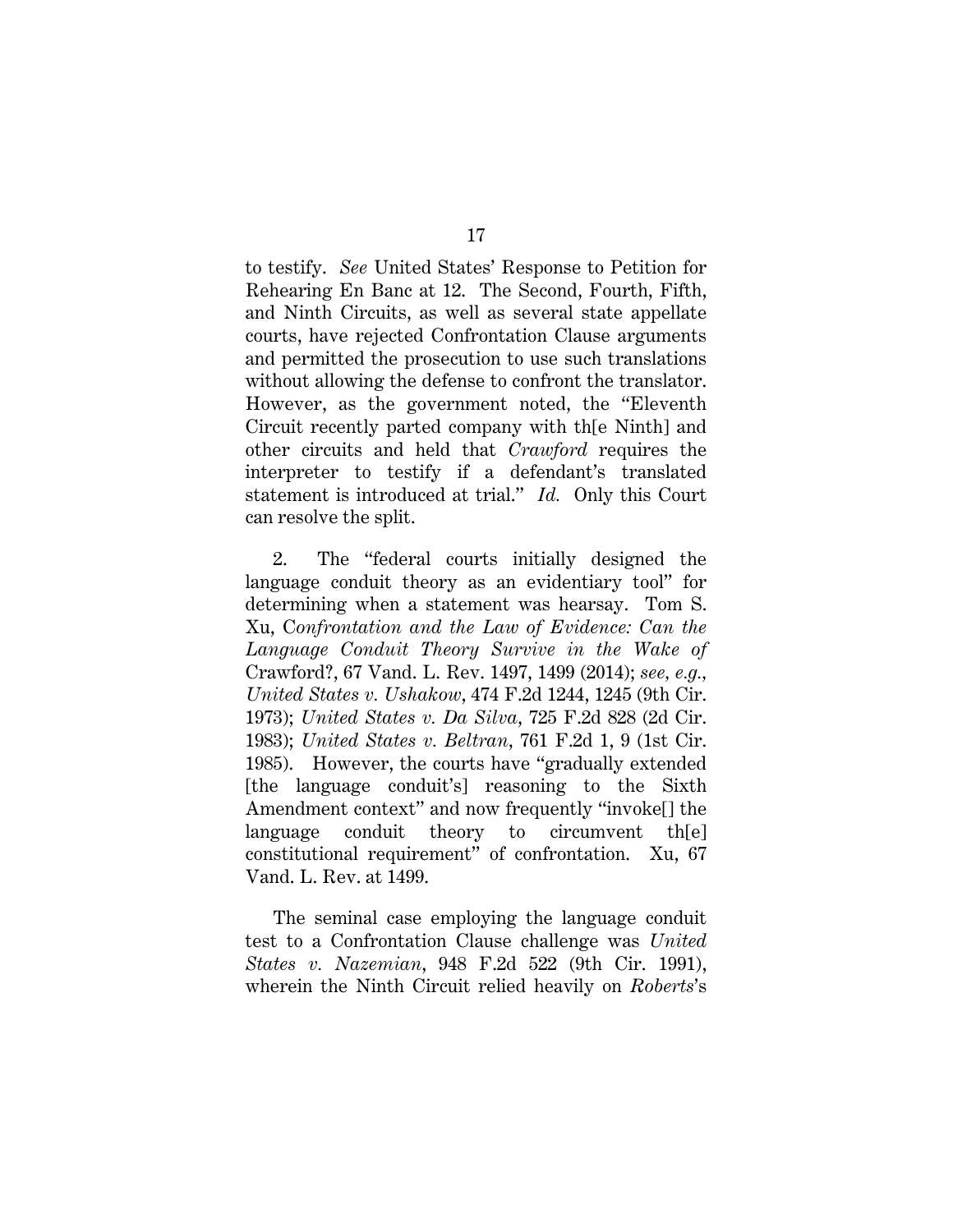to testify. *See* United States' Response to Petition for Rehearing En Banc at 12. The Second, Fourth, Fifth, and Ninth Circuits, as well as several state appellate courts, have rejected Confrontation Clause arguments and permitted the prosecution to use such translations without allowing the defense to confront the translator. However, as the government noted, the "Eleventh Circuit recently parted company with th[e Ninth] and other circuits and held that *Crawford* requires the interpreter to testify if a defendant's translated statement is introduced at trial." *Id.* Only this Court can resolve the split.

2. The "federal courts initially designed the language conduit theory as an evidentiary tool" for determining when a statement was hearsay. Tom S. Xu, C*onfrontation and the Law of Evidence: Can the Language Conduit Theory Survive in the Wake of* Crawford?, 67 Vand. L. Rev. 1497, 1499 (2014); *see, e.g.*, *United States v. Ushakow*, 474 F.2d 1244, 1245 (9th Cir. 1973); *United States v. Da Silva*, 725 F.2d 828 (2d Cir. 1983); *United States v. Beltran*, 761 F.2d 1, 9 (1st Cir. 1985). However, the courts have "gradually extended [the language conduit's] reasoning to the Sixth Amendment context" and now frequently "invoke[] the language conduit theory to circumvent th[e] constitutional requirement" of confrontation. Xu, 67 Vand. L. Rev. at 1499.

The seminal case employing the language conduit test to a Confrontation Clause challenge was *United States v. Nazemian*, 948 F.2d 522 (9th Cir. 1991), wherein the Ninth Circuit relied heavily on *Roberts*'s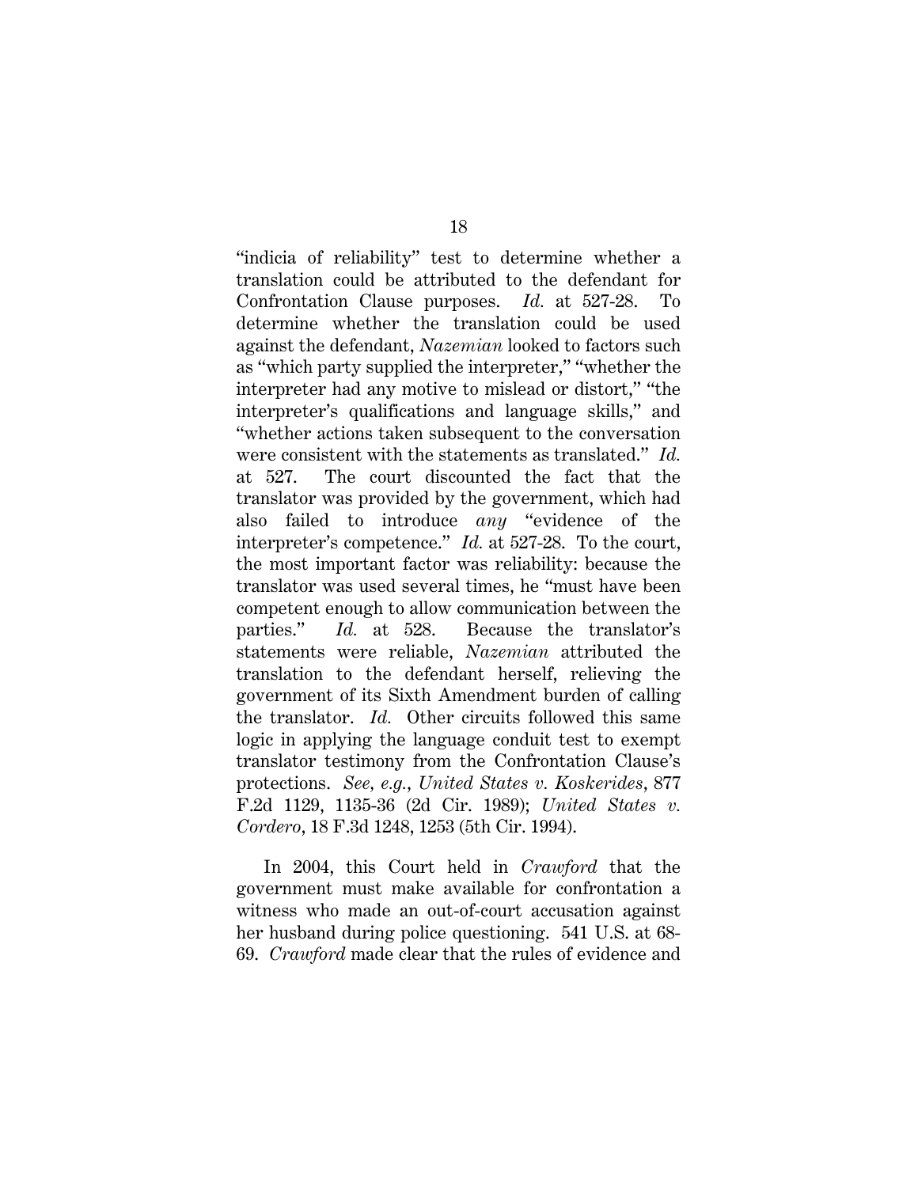"indicia of reliability" test to determine whether a translation could be attributed to the defendant for Confrontation Clause purposes. *Id.* at 527-28. To determine whether the translation could be used against the defendant, *Nazemian* looked to factors such as "which party supplied the interpreter," "whether the interpreter had any motive to mislead or distort," "the interpreter's qualifications and language skills," and "whether actions taken subsequent to the conversation were consistent with the statements as translated." *Id.* at 527. The court discounted the fact that the translator was provided by the government, which had also failed to introduce *any* "evidence of the interpreter's competence." *Id.* at 527-28. To the court, the most important factor was reliability: because the translator was used several times, he "must have been competent enough to allow communication between the parties." *Id.* at 528. Because the translator's statements were reliable, *Nazemian* attributed the translation to the defendant herself, relieving the government of its Sixth Amendment burden of calling the translator. *Id.* Other circuits followed this same logic in applying the language conduit test to exempt translator testimony from the Confrontation Clause's protections. *See, e.g.*, *United States v. Koskerides*, 877 F.2d 1129, 1135-36 (2d Cir. 1989); *United States v. Cordero*, 18 F.3d 1248, 1253 (5th Cir. 1994).

In 2004, this Court held in *Crawford* that the government must make available for confrontation a witness who made an out-of-court accusation against her husband during police questioning. 541 U.S. at 68-69. *Crawford* made clear that the rules of evidence and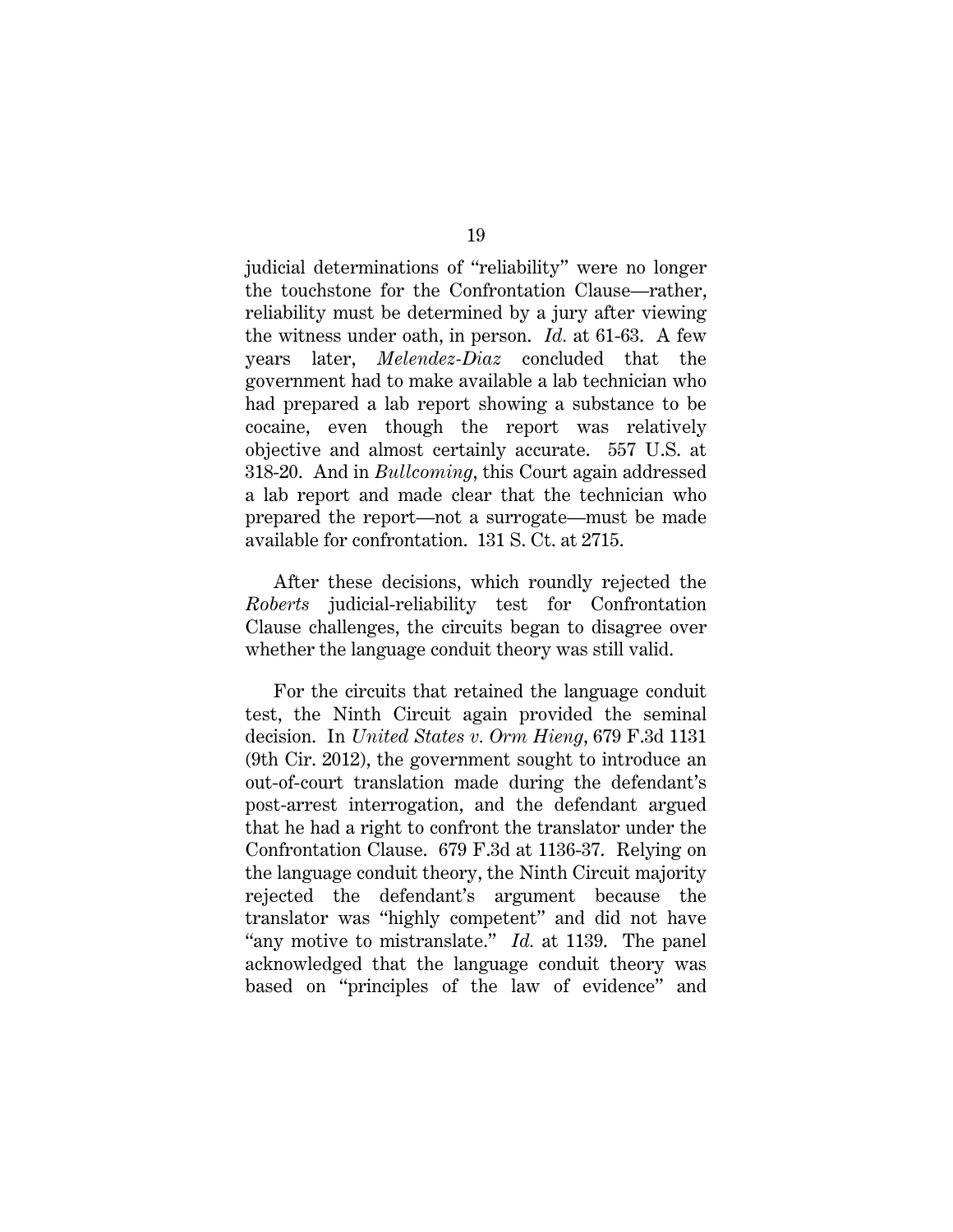judicial determinations of "reliability" were no longer the touchstone for the Confrontation Clause—rather, reliability must be determined by a jury after viewing the witness under oath, in person. *Id.* at 61-63. A few years later, *Melendez-Diaz* concluded that the government had to make available a lab technician who had prepared a lab report showing a substance to be cocaine, even though the report was relatively objective and almost certainly accurate. 557 U.S. at 318-20. And in *Bullcoming*, this Court again addressed a lab report and made clear that the technician who prepared the report—not a surrogate—must be made available for confrontation. 131 S. Ct. at 2715.

After these decisions, which roundly rejected the *Roberts* judicial-reliability test for Confrontation Clause challenges, the circuits began to disagree over whether the language conduit theory was still valid.

For the circuits that retained the language conduit test, the Ninth Circuit again provided the seminal decision. In *United States v. Orm Hieng*, 679 F.3d 1131 (9th Cir. 2012), the government sought to introduce an out-of-court translation made during the defendant's post-arrest interrogation, and the defendant argued that he had a right to confront the translator under the Confrontation Clause. 679 F.3d at 1136-37. Relying on the language conduit theory, the Ninth Circuit majority rejected the defendant's argument because the translator was "highly competent" and did not have "any motive to mistranslate." *Id.* at 1139. The panel acknowledged that the language conduit theory was based on "principles of the law of evidence" and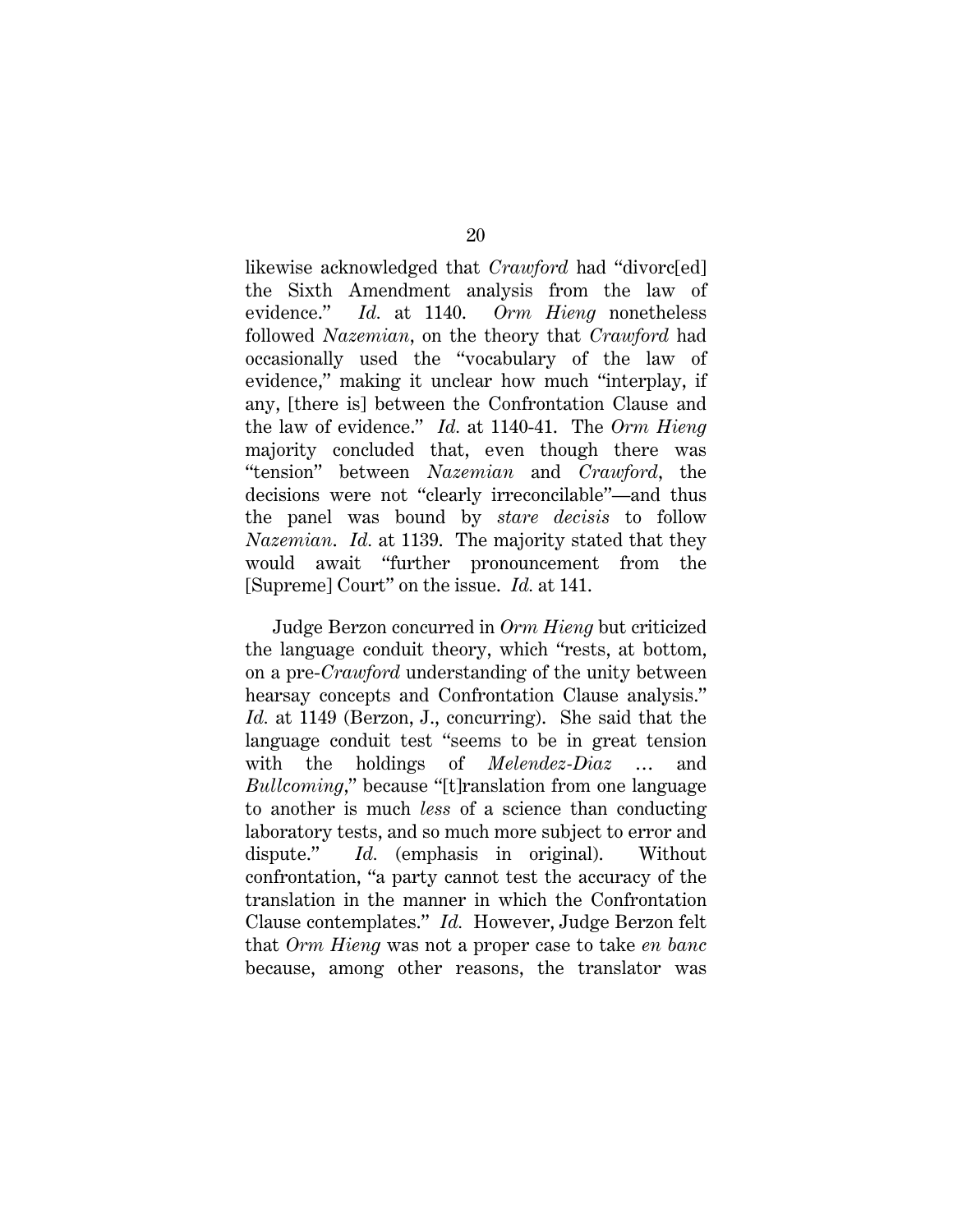likewise acknowledged that *Crawford* had "divorc[ed] the Sixth Amendment analysis from the law of evidence." *Id.* at 1140. *Orm Hieng* nonetheless followed *Nazemian*, on the theory that *Crawford* had occasionally used the "vocabulary of the law of evidence," making it unclear how much "interplay, if any, [there is] between the Confrontation Clause and the law of evidence." *Id.* at 1140-41. The *Orm Hieng* majority concluded that, even though there was "tension" between *Nazemian* and *Crawford*, the decisions were not "clearly irreconcilable"—and thus the panel was bound by *stare decisis* to follow *Nazemian*. *Id.* at 1139. The majority stated that they would await "further pronouncement from the [Supreme] Court" on the issue. *Id.* at 141.

Judge Berzon concurred in *Orm Hieng* but criticized the language conduit theory, which "rests, at bottom, on a pre-*Crawford* understanding of the unity between hearsay concepts and Confrontation Clause analysis." *Id.* at 1149 (Berzon, J., concurring). She said that the language conduit test "seems to be in great tension with the holdings of *Melendez-Diaz* … and *Bullcoming*," because "[t]ranslation from one language to another is much *less* of a science than conducting laboratory tests, and so much more subject to error and dispute." *Id.* (emphasis in original). Without confrontation, "a party cannot test the accuracy of the translation in the manner in which the Confrontation Clause contemplates." *Id.* However, Judge Berzon felt that *Orm Hieng* was not a proper case to take *en banc* because, among other reasons, the translator was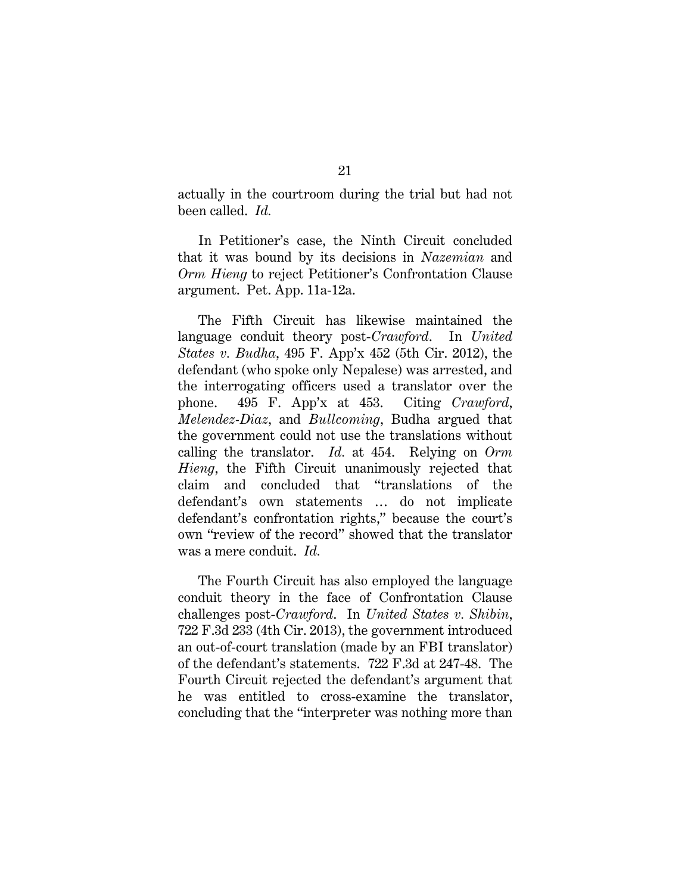actually in the courtroom during the trial but had not been called. *Id.*

In Petitioner's case, the Ninth Circuit concluded that it was bound by its decisions in *Nazemian* and *Orm Hieng* to reject Petitioner's Confrontation Clause argument. Pet. App. 11a-12a.

The Fifth Circuit has likewise maintained the language conduit theory post-*Crawford*. In *United States v. Budha*, 495 F. App'x 452 (5th Cir. 2012), the defendant (who spoke only Nepalese) was arrested, and the interrogating officers used a translator over the phone. 495 F. App'x at 453. Citing *Crawford*, *Melendez-Diaz*, and *Bullcoming*, Budha argued that the government could not use the translations without calling the translator. *Id.* at 454. Relying on *Orm Hieng*, the Fifth Circuit unanimously rejected that claim and concluded that "translations of the defendant's own statements … do not implicate defendant's confrontation rights," because the court's own "review of the record" showed that the translator was a mere conduit. *Id.*

The Fourth Circuit has also employed the language conduit theory in the face of Confrontation Clause challenges post-*Crawford*. In *United States v. Shibin*, 722 F.3d 233 (4th Cir. 2013), the government introduced an out-of-court translation (made by an FBI translator) of the defendant's statements. 722 F.3d at 247-48. The Fourth Circuit rejected the defendant's argument that he was entitled to cross-examine the translator, concluding that the "interpreter was nothing more than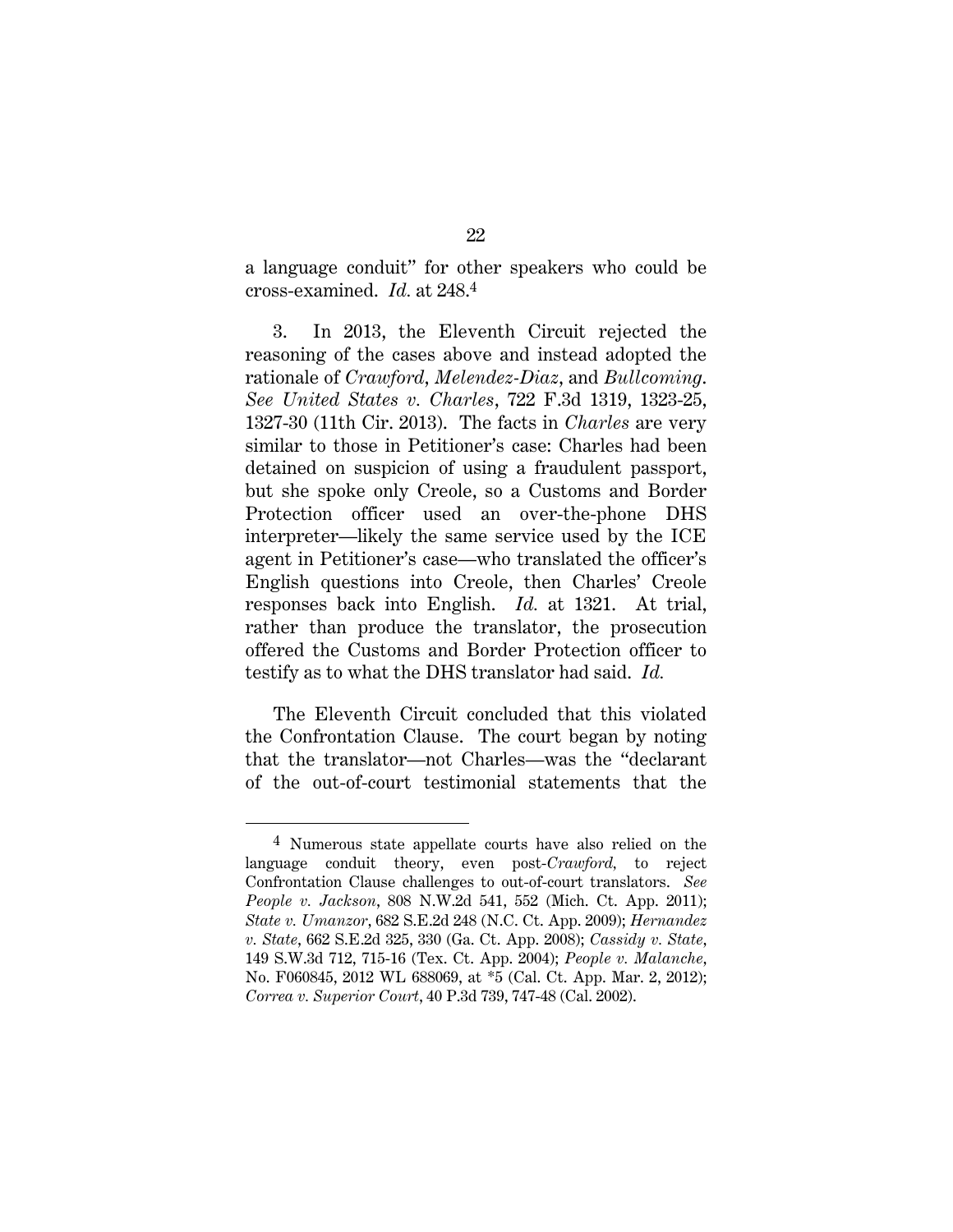a language conduit" for other speakers who could be cross-examined. *Id.* at 248.[4]

3. In 2013, the Eleventh Circuit rejected the reasoning of the cases above and instead adopted the rationale of *Crawford*, *Melendez-Diaz*, and *Bullcoming*. *See United States v. Charles*, 722 F.3d 1319, 1323-25, 1327-30 (11th Cir. 2013). The facts in *Charles* are very similar to those in Petitioner's case: Charles had been detained on suspicion of using a fraudulent passport, but she spoke only Creole, so a Customs and Border Protection officer used an over-the-phone DHS interpreter—likely the same service used by the ICE agent in Petitioner's case—who translated the officer's English questions into Creole, then Charles' Creole responses back into English. *Id.* at 1321. At trial, rather than produce the translator, the prosecution offered the Customs and Border Protection officer to testify as to what the DHS translator had said. *Id.*

The Eleventh Circuit concluded that this violated the Confrontation Clause. The court began by noting that the translator—not Charles—was the "declarant of the out-of-court testimonial statements that the

---

[4] Numerous state appellate courts have also relied on the language conduit theory, even post-*Crawford*, to reject Confrontation Clause challenges to out-of-court translators. *See People v. Jackson*, 808 N.W.2d 541, 552 (Mich. Ct. App. 2011); *State v. Umanzor*, 682 S.E.2d 248 (N.C. Ct. App. 2009); *Hernandez v. State*, 662 S.E.2d 325, 330 (Ga. Ct. App. 2008); *Cassidy v. State*, 149 S.W.3d 712, 715-16 (Tex. Ct. App. 2004); *People v. Malanche*, No. F060845, 2012 WL 688069, at *5 (Cal. Ct. App. Mar. 2, 2012); *Correa v. Superior Court*, 40 P.3d 739, 747-48 (Cal. 2002).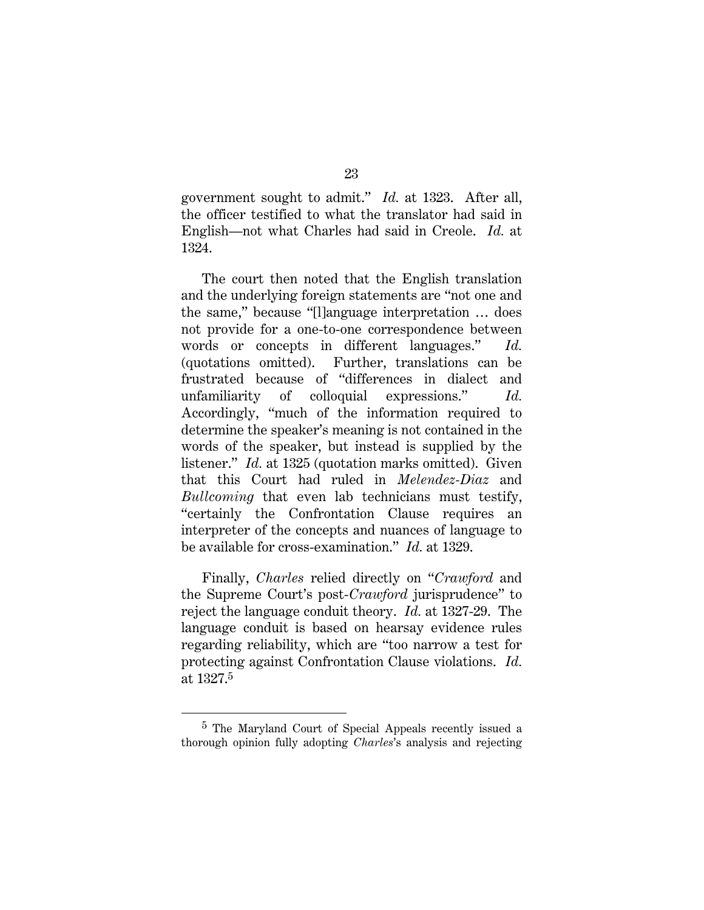government sought to admit." *Id.* at 1323. After all, the officer testified to what the translator had said in English—not what Charles had said in Creole. *Id.* at 1324.

The court then noted that the English translation and the underlying foreign statements are "not one and the same," because "[l]anguage interpretation … does not provide for a one-to-one correspondence between words or concepts in different languages." *Id.* (quotations omitted). Further, translations can be frustrated because of "differences in dialect and unfamiliarity of colloquial expressions." *Id.* Accordingly, "much of the information required to determine the speaker's meaning is not contained in the words of the speaker, but instead is supplied by the listener." *Id.* at 1325 (quotation marks omitted). Given that this Court had ruled in *Melendez-Diaz* and *Bullcoming* that even lab technicians must testify, "certainly the Confrontation Clause requires an interpreter of the concepts and nuances of language to be available for cross-examination." *Id.* at 1329.

Finally, *Charles* relied directly on "*Crawford* and the Supreme Court's post-*Crawford* jurisprudence" to reject the language conduit theory. *Id.* at 1327-29. The language conduit is based on hearsay evidence rules regarding reliability, which are "too narrow a test for protecting against Confrontation Clause violations. *Id.* at 1327.[5]

---

[5] The Maryland Court of Special Appeals recently issued a thorough opinion fully adopting *Charles*'s analysis and rejecting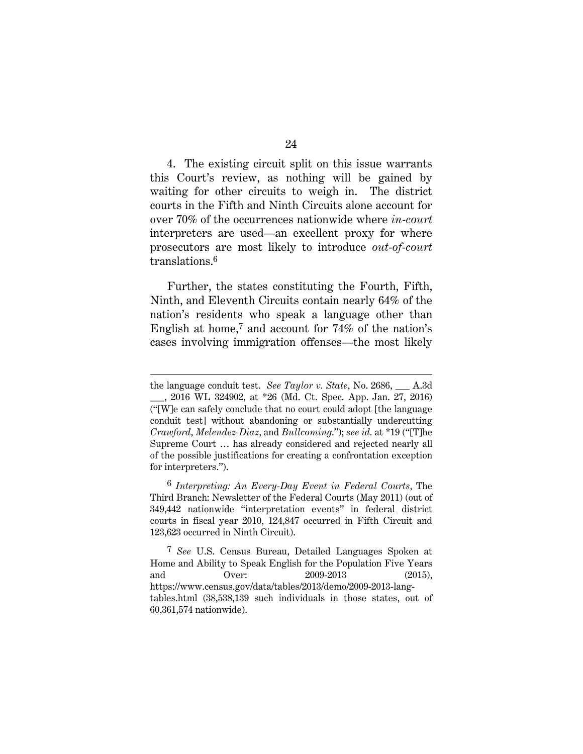4. The existing circuit split on this issue warrants this Court's review, as nothing will be gained by waiting for other circuits to weigh in. The district courts in the Fifth and Ninth Circuits alone account for over 70% of the occurrences nationwide where *in-court* interpreters are used—an excellent proxy for where prosecutors are most likely to introduce *out-of-court* translations.[6]

Further, the states constituting the Fourth, Fifth, Ninth, and Eleventh Circuits contain nearly 64% of the nation's residents who speak a language other than English at home,[7] and account for 74% of the nation's cases involving immigration offenses—the most likely

---

the language conduit test. *See Taylor v. State*, No. 2686, ___ A.3d ___, 2016 WL 324902, at *26 (Md. Ct. Spec. App. Jan. 27, 2016) ("[W]e can safely conclude that no court could adopt [the language conduit test] without abandoning or substantially undercutting *Crawford*, *Melendez-Diaz*, and *Bullcoming*."); *see id.* at *19 ("[T]he Supreme Court … has already considered and rejected nearly all of the possible justifications for creating a confrontation exception for interpreters.").

[6] *Interpreting: An Every-Day Event in Federal Courts*, The Third Branch: Newsletter of the Federal Courts (May 2011) (out of 349,442 nationwide "interpretation events" in federal district courts in fiscal year 2010, 124,847 occurred in Fifth Circuit and 123,623 occurred in Ninth Circuit).

[7] *See* U.S. Census Bureau, Detailed Languages Spoken at Home and Ability to Speak English for the Population Five Years and Over: 2009-2013 (2015), https://www.census.gov/data/tables/2013/demo/2009-2013-lang-tables.html (38,538,139 such individuals in those states, out of 60,361,574 nationwide).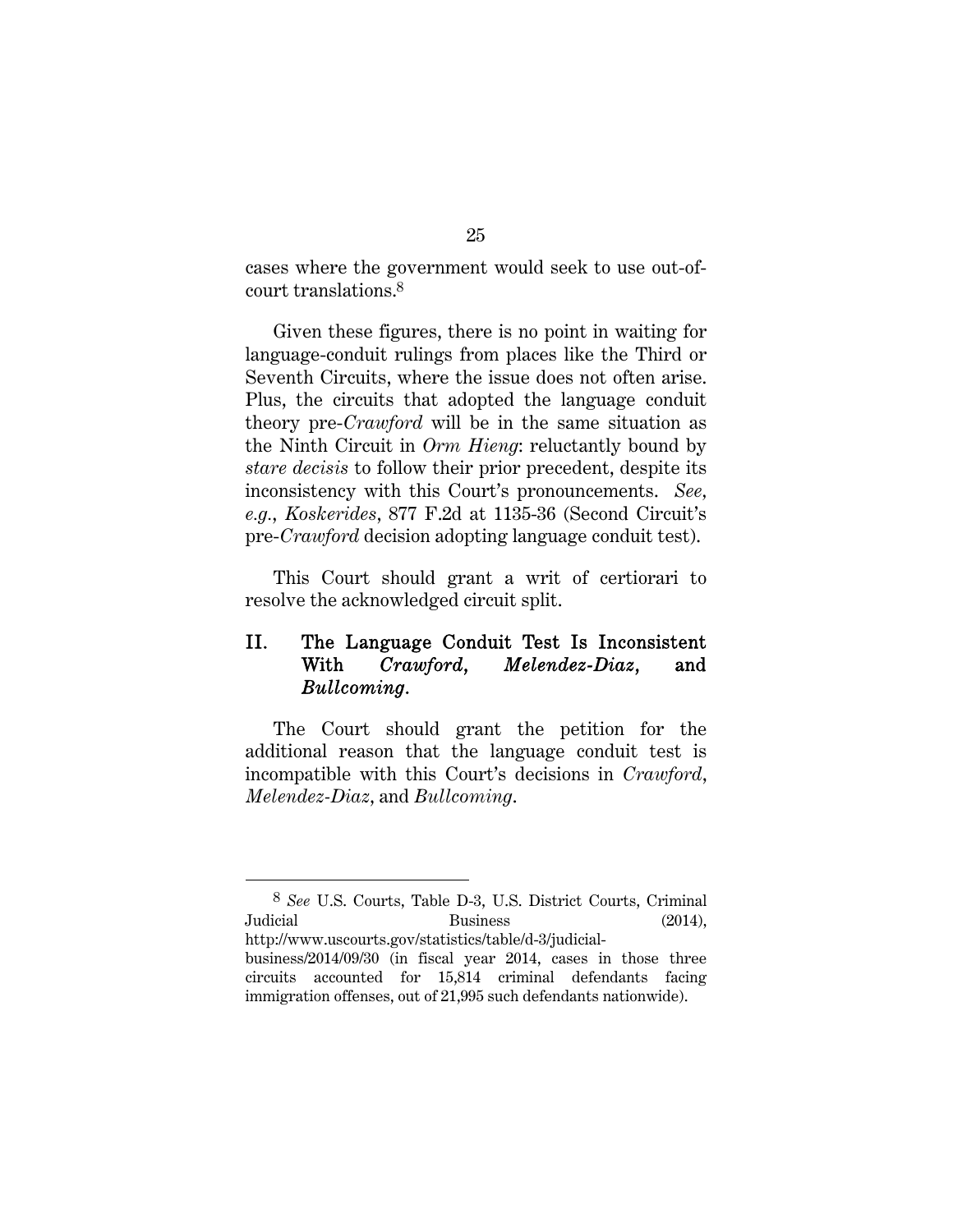cases where the government would seek to use out-of-court translations.[8]

Given these figures, there is no point in waiting for language-conduit rulings from places like the Third or Seventh Circuits, where the issue does not often arise. Plus, the circuits that adopted the language conduit theory pre-*Crawford* will be in the same situation as the Ninth Circuit in *Orm Hieng*: reluctantly bound by *stare decisis* to follow their prior precedent, despite its inconsistency with this Court's pronouncements. *See, e.g.*, *Koskerides*, 877 F.2d at 1135-36 (Second Circuit's pre-*Crawford* decision adopting language conduit test).

This Court should grant a writ of certiorari to resolve the acknowledged circuit split.

## II. The Language Conduit Test Is Inconsistent With *Crawford*, *Melendez-Diaz*, and *Bullcoming*.

The Court should grant the petition for the additional reason that the language conduit test is incompatible with this Court's decisions in *Crawford*, *Melendez-Diaz*, and *Bullcoming*.

---

[8] *See* U.S. Courts, Table D-3, U.S. District Courts, Criminal Judicial Business (2014), http://www.uscourts.gov/statistics/table/d-3/judicial-business/2014/09/30 (in fiscal year 2014, cases in those three circuits accounted for 15,814 criminal defendants facing immigration offenses, out of 21,995 such defendants nationwide).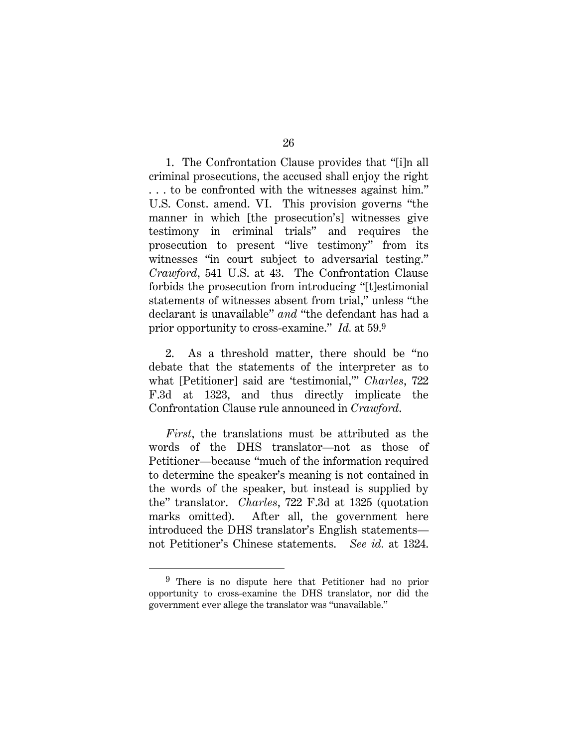1. The Confrontation Clause provides that "[i]n all criminal prosecutions, the accused shall enjoy the right . . . to be confronted with the witnesses against him." U.S. Const. amend. VI. This provision governs "the manner in which [the prosecution's] witnesses give testimony in criminal trials" and requires the prosecution to present "live testimony" from its witnesses "in court subject to adversarial testing." *Crawford*, 541 U.S. at 43. The Confrontation Clause forbids the prosecution from introducing "[t]estimonial statements of witnesses absent from trial," unless "the declarant is unavailable" *and* "the defendant has had a prior opportunity to cross-examine." *Id.* at 59.[9]

2. As a threshold matter, there should be "no debate that the statements of the interpreter as to what [Petitioner] said are 'testimonial,'" *Charles*, 722 F.3d at 1323, and thus directly implicate the Confrontation Clause rule announced in *Crawford*.

*First*, the translations must be attributed as the words of the DHS translator—not as those of Petitioner—because "much of the information required to determine the speaker's meaning is not contained in the words of the speaker, but instead is supplied by the" translator. *Charles*, 722 F.3d at 1325 (quotation marks omitted). After all, the government here introduced the DHS translator's English statements—not Petitioner's Chinese statements. *See id.* at 1324.

---

[9] There is no dispute here that Petitioner had no prior opportunity to cross-examine the DHS translator, nor did the government ever allege the translator was "unavailable."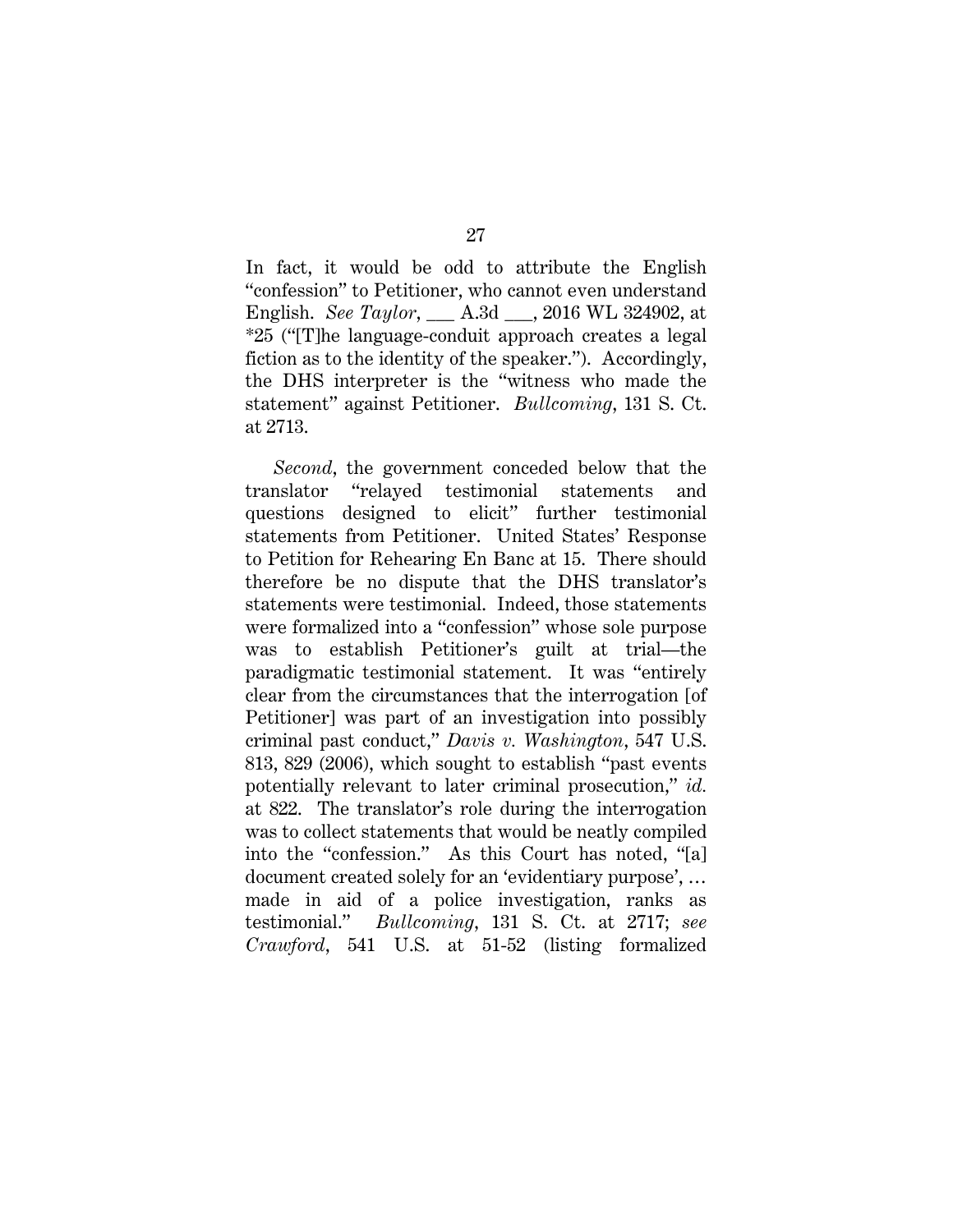In fact, it would be odd to attribute the English "confession" to Petitioner, who cannot even understand English. *See Taylor*, ___ A.3d ___, 2016 WL 324902, at *25 ("[T]he language-conduit approach creates a legal fiction as to the identity of the speaker."). Accordingly, the DHS interpreter is the "witness who made the statement" against Petitioner. *Bullcoming*, 131 S. Ct. at 2713.

*Second*, the government conceded below that the translator "relayed testimonial statements and questions designed to elicit" further testimonial statements from Petitioner. United States' Response to Petition for Rehearing En Banc at 15. There should therefore be no dispute that the DHS translator's statements were testimonial. Indeed, those statements were formalized into a "confession" whose sole purpose was to establish Petitioner's guilt at trial—the paradigmatic testimonial statement. It was "entirely clear from the circumstances that the interrogation [of Petitioner] was part of an investigation into possibly criminal past conduct," *Davis v. Washington*, 547 U.S. 813, 829 (2006), which sought to establish "past events potentially relevant to later criminal prosecution," *id.* at 822. The translator's role during the interrogation was to collect statements that would be neatly compiled into the "confession." As this Court has noted, "[a] document created solely for an 'evidentiary purpose', … made in aid of a police investigation, ranks as testimonial." *Bullcoming*, 131 S. Ct. at 2717; *see Crawford*, 541 U.S. at 51-52 (listing formalized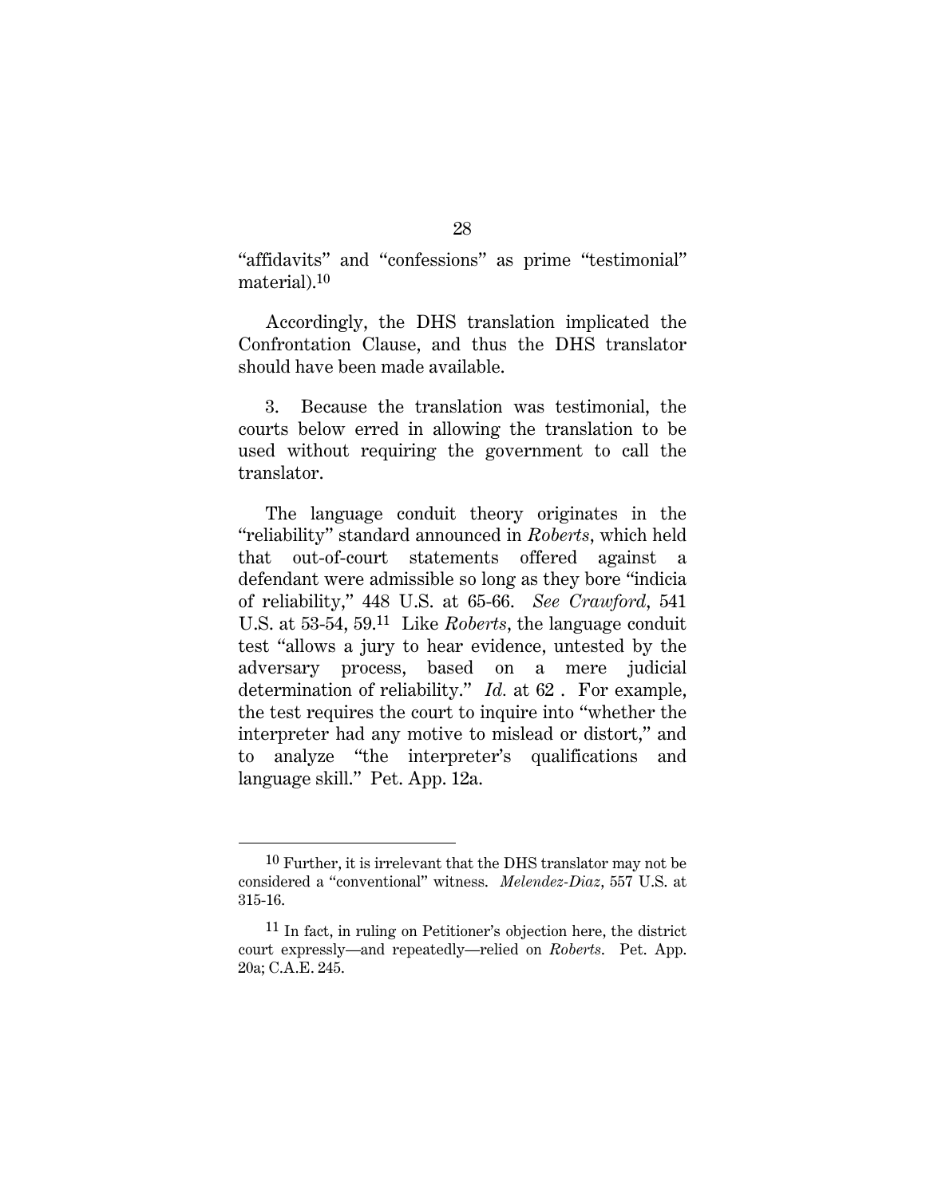"affidavits" and "confessions" as prime "testimonial" material).[10]

Accordingly, the DHS translation implicated the Confrontation Clause, and thus the DHS translator should have been made available.

3. Because the translation was testimonial, the courts below erred in allowing the translation to be used without requiring the government to call the translator.

The language conduit theory originates in the "reliability" standard announced in *Roberts*, which held that out-of-court statements offered against a defendant were admissible so long as they bore "indicia of reliability," 448 U.S. at 65-66. *See Crawford*, 541 U.S. at 53-54, 59.[11] Like *Roberts*, the language conduit test "allows a jury to hear evidence, untested by the adversary process, based on a mere judicial determination of reliability." *Id.* at 62 . For example, the test requires the court to inquire into "whether the interpreter had any motive to mislead or distort," and to analyze "the interpreter's qualifications and language skill." Pet. App. 12a.

---

[10] Further, it is irrelevant that the DHS translator may not be considered a "conventional" witness. *Melendez-Diaz*, 557 U.S. at 315-16.

[11] In fact, in ruling on Petitioner's objection here, the district court expressly—and repeatedly—relied on *Roberts*. Pet. App. 20a; C.A.E. 245.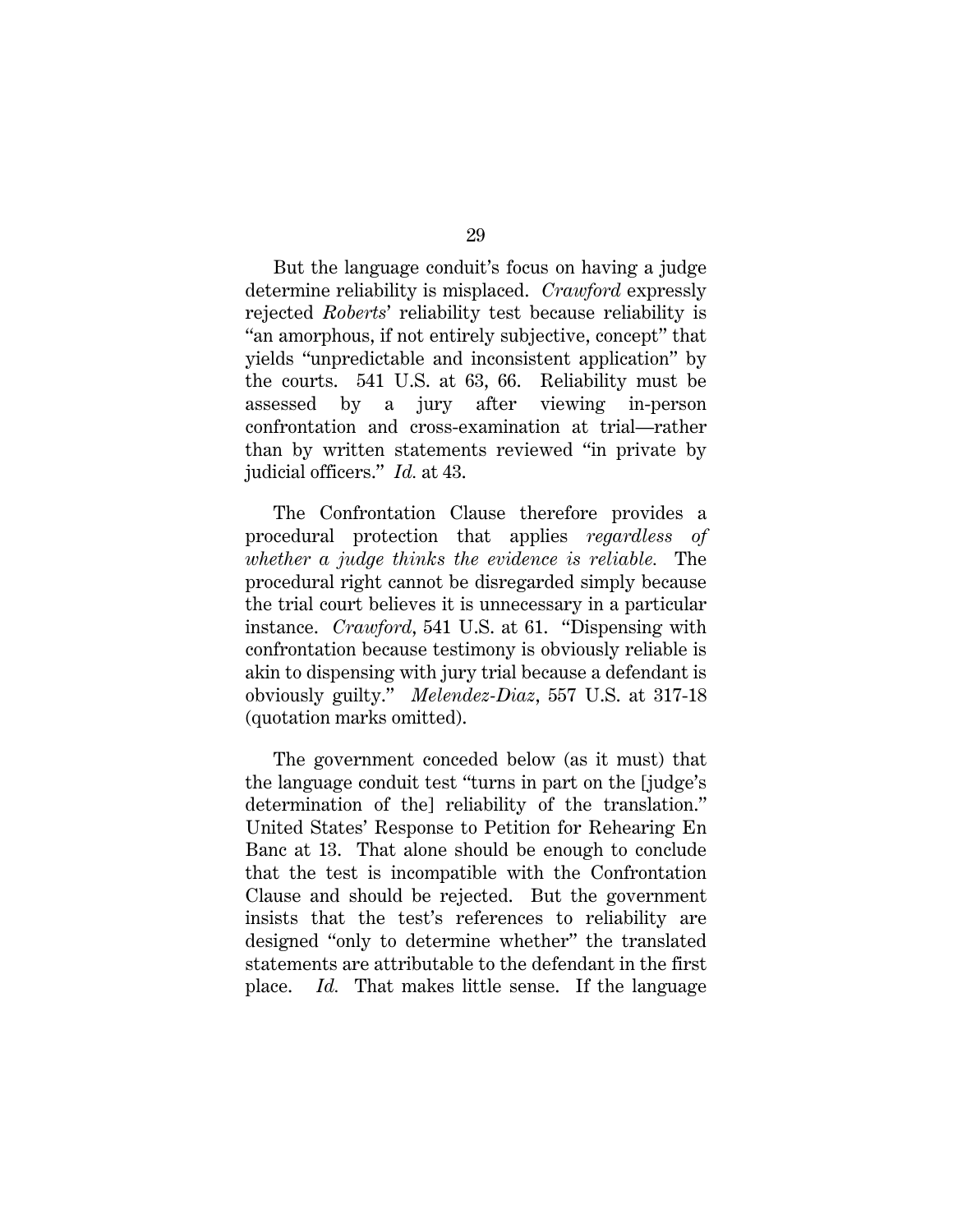But the language conduit's focus on having a judge determine reliability is misplaced. *Crawford* expressly rejected *Roberts*' reliability test because reliability is "an amorphous, if not entirely subjective, concept" that yields "unpredictable and inconsistent application" by the courts. 541 U.S. at 63, 66. Reliability must be assessed by a jury after viewing in-person confrontation and cross-examination at trial—rather than by written statements reviewed "in private by judicial officers." *Id.* at 43.

The Confrontation Clause therefore provides a procedural protection that applies *regardless of whether a judge thinks the evidence is reliable.* The procedural right cannot be disregarded simply because the trial court believes it is unnecessary in a particular instance. *Crawford*, 541 U.S. at 61. "Dispensing with confrontation because testimony is obviously reliable is akin to dispensing with jury trial because a defendant is obviously guilty." *Melendez-Diaz*, 557 U.S. at 317-18 (quotation marks omitted).

The government conceded below (as it must) that the language conduit test "turns in part on the [judge's determination of the] reliability of the translation." United States' Response to Petition for Rehearing En Banc at 13. That alone should be enough to conclude that the test is incompatible with the Confrontation Clause and should be rejected. But the government insists that the test's references to reliability are designed "only to determine whether" the translated statements are attributable to the defendant in the first place. *Id.* That makes little sense. If the language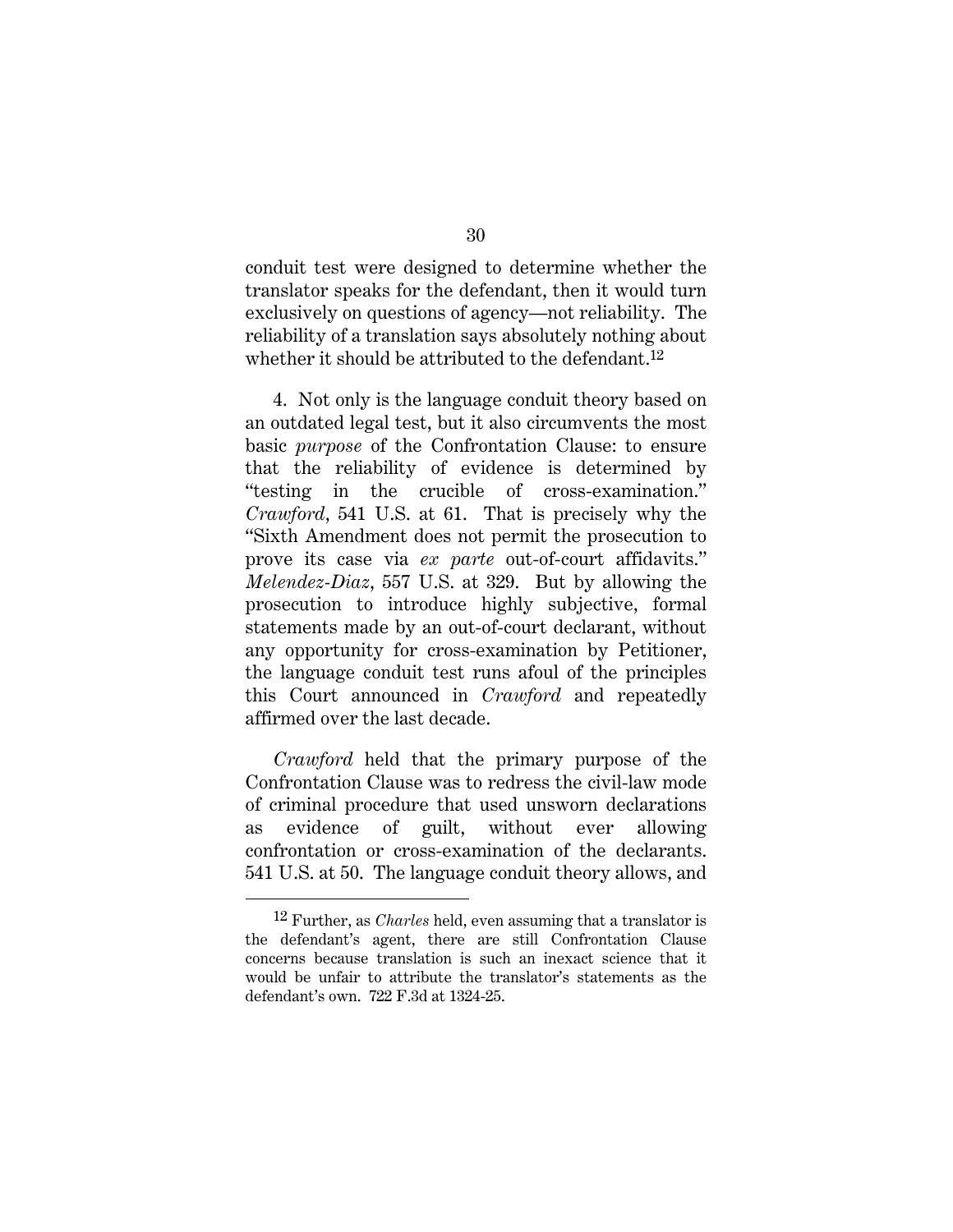conduit test were designed to determine whether the translator speaks for the defendant, then it would turn exclusively on questions of agency—not reliability. The reliability of a translation says absolutely nothing about whether it should be attributed to the defendant.[12]

4. Not only is the language conduit theory based on an outdated legal test, but it also circumvents the most basic *purpose* of the Confrontation Clause: to ensure that the reliability of evidence is determined by "testing in the crucible of cross-examination." *Crawford*, 541 U.S. at 61. That is precisely why the "Sixth Amendment does not permit the prosecution to prove its case via *ex parte* out-of-court affidavits." *Melendez-Diaz*, 557 U.S. at 329. But by allowing the prosecution to introduce highly subjective, formal statements made by an out-of-court declarant, without any opportunity for cross-examination by Petitioner, the language conduit test runs afoul of the principles this Court announced in *Crawford* and repeatedly affirmed over the last decade.

*Crawford* held that the primary purpose of the Confrontation Clause was to redress the civil-law mode of criminal procedure that used unsworn declarations as evidence of guilt, without ever allowing confrontation or cross-examination of the declarants. 541 U.S. at 50. The language conduit theory allows, and

---

[12] Further, as *Charles* held, even assuming that a translator is the defendant's agent, there are still Confrontation Clause concerns because translation is such an inexact science that it would be unfair to attribute the translator's statements as the defendant's own. 722 F.3d at 1324-25.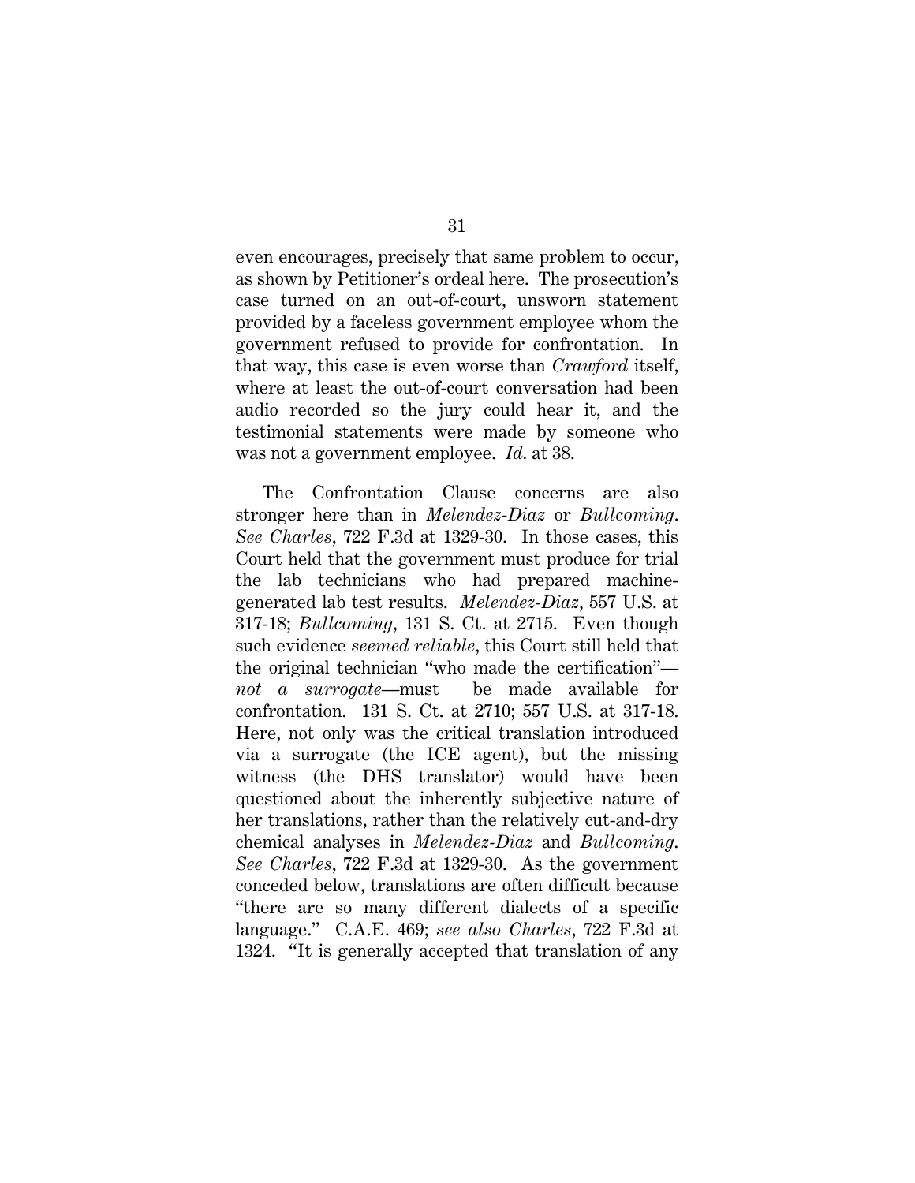even encourages, precisely that same problem to occur, as shown by Petitioner's ordeal here. The prosecution's case turned on an out-of-court, unsworn statement provided by a faceless government employee whom the government refused to provide for confrontation. In that way, this case is even worse than *Crawford* itself, where at least the out-of-court conversation had been audio recorded so the jury could hear it, and the testimonial statements were made by someone who was not a government employee. *Id.* at 38.

The Confrontation Clause concerns are also stronger here than in *Melendez-Diaz* or *Bullcoming*. *See Charles*, 722 F.3d at 1329-30. In those cases, this Court held that the government must produce for trial the lab technicians who had prepared machine-generated lab test results. *Melendez-Diaz*, 557 U.S. at 317-18; *Bullcoming*, 131 S. Ct. at 2715. Even though such evidence *seemed reliable*, this Court still held that the original technician "who made the certification"—*not a surrogate*—must be made available for confrontation. 131 S. Ct. at 2710; 557 U.S. at 317-18. Here, not only was the critical translation introduced via a surrogate (the ICE agent), but the missing witness (the DHS translator) would have been questioned about the inherently subjective nature of her translations, rather than the relatively cut-and-dry chemical analyses in *Melendez-Diaz* and *Bullcoming*. *See Charles*, 722 F.3d at 1329-30. As the government conceded below, translations are often difficult because "there are so many different dialects of a specific language." C.A.E. 469; *see also Charles*, 722 F.3d at 1324. "It is generally accepted that translation of any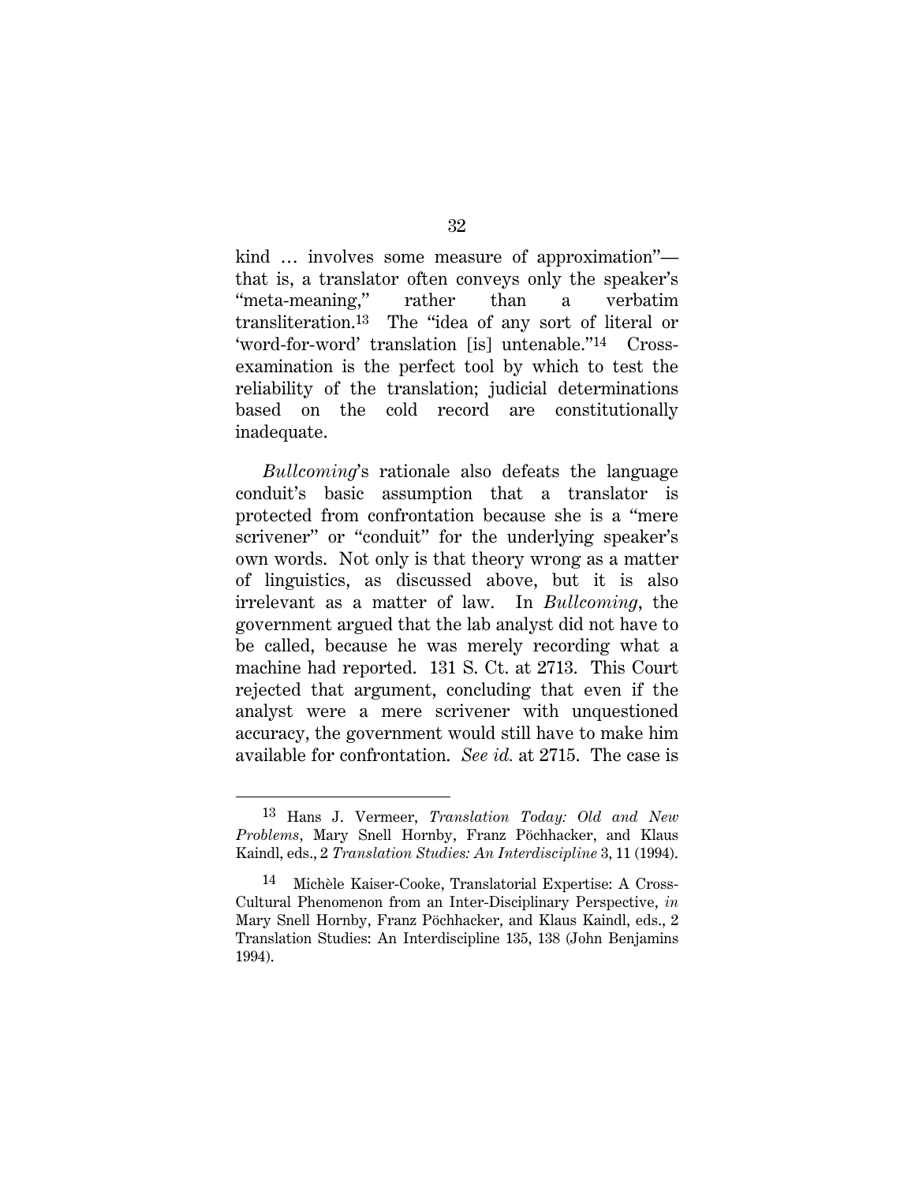kind … involves some measure of approximation"—that is, a translator often conveys only the speaker's "meta-meaning," rather than a verbatim transliteration.[13] The "idea of any sort of literal or 'word-for-word' translation [is] untenable."[14] Cross-examination is the perfect tool by which to test the reliability of the translation; judicial determinations based on the cold record are constitutionally inadequate.

*Bullcoming*'s rationale also defeats the language conduit's basic assumption that a translator is protected from confrontation because she is a "mere scrivener" or "conduit" for the underlying speaker's own words. Not only is that theory wrong as a matter of linguistics, as discussed above, but it is also irrelevant as a matter of law. In *Bullcoming*, the government argued that the lab analyst did not have to be called, because he was merely recording what a machine had reported. 131 S. Ct. at 2713. This Court rejected that argument, concluding that even if the analyst were a mere scrivener with unquestioned accuracy, the government would still have to make him available for confrontation. *See id.* at 2715. The case is

---

[13] Hans J. Vermeer, *Translation Today: Old and New Problems*, Mary Snell Hornby, Franz Pöchhacker, and Klaus Kaindl, eds., 2 *Translation Studies: An Interdiscipline* 3, 11 (1994).

[14] Michèle Kaiser-Cooke, Translatorial Expertise: A Cross-Cultural Phenomenon from an Inter-Disciplinary Perspective, *in* Mary Snell Hornby, Franz Pöchhacker, and Klaus Kaindl, eds., 2 Translation Studies: An Interdiscipline 135, 138 (John Benjamins 1994).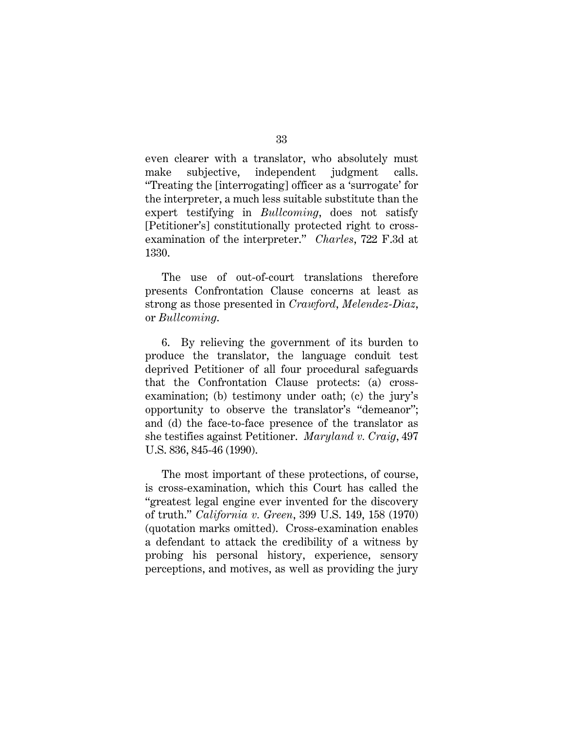even clearer with a translator, who absolutely must make subjective, independent judgment calls. "Treating the [interrogating] officer as a 'surrogate' for the interpreter, a much less suitable substitute than the expert testifying in *Bullcoming*, does not satisfy [Petitioner's] constitutionally protected right to cross-examination of the interpreter." *Charles*, 722 F.3d at 1330.

The use of out-of-court translations therefore presents Confrontation Clause concerns at least as strong as those presented in *Crawford*, *Melendez-Diaz*, or *Bullcoming*.

6. By relieving the government of its burden to produce the translator, the language conduit test deprived Petitioner of all four procedural safeguards that the Confrontation Clause protects: (a) cross-examination; (b) testimony under oath; (c) the jury's opportunity to observe the translator's "demeanor"; and (d) the face-to-face presence of the translator as she testifies against Petitioner. *Maryland v. Craig*, 497 U.S. 836, 845-46 (1990).

The most important of these protections, of course, is cross-examination, which this Court has called the "greatest legal engine ever invented for the discovery of truth." *California v. Green*, 399 U.S. 149, 158 (1970) (quotation marks omitted). Cross-examination enables a defendant to attack the credibility of a witness by probing his personal history, experience, sensory perceptions, and motives, as well as providing the jury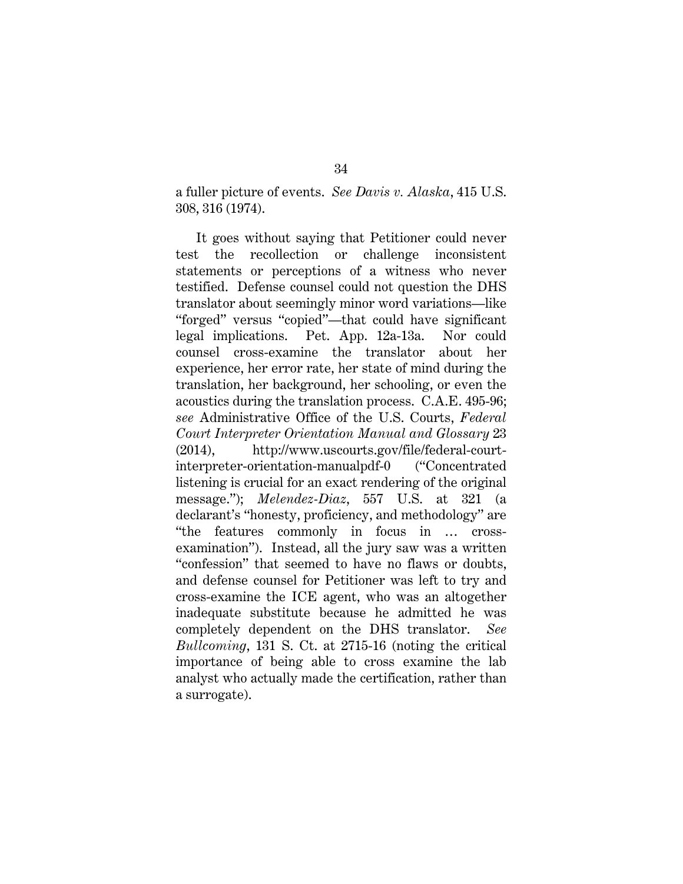a fuller picture of events. *See Davis v. Alaska*, 415 U.S. 308, 316 (1974).

It goes without saying that Petitioner could never test the recollection or challenge inconsistent statements or perceptions of a witness who never testified. Defense counsel could not question the DHS translator about seemingly minor word variations—like "forged" versus "copied"—that could have significant legal implications. Pet. App. 12a-13a. Nor could counsel cross-examine the translator about her experience, her error rate, her state of mind during the translation, her background, her schooling, or even the acoustics during the translation process. C.A.E. 495-96; *see* Administrative Office of the U.S. Courts, *Federal Court Interpreter Orientation Manual and Glossary* 23 (2014), http://www.uscourts.gov/file/federal-court-interpreter-orientation-manualpdf-0 ("Concentrated listening is crucial for an exact rendering of the original message."); *Melendez-Diaz*, 557 U.S. at 321 (a declarant's "honesty, proficiency, and methodology" are "the features commonly in focus in … cross-examination"). Instead, all the jury saw was a written "confession" that seemed to have no flaws or doubts, and defense counsel for Petitioner was left to try and cross-examine the ICE agent, who was an altogether inadequate substitute because he admitted he was completely dependent on the DHS translator. *See Bullcoming*, 131 S. Ct. at 2715-16 (noting the critical importance of being able to cross examine the lab analyst who actually made the certification, rather than a surrogate).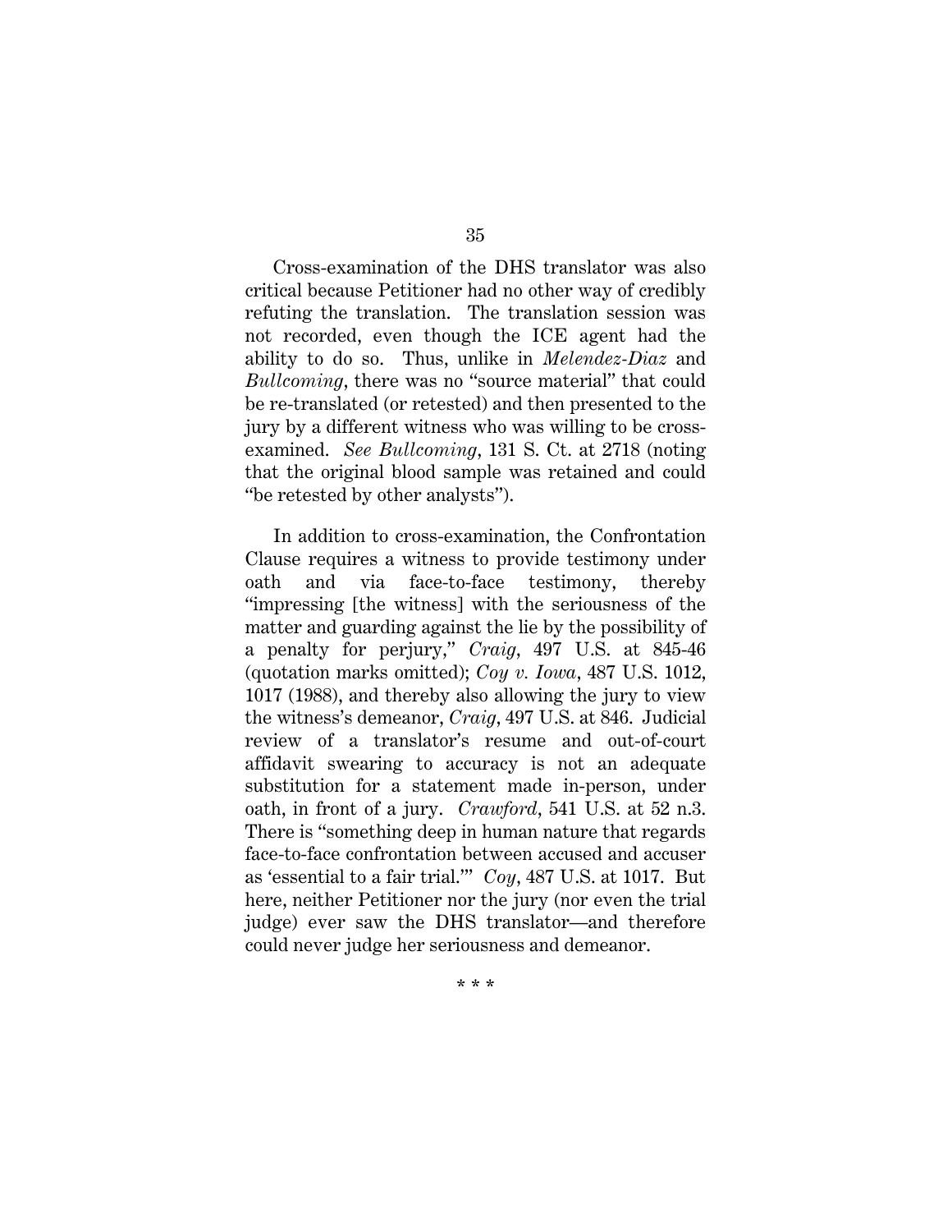Cross-examination of the DHS translator was also critical because Petitioner had no other way of credibly refuting the translation. The translation session was not recorded, even though the ICE agent had the ability to do so. Thus, unlike in *Melendez-Diaz* and *Bullcoming*, there was no "source material" that could be re-translated (or retested) and then presented to the jury by a different witness who was willing to be cross-examined. *See Bullcoming*, 131 S. Ct. at 2718 (noting that the original blood sample was retained and could "be retested by other analysts").

In addition to cross-examination, the Confrontation Clause requires a witness to provide testimony under oath and via face-to-face testimony, thereby "impressing [the witness] with the seriousness of the matter and guarding against the lie by the possibility of a penalty for perjury," *Craig*, 497 U.S. at 845-46 (quotation marks omitted); *Coy v. Iowa*, 487 U.S. 1012, 1017 (1988), and thereby also allowing the jury to view the witness's demeanor, *Craig*, 497 U.S. at 846. Judicial review of a translator's resume and out-of-court affidavit swearing to accuracy is not an adequate substitution for a statement made in-person, under oath, in front of a jury. *Crawford*, 541 U.S. at 52 n.3. There is "something deep in human nature that regards face-to-face confrontation between accused and accuser as 'essential to a fair trial.'" *Coy*, 487 U.S. at 1017. But here, neither Petitioner nor the jury (nor even the trial judge) ever saw the DHS translator—and therefore could never judge her seriousness and demeanor.

\* \* \*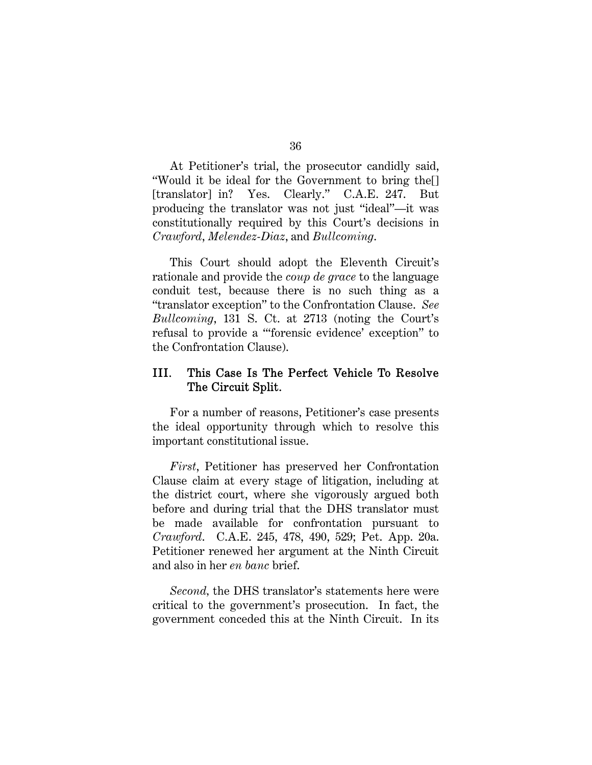At Petitioner's trial, the prosecutor candidly said, "Would it be ideal for the Government to bring the[] [translator] in? Yes. Clearly." C.A.E. 247. But producing the translator was not just "ideal"—it was constitutionally required by this Court's decisions in *Crawford*, *Melendez-Diaz*, and *Bullcoming*.

This Court should adopt the Eleventh Circuit's rationale and provide the *coup de grace* to the language conduit test, because there is no such thing as a "translator exception" to the Confrontation Clause. *See Bullcoming*, 131 S. Ct. at 2713 (noting the Court's refusal to provide a "'forensic evidence' exception" to the Confrontation Clause).

## III. This Case Is The Perfect Vehicle To Resolve The Circuit Split.

For a number of reasons, Petitioner's case presents the ideal opportunity through which to resolve this important constitutional issue.

*First*, Petitioner has preserved her Confrontation Clause claim at every stage of litigation, including at the district court, where she vigorously argued both before and during trial that the DHS translator must be made available for confrontation pursuant to *Crawford*. C.A.E. 245, 478, 490, 529; Pet. App. 20a. Petitioner renewed her argument at the Ninth Circuit and also in her *en banc* brief.

*Second*, the DHS translator's statements here were critical to the government's prosecution. In fact, the government conceded this at the Ninth Circuit. In its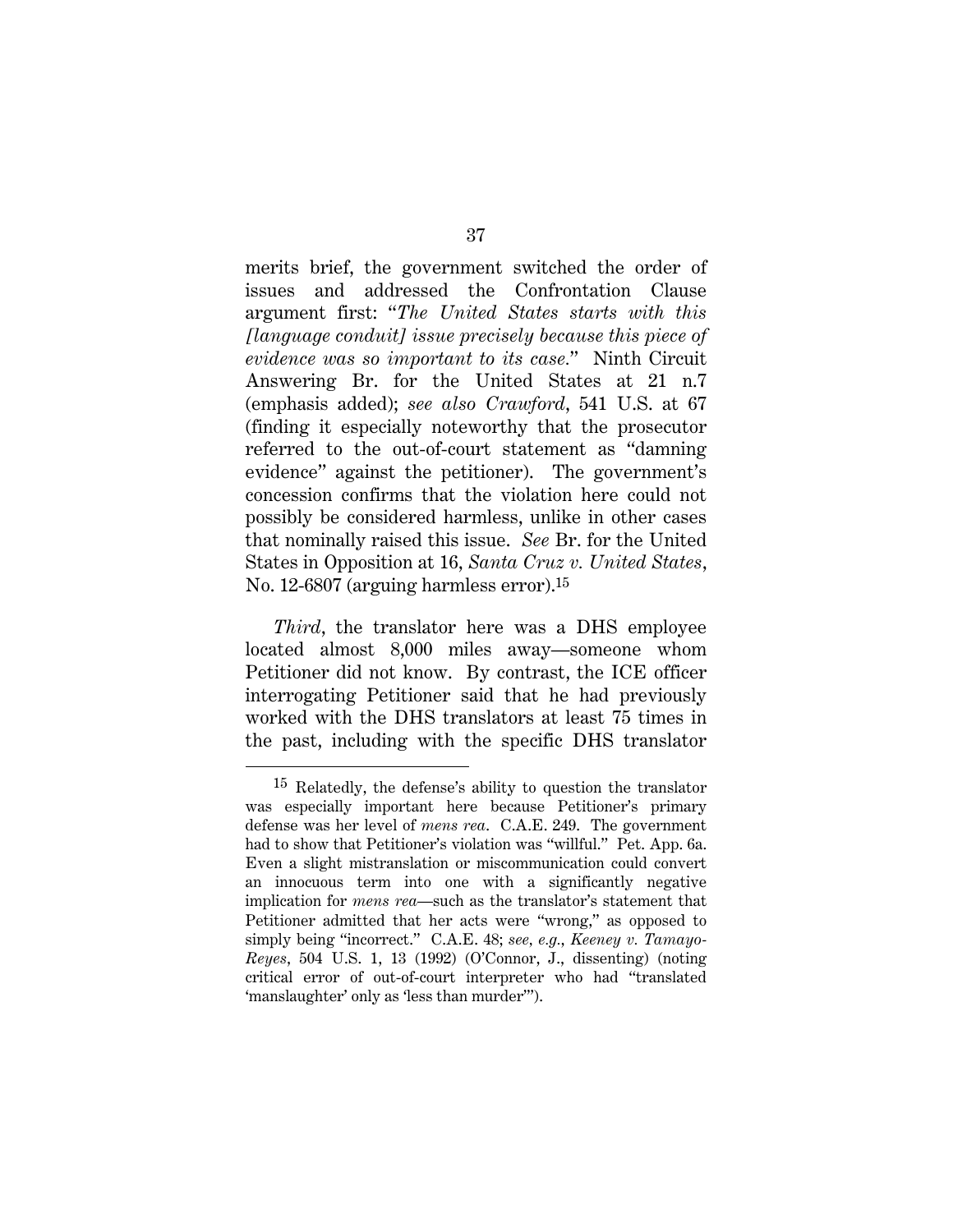merits brief, the government switched the order of issues and addressed the Confrontation Clause argument first: "*The United States starts with this [language conduit] issue precisely because this piece of evidence was so important to its case.*" Ninth Circuit Answering Br. for the United States at 21 n.7 (emphasis added); *see also Crawford*, 541 U.S. at 67 (finding it especially noteworthy that the prosecutor referred to the out-of-court statement as "damning evidence" against the petitioner). The government's concession confirms that the violation here could not possibly be considered harmless, unlike in other cases that nominally raised this issue. *See* Br. for the United States in Opposition at 16, *Santa Cruz v. United States*, No. 12-6807 (arguing harmless error).[15]

*Third*, the translator here was a DHS employee located almost 8,000 miles away—someone whom Petitioner did not know. By contrast, the ICE officer interrogating Petitioner said that he had previously worked with the DHS translators at least 75 times in the past, including with the specific DHS translator

[15] Relatedly, the defense's ability to question the translator was especially important here because Petitioner's primary defense was her level of *mens rea*. C.A.E. 249. The government had to show that Petitioner's violation was "willful." Pet. App. 6a. Even a slight mistranslation or miscommunication could convert an innocuous term into one with a significantly negative implication for *mens rea*—such as the translator's statement that Petitioner admitted that her acts were "wrong," as opposed to simply being "incorrect." C.A.E. 48; *see, e.g.*, *Keeney v. Tamayo-Reyes*, 504 U.S. 1, 13 (1992) (O'Connor, J., dissenting) (noting critical error of out-of-court interpreter who had "translated 'manslaughter' only as 'less than murder'").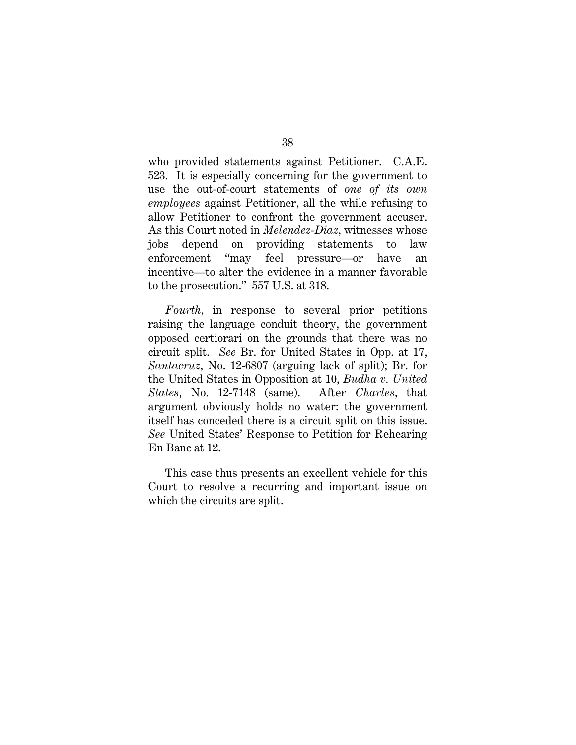who provided statements against Petitioner. C.A.E. 523. It is especially concerning for the government to use the out-of-court statements of *one of its own employees* against Petitioner, all the while refusing to allow Petitioner to confront the government accuser. As this Court noted in *Melendez-Diaz*, witnesses whose jobs depend on providing statements to law enforcement "may feel pressure—or have an incentive—to alter the evidence in a manner favorable to the prosecution." 557 U.S. at 318.

*Fourth*, in response to several prior petitions raising the language conduit theory, the government opposed certiorari on the grounds that there was no circuit split. *See* Br. for United States in Opp. at 17, *Santacruz*, No. 12-6807 (arguing lack of split); Br. for the United States in Opposition at 10, *Budha v. United States*, No. 12-7148 (same). After *Charles*, that argument obviously holds no water: the government itself has conceded there is a circuit split on this issue. *See* United States' Response to Petition for Rehearing En Banc at 12.

This case thus presents an excellent vehicle for this Court to resolve a recurring and important issue on which the circuits are split.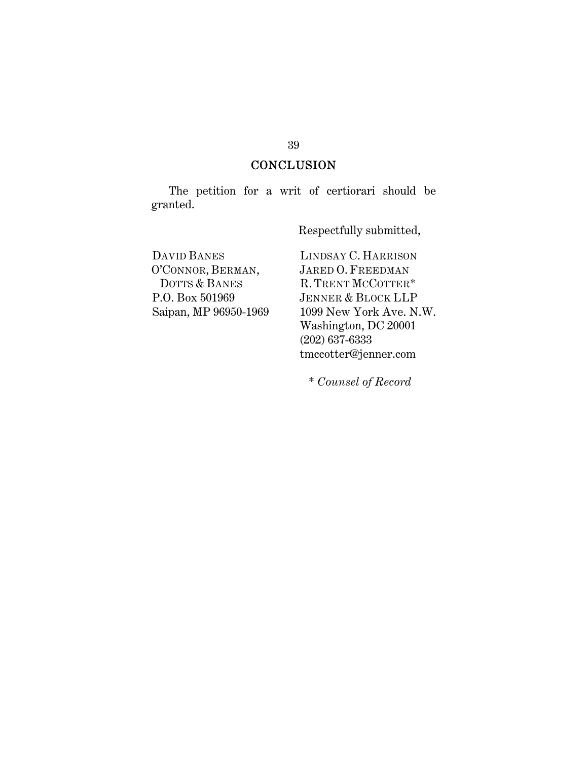## CONCLUSION

The petition for a writ of certiorari should be granted.

Respectfully submitted,

DAVID BANES
O'CONNOR, BERMAN,
DOTTS & BANES
P.O. Box 501969
Saipan, MP 96950-1969

LINDSAY C. HARRISON
JARED O. FREEDMAN
R. TRENT MCCOTTER*
JENNER & BLOCK LLP
1099 New York Ave. N.W.
Washington, DC 20001
(202) 637-6333
tmccotter@jenner.com

\* *Counsel of Record*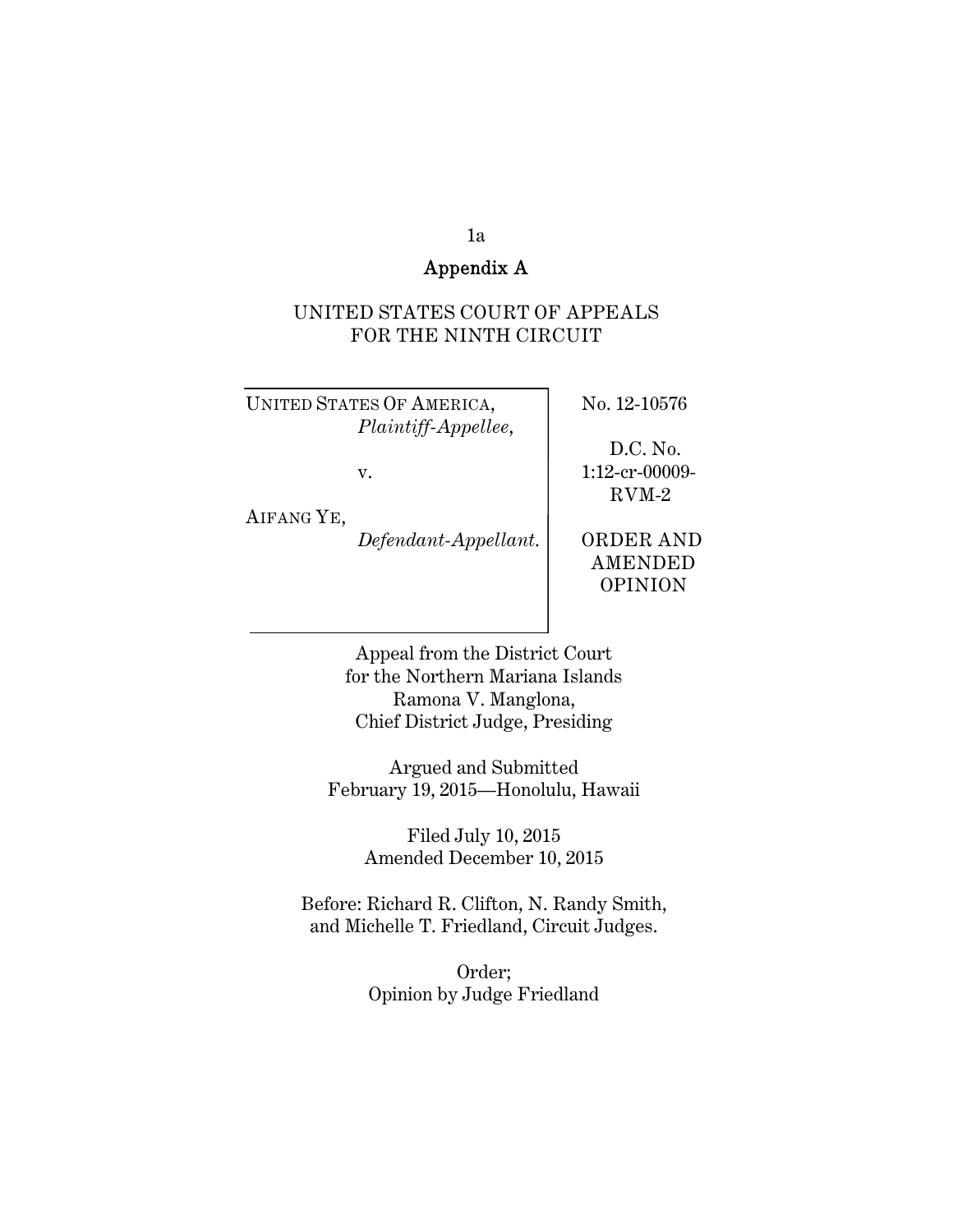# Appendix A

UNITED STATES COURT OF APPEALS
FOR THE NINTH CIRCUIT

| | |
|---|---|
| UNITED STATES OF AMERICA, *Plaintiff-Appellee*,<br><br>v.<br><br>AIFANG YE, *Defendant-Appellant*. | No. 12-10576<br><br>D.C. No. 1:12-cr-00009-RVM-2<br><br>ORDER AND AMENDED OPINION |

Appeal from the District Court
for the Northern Mariana Islands
Ramona V. Manglona,
Chief District Judge, Presiding

Argued and Submitted
February 19, 2015—Honolulu, Hawaii

Filed July 10, 2015
Amended December 10, 2015

Before: Richard R. Clifton, N. Randy Smith,
and Michelle T. Friedland, Circuit Judges.

Order;
Opinion by Judge Friedland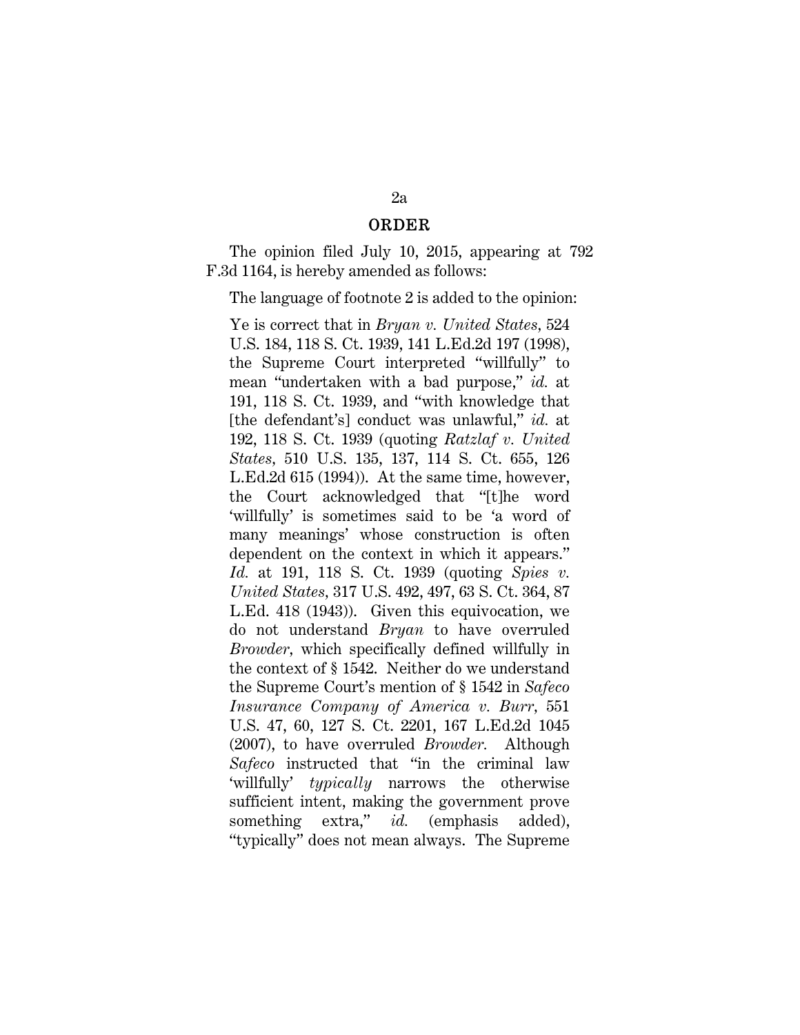## ORDER

The opinion filed July 10, 2015, appearing at 792 F.3d 1164, is hereby amended as follows:

The language of footnote 2 is added to the opinion:

> Ye is correct that in *Bryan v. United States*, 524 U.S. 184, 118 S. Ct. 1939, 141 L.Ed.2d 197 (1998), the Supreme Court interpreted "willfully" to mean "undertaken with a bad purpose," *id.* at 191, 118 S. Ct. 1939, and "with knowledge that [the defendant's] conduct was unlawful," *id.* at 192, 118 S. Ct. 1939 (quoting *Ratzlaf v. United States*, 510 U.S. 135, 137, 114 S. Ct. 655, 126 L.Ed.2d 615 (1994)). At the same time, however, the Court acknowledged that "[t]he word 'willfully' is sometimes said to be 'a word of many meanings' whose construction is often dependent on the context in which it appears." *Id.* at 191, 118 S. Ct. 1939 (quoting *Spies v. United States*, 317 U.S. 492, 497, 63 S. Ct. 364, 87 L.Ed. 418 (1943)). Given this equivocation, we do not understand *Bryan* to have overruled *Browder*, which specifically defined willfully in the context of § 1542. Neither do we understand the Supreme Court's mention of § 1542 in *Safeco Insurance Company of America v. Burr*, 551 U.S. 47, 60, 127 S. Ct. 2201, 167 L.Ed.2d 1045 (2007), to have overruled *Browder.* Although *Safeco* instructed that "in the criminal law 'willfully' *typically* narrows the otherwise sufficient intent, making the government prove something extra," *id.* (emphasis added), "typically" does not mean always. The Supreme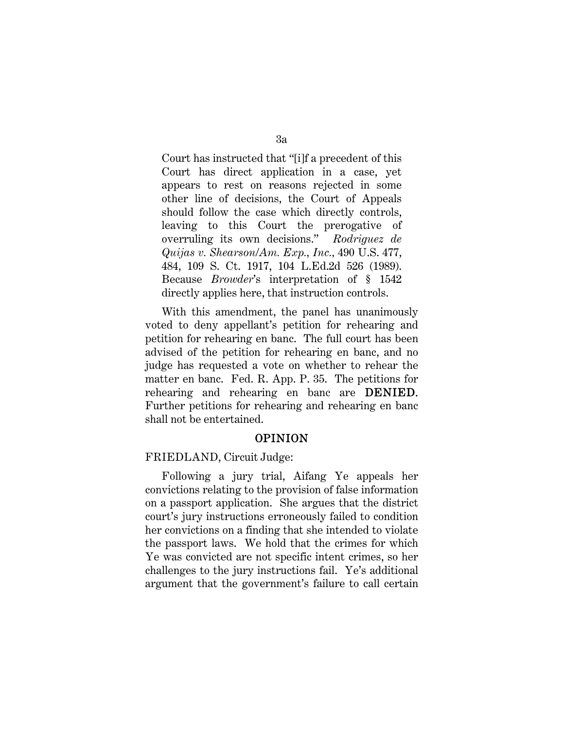Court has instructed that "[i]f a precedent of this Court has direct application in a case, yet appears to rest on reasons rejected in some other line of decisions, the Court of Appeals should follow the case which directly controls, leaving to this Court the prerogative of overruling its own decisions." *Rodriguez de Quijas v. Shearson/Am. Exp., Inc.*, 490 U.S. 477, 484, 109 S. Ct. 1917, 104 L.Ed.2d 526 (1989). Because *Browder*'s interpretation of § 1542 directly applies here, that instruction controls.

With this amendment, the panel has unanimously voted to deny appellant's petition for rehearing and petition for rehearing en banc. The full court has been advised of the petition for rehearing en banc, and no judge has requested a vote on whether to rehear the matter en banc. Fed. R. App. P. 35. The petitions for rehearing and rehearing en banc are **DENIED**. Further petitions for rehearing and rehearing en banc shall not be entertained.

## OPINION

FRIEDLAND, Circuit Judge:

Following a jury trial, Aifang Ye appeals her convictions relating to the provision of false information on a passport application. She argues that the district court's jury instructions erroneously failed to condition her convictions on a finding that she intended to violate the passport laws. We hold that the crimes for which Ye was convicted are not specific intent crimes, so her challenges to the jury instructions fail. Ye's additional argument that the government's failure to call certain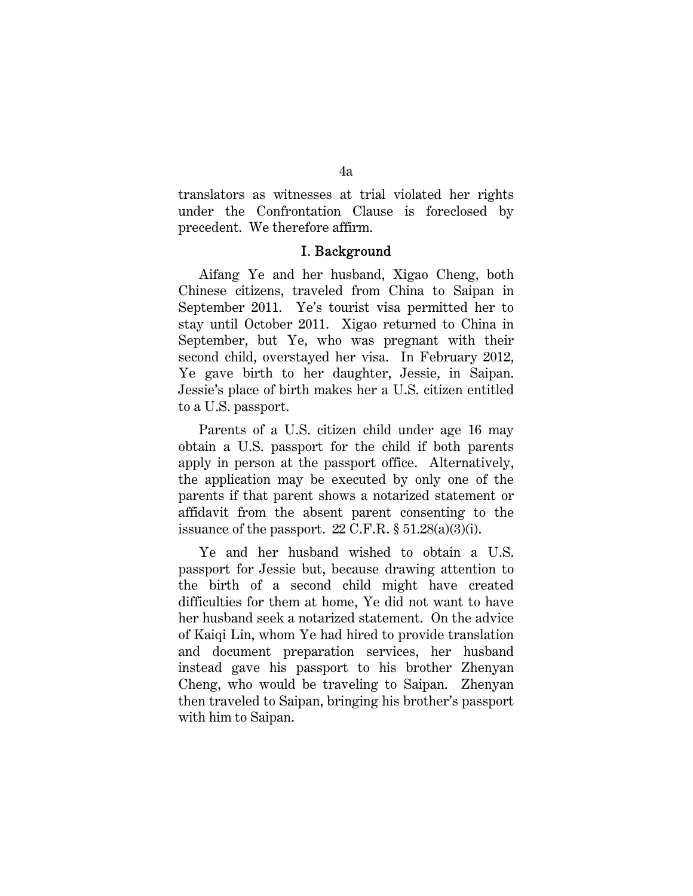translators as witnesses at trial violated her rights under the Confrontation Clause is foreclosed by precedent. We therefore affirm.

## I. Background

Aifang Ye and her husband, Xigao Cheng, both Chinese citizens, traveled from China to Saipan in September 2011. Ye's tourist visa permitted her to stay until October 2011. Xigao returned to China in September, but Ye, who was pregnant with their second child, overstayed her visa. In February 2012, Ye gave birth to her daughter, Jessie, in Saipan. Jessie's place of birth makes her a U.S. citizen entitled to a U.S. passport.

Parents of a U.S. citizen child under age 16 may obtain a U.S. passport for the child if both parents apply in person at the passport office. Alternatively, the application may be executed by only one of the parents if that parent shows a notarized statement or affidavit from the absent parent consenting to the issuance of the passport. 22 C.F.R. § 51.28(a)(3)(i).

Ye and her husband wished to obtain a U.S. passport for Jessie but, because drawing attention to the birth of a second child might have created difficulties for them at home, Ye did not want to have her husband seek a notarized statement. On the advice of Kaiqi Lin, whom Ye had hired to provide translation and document preparation services, her husband instead gave his passport to his brother Zhenyan Cheng, who would be traveling to Saipan. Zhenyan then traveled to Saipan, bringing his brother's passport with him to Saipan.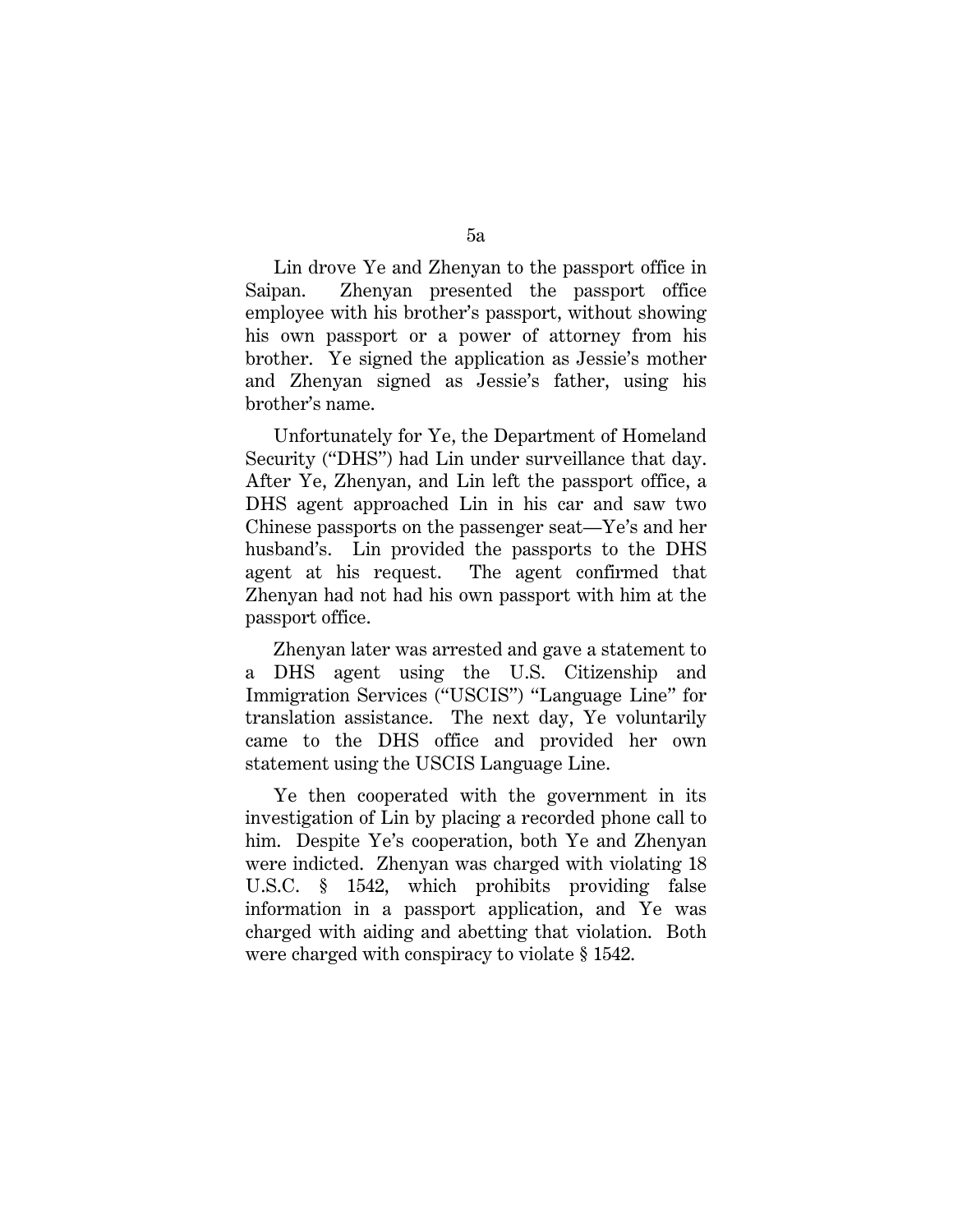Lin drove Ye and Zhenyan to the passport office in Saipan. Zhenyan presented the passport office employee with his brother's passport, without showing his own passport or a power of attorney from his brother. Ye signed the application as Jessie's mother and Zhenyan signed as Jessie's father, using his brother's name.

Unfortunately for Ye, the Department of Homeland Security ("DHS") had Lin under surveillance that day. After Ye, Zhenyan, and Lin left the passport office, a DHS agent approached Lin in his car and saw two Chinese passports on the passenger seat—Ye's and her husband's. Lin provided the passports to the DHS agent at his request. The agent confirmed that Zhenyan had not had his own passport with him at the passport office.

Zhenyan later was arrested and gave a statement to a DHS agent using the U.S. Citizenship and Immigration Services ("USCIS") "Language Line" for translation assistance. The next day, Ye voluntarily came to the DHS office and provided her own statement using the USCIS Language Line.

Ye then cooperated with the government in its investigation of Lin by placing a recorded phone call to him. Despite Ye's cooperation, both Ye and Zhenyan were indicted. Zhenyan was charged with violating 18 U.S.C. § 1542, which prohibits providing false information in a passport application, and Ye was charged with aiding and abetting that violation. Both were charged with conspiracy to violate § 1542.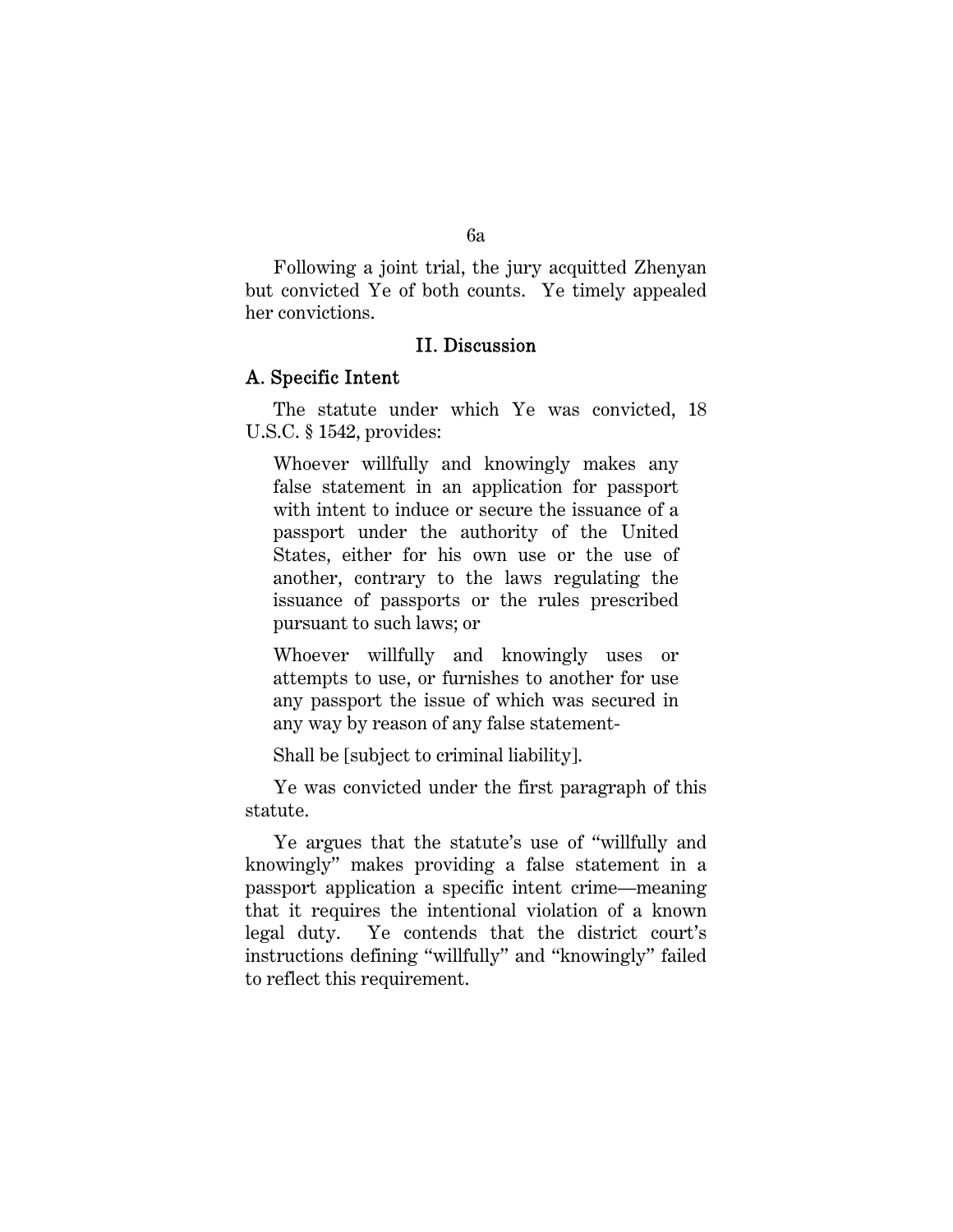Following a joint trial, the jury acquitted Zhenyan but convicted Ye of both counts. Ye timely appealed her convictions.

## II. Discussion

### A. Specific Intent

The statute under which Ye was convicted, 18 U.S.C. § 1542, provides:

> Whoever willfully and knowingly makes any false statement in an application for passport with intent to induce or secure the issuance of a passport under the authority of the United States, either for his own use or the use of another, contrary to the laws regulating the issuance of passports or the rules prescribed pursuant to such laws; or
>
> Whoever willfully and knowingly uses or attempts to use, or furnishes to another for use any passport the issue of which was secured in any way by reason of any false statement-
>
> Shall be [subject to criminal liability].

Ye was convicted under the first paragraph of this statute.

Ye argues that the statute's use of "willfully and knowingly" makes providing a false statement in a passport application a specific intent crime—meaning that it requires the intentional violation of a known legal duty. Ye contends that the district court's instructions defining "willfully" and "knowingly" failed to reflect this requirement.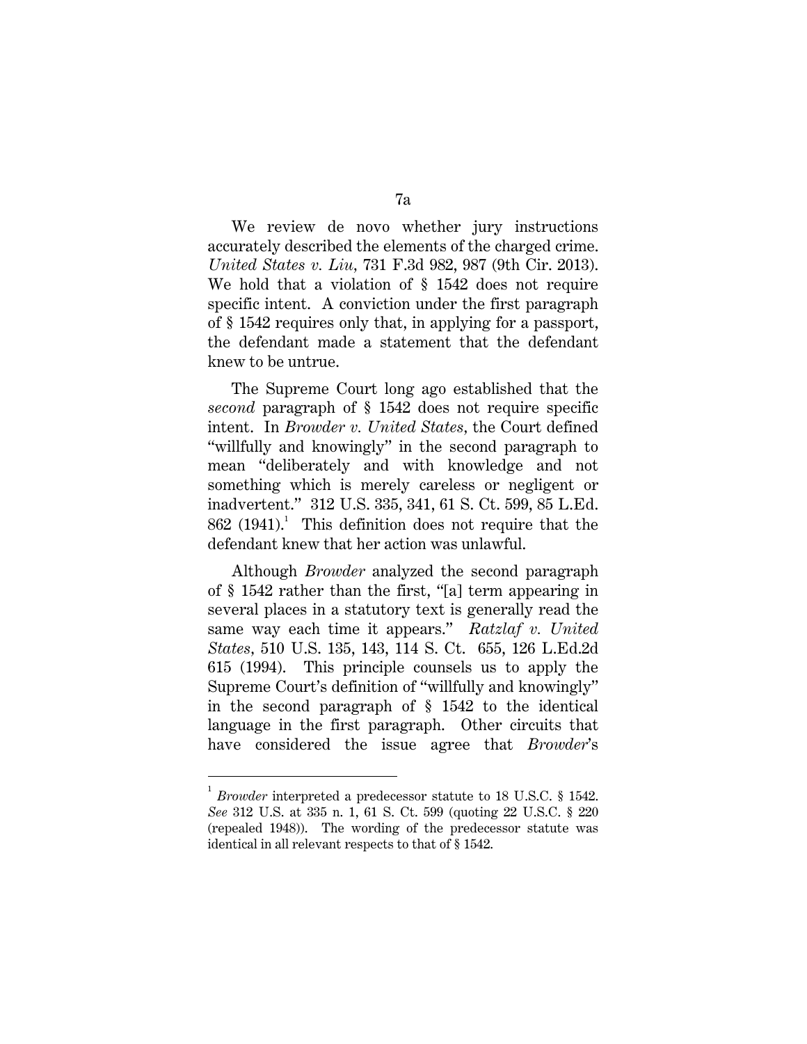We review de novo whether jury instructions accurately described the elements of the charged crime. *United States v. Liu*, 731 F.3d 982, 987 (9th Cir. 2013). We hold that a violation of § 1542 does not require specific intent. A conviction under the first paragraph of § 1542 requires only that, in applying for a passport, the defendant made a statement that the defendant knew to be untrue.

The Supreme Court long ago established that the *second* paragraph of § 1542 does not require specific intent. In *Browder v. United States*, the Court defined "willfully and knowingly" in the second paragraph to mean "deliberately and with knowledge and not something which is merely careless or negligent or inadvertent." 312 U.S. 335, 341, 61 S. Ct. 599, 85 L.Ed. 862 (1941).[1] This definition does not require that the defendant knew that her action was unlawful.

Although *Browder* analyzed the second paragraph of § 1542 rather than the first, "[a] term appearing in several places in a statutory text is generally read the same way each time it appears." *Ratzlaf v. United States*, 510 U.S. 135, 143, 114 S. Ct. 655, 126 L.Ed.2d 615 (1994). This principle counsels us to apply the Supreme Court's definition of "willfully and knowingly" in the second paragraph of § 1542 to the identical language in the first paragraph. Other circuits that have considered the issue agree that *Browder*'s

---

[1] *Browder* interpreted a predecessor statute to 18 U.S.C. § 1542. *See* 312 U.S. at 335 n. 1, 61 S. Ct. 599 (quoting 22 U.S.C. § 220 (repealed 1948)). The wording of the predecessor statute was identical in all relevant respects to that of § 1542.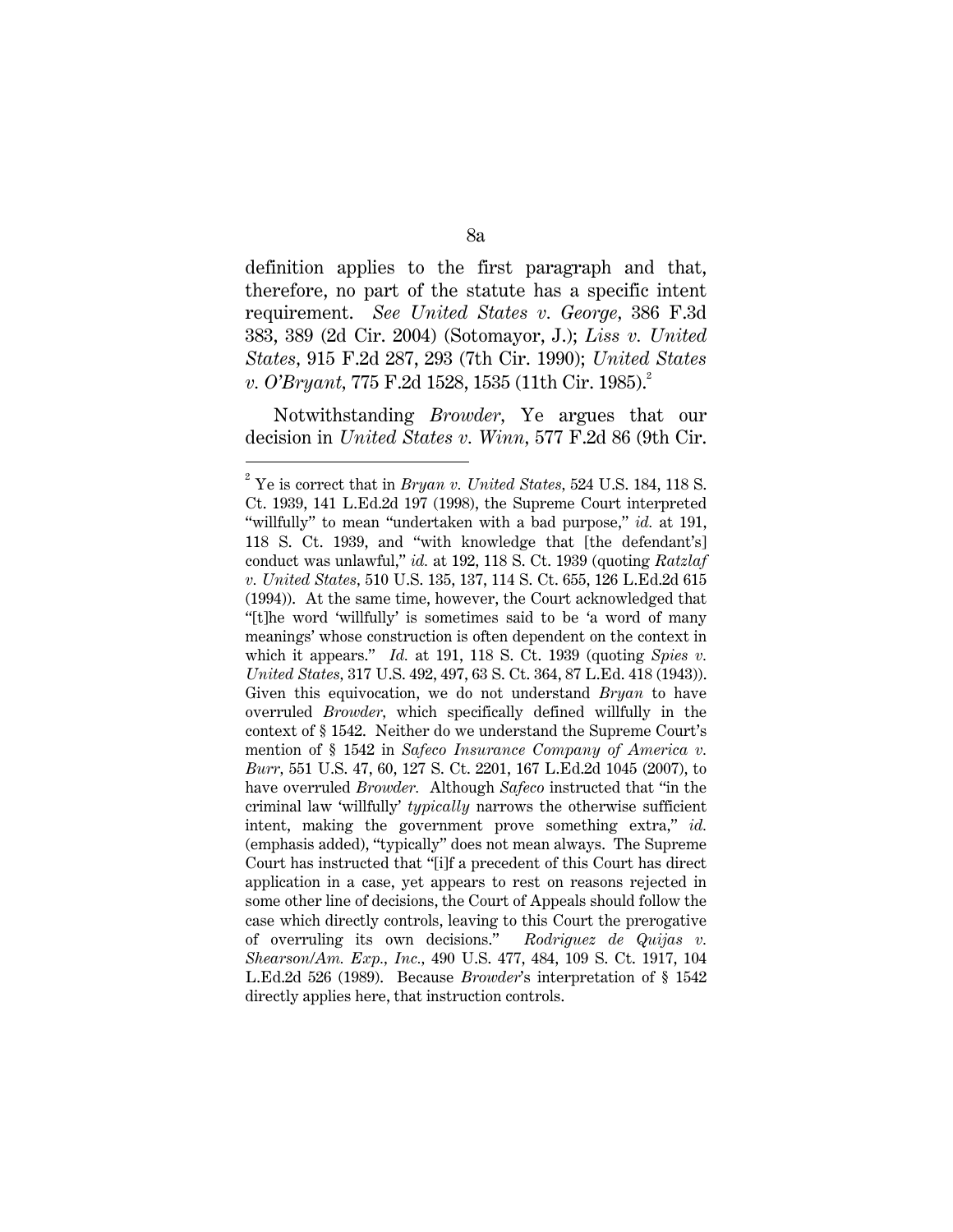definition applies to the first paragraph and that, therefore, no part of the statute has a specific intent requirement. *See United States v. George*, 386 F.3d 383, 389 (2d Cir. 2004) (Sotomayor, J.); *Liss v. United States*, 915 F.2d 287, 293 (7th Cir. 1990); *United States v. O'Bryant*, 775 F.2d 1528, 1535 (11th Cir. 1985).[2]

Notwithstanding *Browder*, Ye argues that our decision in *United States v. Winn*, 577 F.2d 86 (9th Cir.

---

[2] Ye is correct that in *Bryan v. United States*, 524 U.S. 184, 118 S. Ct. 1939, 141 L.Ed.2d 197 (1998), the Supreme Court interpreted "willfully" to mean "undertaken with a bad purpose," *id.* at 191, 118 S. Ct. 1939, and "with knowledge that [the defendant's] conduct was unlawful," *id.* at 192, 118 S. Ct. 1939 (quoting *Ratzlaf v. United States*, 510 U.S. 135, 137, 114 S. Ct. 655, 126 L.Ed.2d 615 (1994)). At the same time, however, the Court acknowledged that "[t]he word 'willfully' is sometimes said to be 'a word of many meanings' whose construction is often dependent on the context in which it appears." *Id.* at 191, 118 S. Ct. 1939 (quoting *Spies v. United States*, 317 U.S. 492, 497, 63 S. Ct. 364, 87 L.Ed. 418 (1943)). Given this equivocation, we do not understand *Bryan* to have overruled *Browder*, which specifically defined willfully in the context of § 1542. Neither do we understand the Supreme Court's mention of § 1542 in *Safeco Insurance Company of America v. Burr*, 551 U.S. 47, 60, 127 S. Ct. 2201, 167 L.Ed.2d 1045 (2007), to have overruled *Browder*. Although *Safeco* instructed that "in the criminal law 'willfully' *typically* narrows the otherwise sufficient intent, making the government prove something extra," *id.* (emphasis added), "typically" does not mean always. The Supreme Court has instructed that "[i]f a precedent of this Court has direct application in a case, yet appears to rest on reasons rejected in some other line of decisions, the Court of Appeals should follow the case which directly controls, leaving to this Court the prerogative of overruling its own decisions." *Rodriguez de Quijas v. Shearson/Am. Exp., Inc.*, 490 U.S. 477, 484, 109 S. Ct. 1917, 104 L.Ed.2d 526 (1989). Because *Browder*'s interpretation of § 1542 directly applies here, that instruction controls.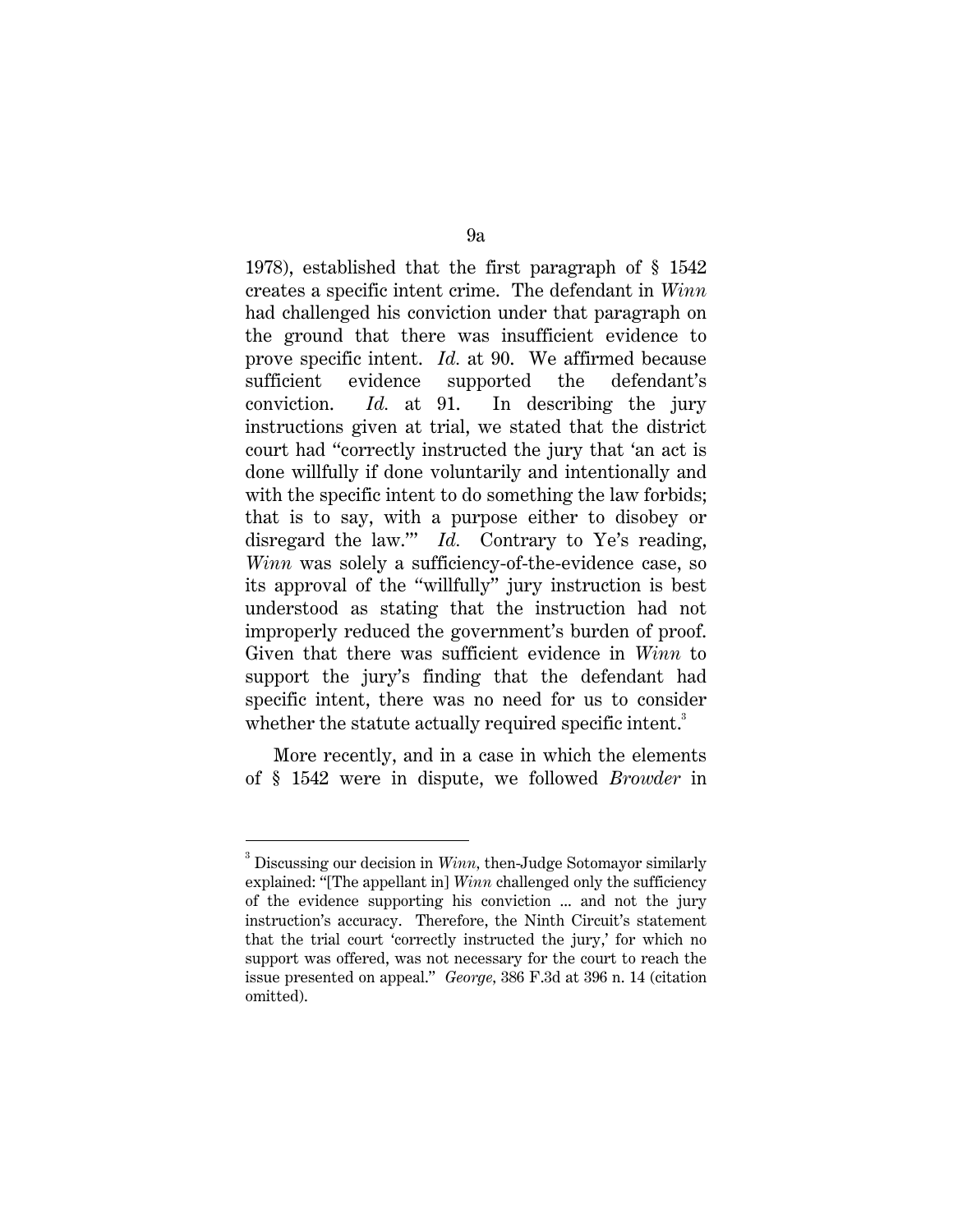1978), established that the first paragraph of § 1542 creates a specific intent crime. The defendant in *Winn* had challenged his conviction under that paragraph on the ground that there was insufficient evidence to prove specific intent. *Id.* at 90. We affirmed because sufficient evidence supported the defendant's conviction. *Id.* at 91. In describing the jury instructions given at trial, we stated that the district court had "correctly instructed the jury that 'an act is done willfully if done voluntarily and intentionally and with the specific intent to do something the law forbids; that is to say, with a purpose either to disobey or disregard the law.'" *Id.* Contrary to Ye's reading, *Winn* was solely a sufficiency-of-the-evidence case, so its approval of the "willfully" jury instruction is best understood as stating that the instruction had not improperly reduced the government's burden of proof. Given that there was sufficient evidence in *Winn* to support the jury's finding that the defendant had specific intent, there was no need for us to consider whether the statute actually required specific intent.[3]

More recently, and in a case in which the elements of § 1542 were in dispute, we followed *Browder* in

---

[3] Discussing our decision in *Winn*, then-Judge Sotomayor similarly explained: "[The appellant in] *Winn* challenged only the sufficiency of the evidence supporting his conviction ... and not the jury instruction's accuracy. Therefore, the Ninth Circuit's statement that the trial court 'correctly instructed the jury,' for which no support was offered, was not necessary for the court to reach the issue presented on appeal." *George*, 386 F.3d at 396 n. 14 (citation omitted).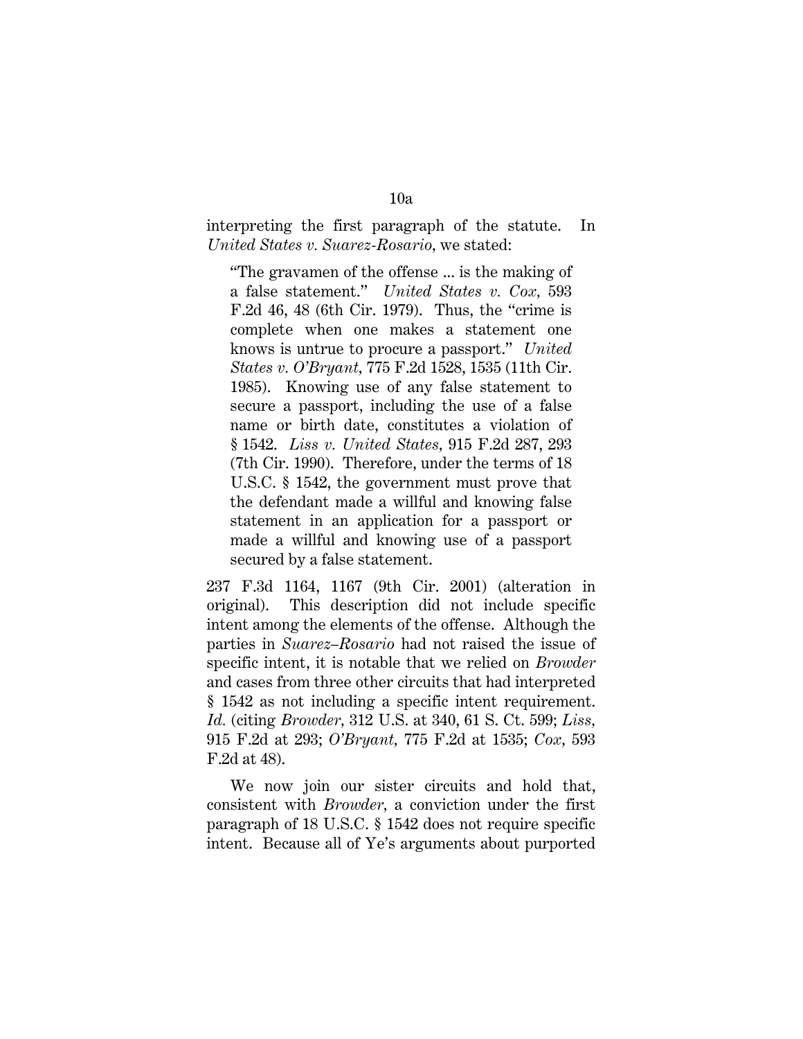interpreting the first paragraph of the statute. In *United States v. Suarez-Rosario*, we stated:

> "The gravamen of the offense ... is the making of a false statement." *United States v. Cox*, 593 F.2d 46, 48 (6th Cir. 1979). Thus, the "crime is complete when one makes a statement one knows is untrue to procure a passport." *United States v. O'Bryant*, 775 F.2d 1528, 1535 (11th Cir. 1985). Knowing use of any false statement to secure a passport, including the use of a false name or birth date, constitutes a violation of § 1542. *Liss v. United States*, 915 F.2d 287, 293 (7th Cir. 1990). Therefore, under the terms of 18 U.S.C. § 1542, the government must prove that the defendant made a willful and knowing false statement in an application for a passport or made a willful and knowing use of a passport secured by a false statement.

237 F.3d 1164, 1167 (9th Cir. 2001) (alteration in original). This description did not include specific intent among the elements of the offense. Although the parties in *Suarez–Rosario* had not raised the issue of specific intent, it is notable that we relied on *Browder* and cases from three other circuits that had interpreted § 1542 as not including a specific intent requirement. *Id.* (citing *Browder*, 312 U.S. at 340, 61 S. Ct. 599; *Liss*, 915 F.2d at 293; *O'Bryant*, 775 F.2d at 1535; *Cox*, 593 F.2d at 48).

We now join our sister circuits and hold that, consistent with *Browder*, a conviction under the first paragraph of 18 U.S.C. § 1542 does not require specific intent. Because all of Ye's arguments about purported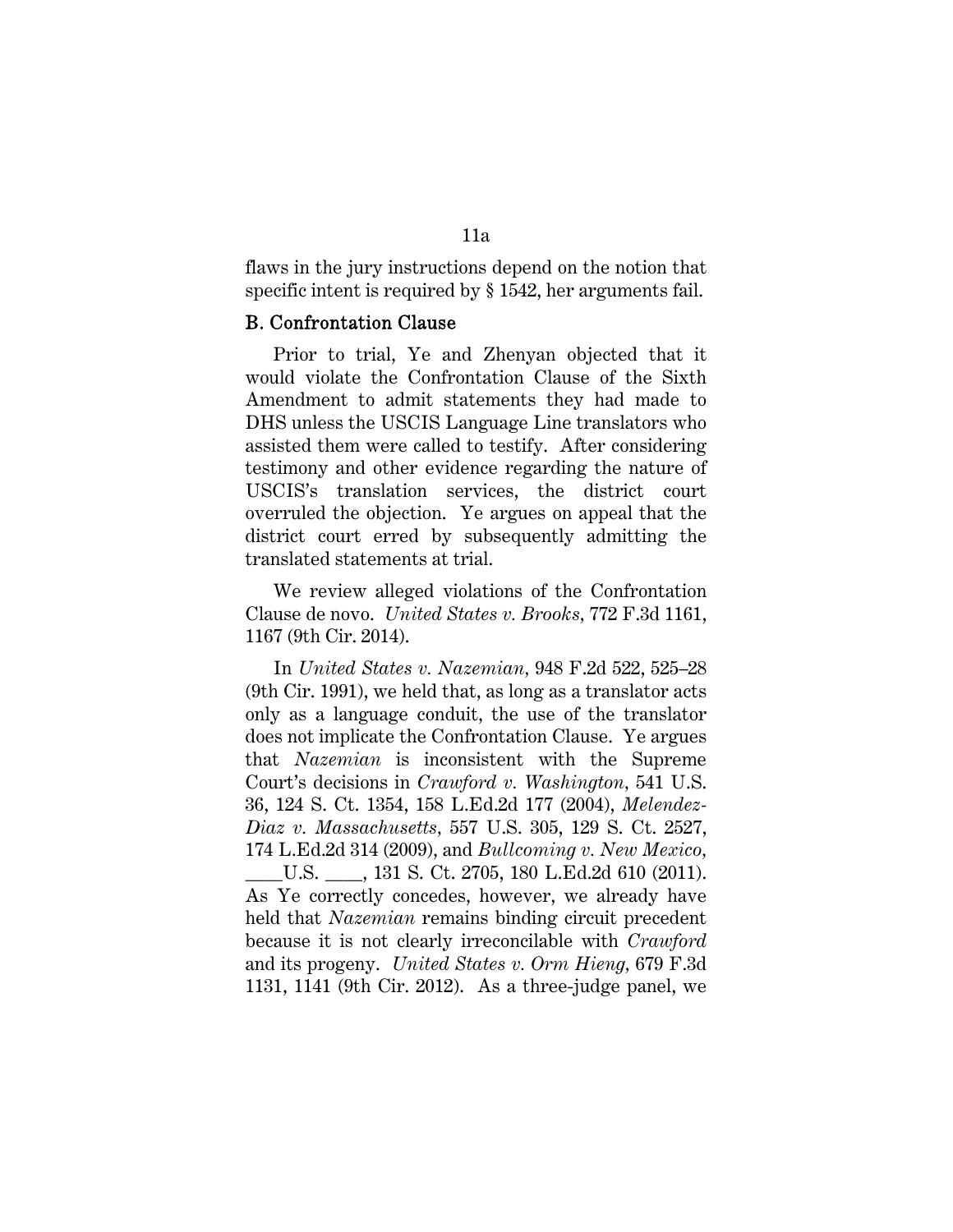flaws in the jury instructions depend on the notion that specific intent is required by § 1542, her arguments fail.

### B. Confrontation Clause

Prior to trial, Ye and Zhenyan objected that it would violate the Confrontation Clause of the Sixth Amendment to admit statements they had made to DHS unless the USCIS Language Line translators who assisted them were called to testify. After considering testimony and other evidence regarding the nature of USCIS's translation services, the district court overruled the objection. Ye argues on appeal that the district court erred by subsequently admitting the translated statements at trial.

We review alleged violations of the Confrontation Clause de novo. *United States v. Brooks*, 772 F.3d 1161, 1167 (9th Cir. 2014).

In *United States v. Nazemian*, 948 F.2d 522, 525–28 (9th Cir. 1991), we held that, as long as a translator acts only as a language conduit, the use of the translator does not implicate the Confrontation Clause. Ye argues that *Nazemian* is inconsistent with the Supreme Court's decisions in *Crawford v. Washington*, 541 U.S. 36, 124 S. Ct. 1354, 158 L.Ed.2d 177 (2004), *Melendez-Diaz v. Massachusetts*, 557 U.S. 305, 129 S. Ct. 2527, 174 L.Ed.2d 314 (2009), and *Bullcoming v. New Mexico*, ____U.S. ____, 131 S. Ct. 2705, 180 L.Ed.2d 610 (2011). As Ye correctly concedes, however, we already have held that *Nazemian* remains binding circuit precedent because it is not clearly irreconcilable with *Crawford* and its progeny. *United States v. Orm Hieng*, 679 F.3d 1131, 1141 (9th Cir. 2012). As a three-judge panel, we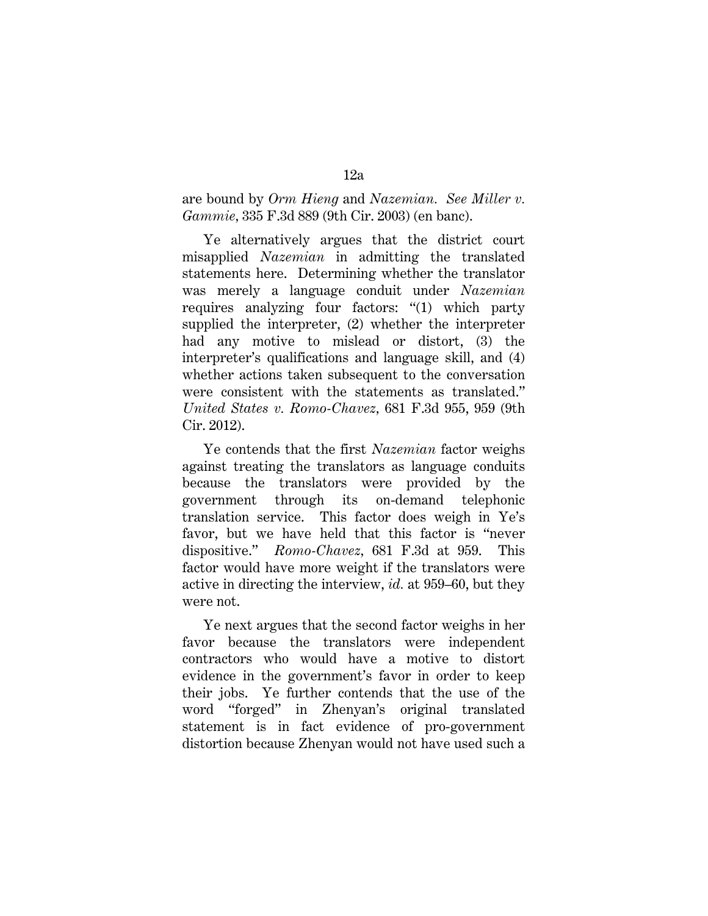are bound by *Orm Hieng* and *Nazemian*. *See Miller v. Gammie*, 335 F.3d 889 (9th Cir. 2003) (en banc).

Ye alternatively argues that the district court misapplied *Nazemian* in admitting the translated statements here. Determining whether the translator was merely a language conduit under *Nazemian* requires analyzing four factors: "(1) which party supplied the interpreter, (2) whether the interpreter had any motive to mislead or distort, (3) the interpreter's qualifications and language skill, and (4) whether actions taken subsequent to the conversation were consistent with the statements as translated." *United States v. Romo-Chavez*, 681 F.3d 955, 959 (9th Cir. 2012).

Ye contends that the first *Nazemian* factor weighs against treating the translators as language conduits because the translators were provided by the government through its on-demand telephonic translation service. This factor does weigh in Ye's favor, but we have held that this factor is "never dispositive." *Romo-Chavez*, 681 F.3d at 959. This factor would have more weight if the translators were active in directing the interview, *id.* at 959–60, but they were not.

Ye next argues that the second factor weighs in her favor because the translators were independent contractors who would have a motive to distort evidence in the government's favor in order to keep their jobs. Ye further contends that the use of the word "forged" in Zhenyan's original translated statement is in fact evidence of pro-government distortion because Zhenyan would not have used such a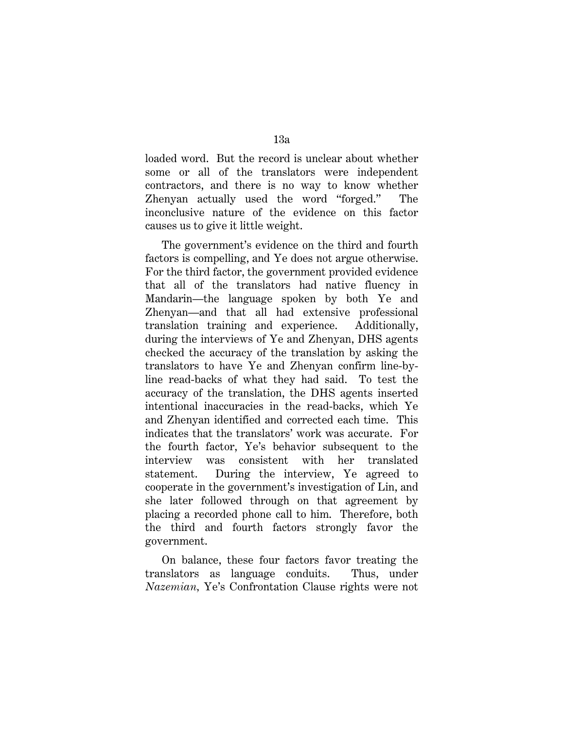loaded word. But the record is unclear about whether some or all of the translators were independent contractors, and there is no way to know whether Zhenyan actually used the word "forged." The inconclusive nature of the evidence on this factor causes us to give it little weight.

The government's evidence on the third and fourth factors is compelling, and Ye does not argue otherwise. For the third factor, the government provided evidence that all of the translators had native fluency in Mandarin—the language spoken by both Ye and Zhenyan—and that all had extensive professional translation training and experience. Additionally, during the interviews of Ye and Zhenyan, DHS agents checked the accuracy of the translation by asking the translators to have Ye and Zhenyan confirm line-by-line read-backs of what they had said. To test the accuracy of the translation, the DHS agents inserted intentional inaccuracies in the read-backs, which Ye and Zhenyan identified and corrected each time. This indicates that the translators' work was accurate. For the fourth factor, Ye's behavior subsequent to the interview was consistent with her translated statement. During the interview, Ye agreed to cooperate in the government's investigation of Lin, and she later followed through on that agreement by placing a recorded phone call to him. Therefore, both the third and fourth factors strongly favor the government.

On balance, these four factors favor treating the translators as language conduits. Thus, under *Nazemian*, Ye's Confrontation Clause rights were not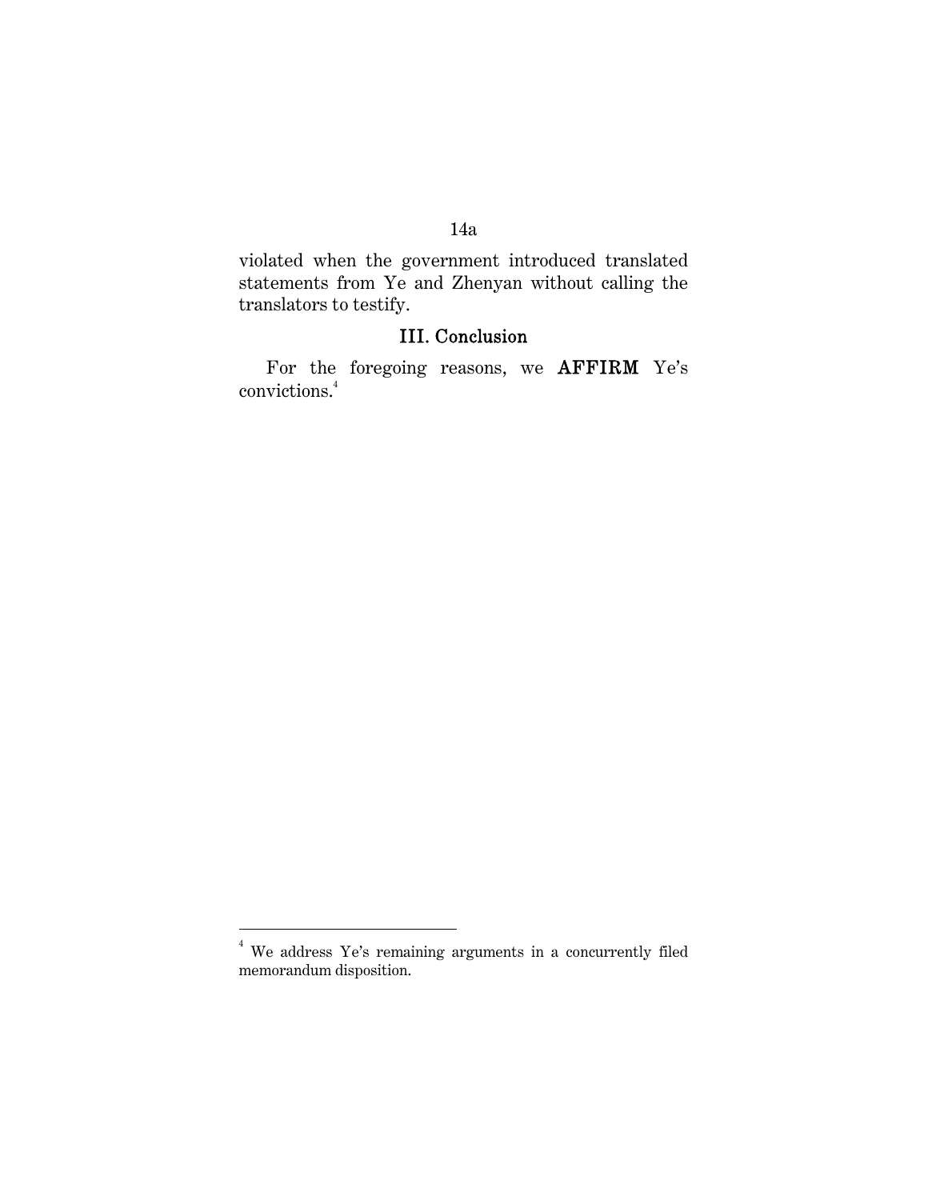violated when the government introduced translated statements from Ye and Zhenyan without calling the translators to testify.

## III. Conclusion

For the foregoing reasons, we **AFFIRM** Ye's convictions.[4]

---

[4] We address Ye's remaining arguments in a concurrently filed memorandum disposition.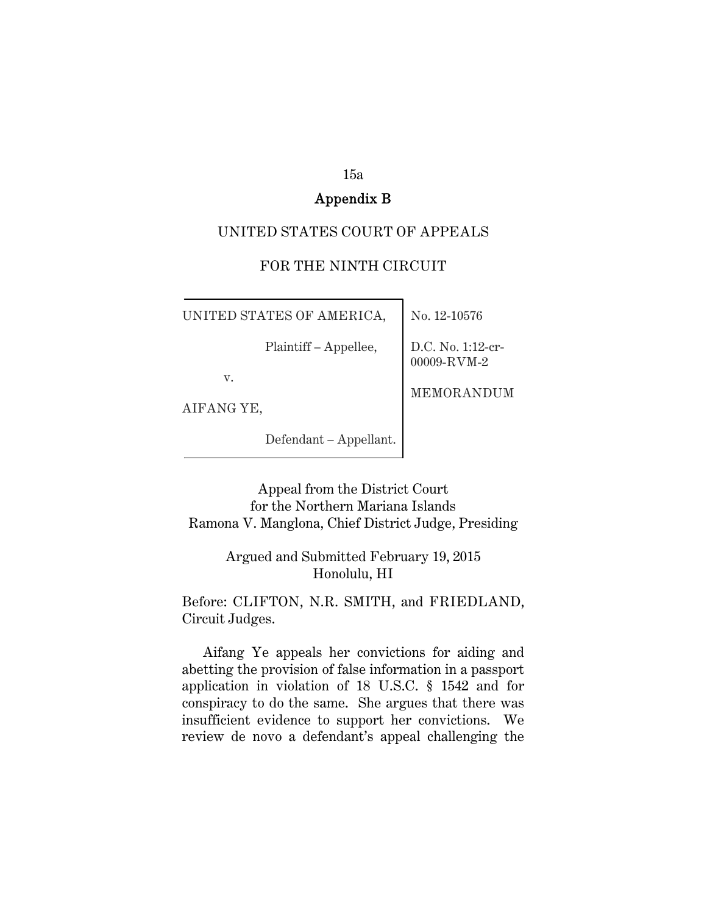## Appendix B

UNITED STATES COURT OF APPEALS

FOR THE NINTH CIRCUIT

| | |
|---|---|
| UNITED STATES OF AMERICA, Plaintiff – Appellee, v. AIFANG YE, Defendant – Appellant. | No. 12-10576<br>D.C. No. 1:12-cr-00009-RVM-2<br>MEMORANDUM |

Appeal from the District Court
for the Northern Mariana Islands
Ramona V. Manglona, Chief District Judge, Presiding

Argued and Submitted February 19, 2015
Honolulu, HI

Before: CLIFTON, N.R. SMITH, and FRIEDLAND, Circuit Judges.

Aifang Ye appeals her convictions for aiding and abetting the provision of false information in a passport application in violation of 18 U.S.C. § 1542 and for conspiracy to do the same. She argues that there was insufficient evidence to support her convictions. We review de novo a defendant's appeal challenging the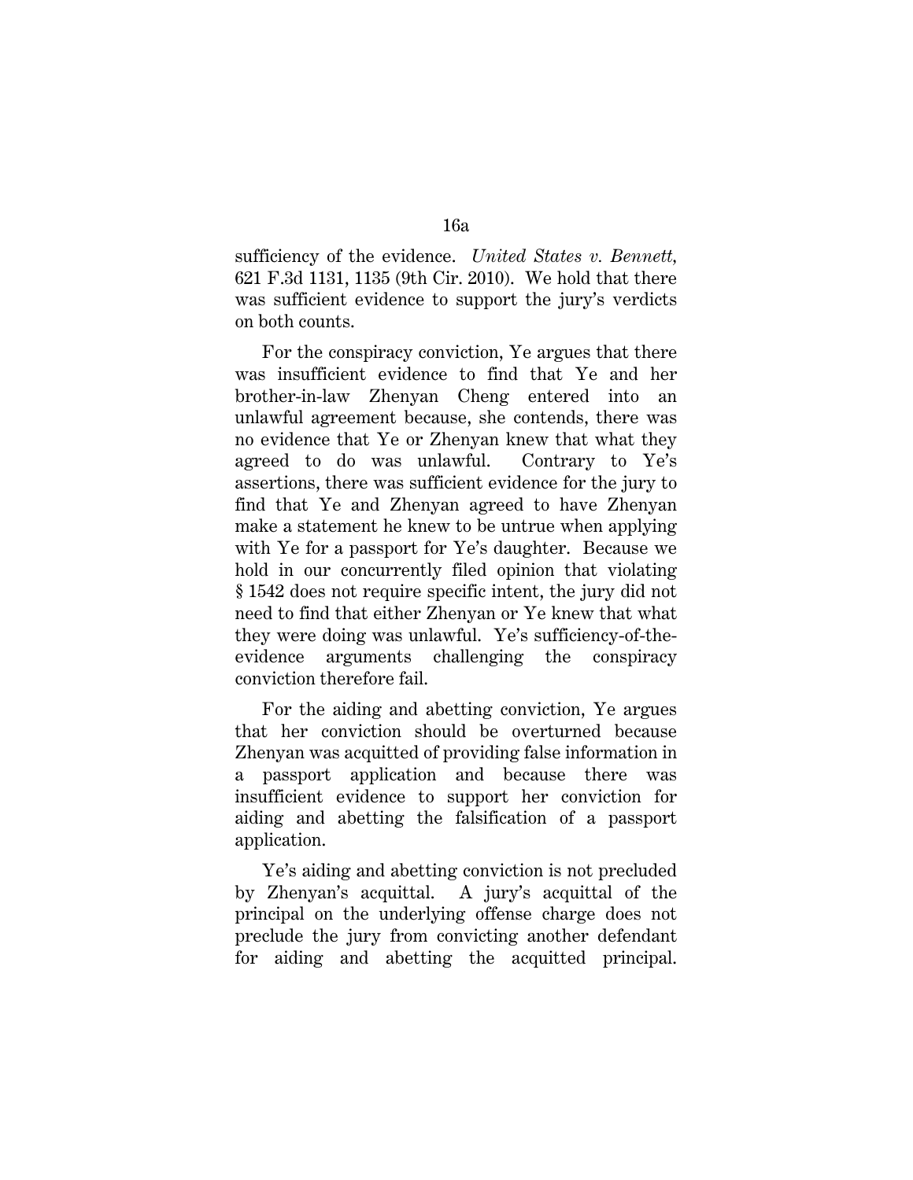sufficiency of the evidence. *United States v. Bennett*, 621 F.3d 1131, 1135 (9th Cir. 2010). We hold that there was sufficient evidence to support the jury's verdicts on both counts.

For the conspiracy conviction, Ye argues that there was insufficient evidence to find that Ye and her brother-in-law Zhenyan Cheng entered into an unlawful agreement because, she contends, there was no evidence that Ye or Zhenyan knew that what they agreed to do was unlawful. Contrary to Ye's assertions, there was sufficient evidence for the jury to find that Ye and Zhenyan agreed to have Zhenyan make a statement he knew to be untrue when applying with Ye for a passport for Ye's daughter. Because we hold in our concurrently filed opinion that violating § 1542 does not require specific intent, the jury did not need to find that either Zhenyan or Ye knew that what they were doing was unlawful. Ye's sufficiency-of-the-evidence arguments challenging the conspiracy conviction therefore fail.

For the aiding and abetting conviction, Ye argues that her conviction should be overturned because Zhenyan was acquitted of providing false information in a passport application and because there was insufficient evidence to support her conviction for aiding and abetting the falsification of a passport application.

Ye's aiding and abetting conviction is not precluded by Zhenyan's acquittal. A jury's acquittal of the principal on the underlying offense charge does not preclude the jury from convicting another defendant for aiding and abetting the acquitted principal.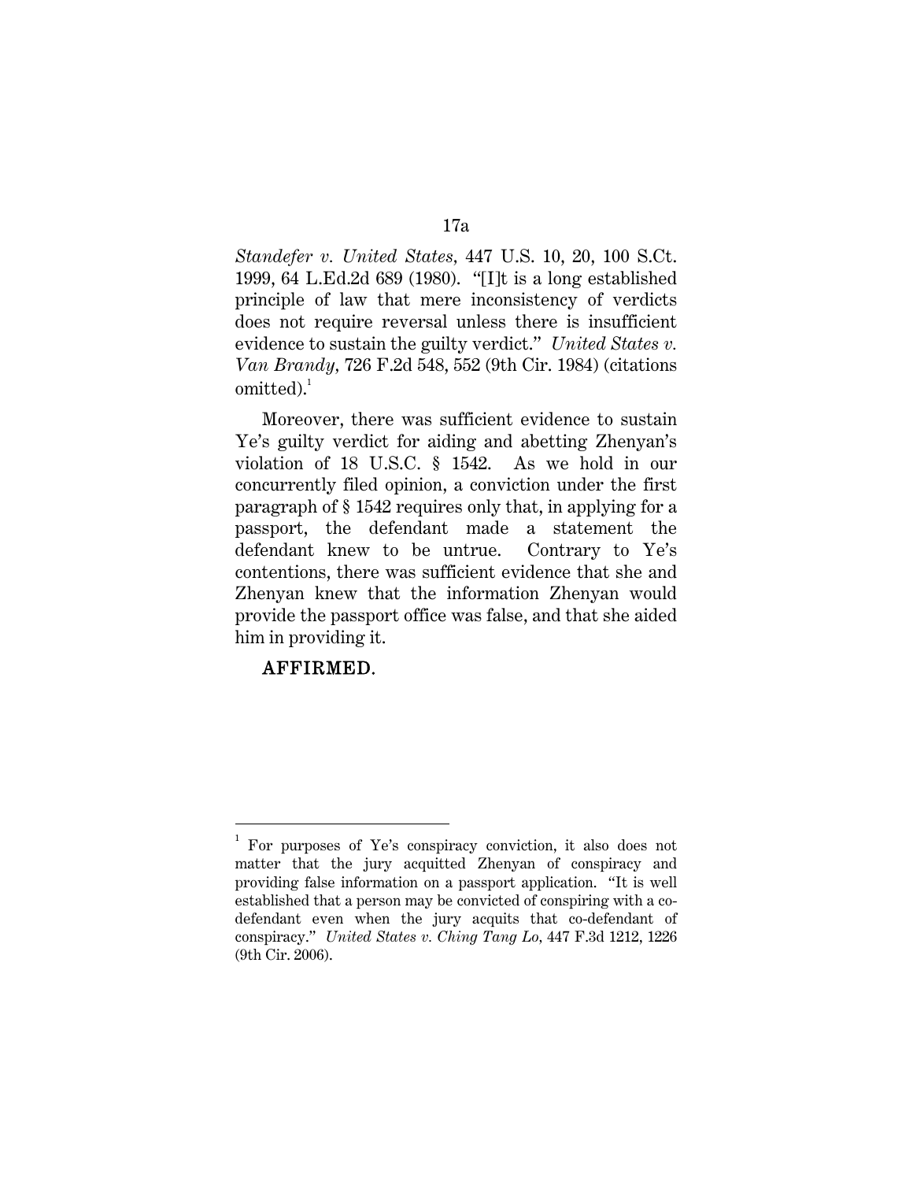*Standefer v. United States*, 447 U.S. 10, 20, 100 S.Ct. 1999, 64 L.Ed.2d 689 (1980). "[I]t is a long established principle of law that mere inconsistency of verdicts does not require reversal unless there is insufficient evidence to sustain the guilty verdict." *United States v. Van Brandy*, 726 F.2d 548, 552 (9th Cir. 1984) (citations omitted).[1]

Moreover, there was sufficient evidence to sustain Ye's guilty verdict for aiding and abetting Zhenyan's violation of 18 U.S.C. § 1542. As we hold in our concurrently filed opinion, a conviction under the first paragraph of § 1542 requires only that, in applying for a passport, the defendant made a statement the defendant knew to be untrue. Contrary to Ye's contentions, there was sufficient evidence that she and Zhenyan knew that the information Zhenyan would provide the passport office was false, and that she aided him in providing it.

**AFFIRMED.**

---

[1] For purposes of Ye's conspiracy conviction, it also does not matter that the jury acquitted Zhenyan of conspiracy and providing false information on a passport application. "It is well established that a person may be convicted of conspiring with a co-defendant even when the jury acquits that co-defendant of conspiracy." *United States v. Ching Tang Lo*, 447 F.3d 1212, 1226 (9th Cir. 2006).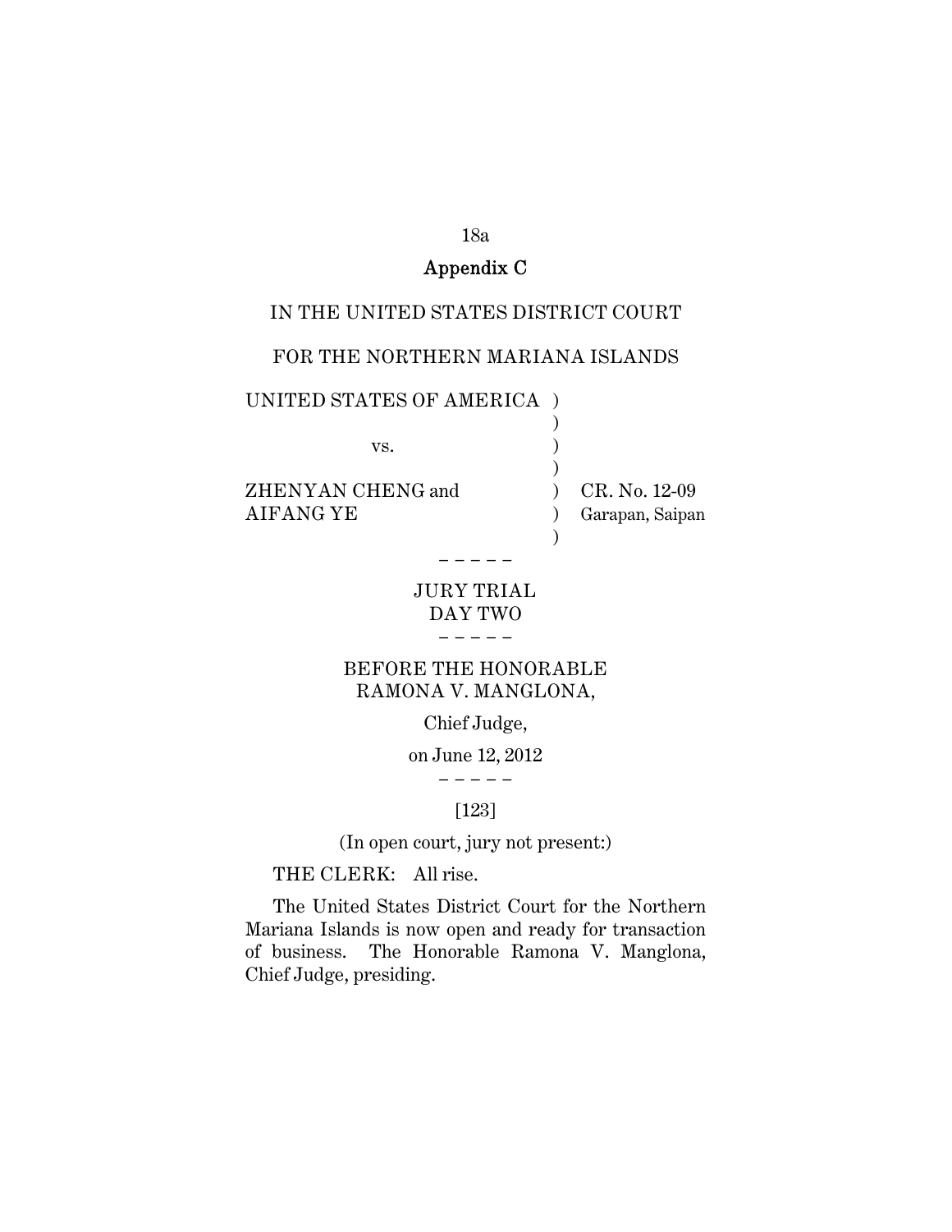## Appendix C

IN THE UNITED STATES DISTRICT COURT

FOR THE NORTHERN MARIANA ISLANDS

UNITED STATES OF AMERICA )
)
vs. )
)
ZHENYAN CHENG and ) CR. No. 12-09
AIFANG YE ) Garapan, Saipan
)

– – – – –

JURY TRIAL
DAY TWO

– – – – –

BEFORE THE HONORABLE
RAMONA V. MANGLONA,

Chief Judge,

on June 12, 2012

– – – – –

[123]

(In open court, jury not present:)

THE CLERK: All rise.

The United States District Court for the Northern Mariana Islands is now open and ready for transaction of business. The Honorable Ramona V. Manglona, Chief Judge, presiding.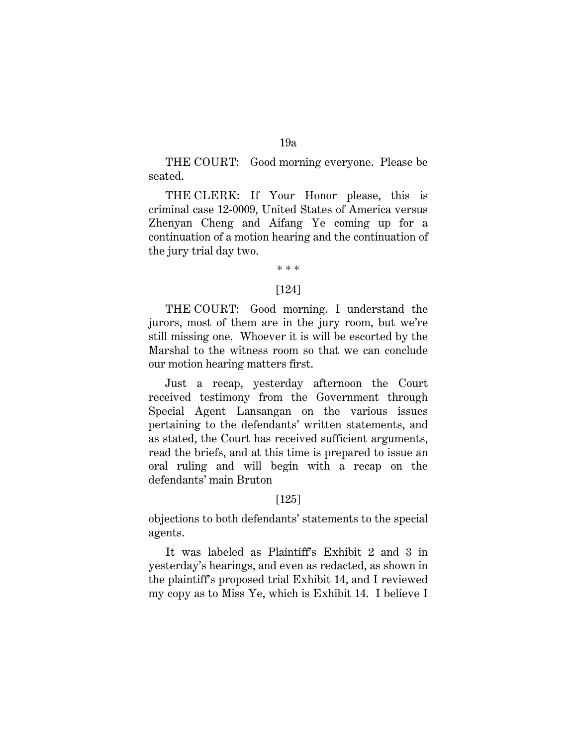THE COURT: Good morning everyone. Please be seated.

THE CLERK: If Your Honor please, this is criminal case 12-0009, United States of America versus Zhenyan Cheng and Aifang Ye coming up for a continuation of a motion hearing and the continuation of the jury trial day two.

\* \* \*

[124]

THE COURT: Good morning. I understand the jurors, most of them are in the jury room, but we're still missing one. Whoever it is will be escorted by the Marshal to the witness room so that we can conclude our motion hearing matters first.

Just a recap, yesterday afternoon the Court received testimony from the Government through Special Agent Lansangan on the various issues pertaining to the defendants' written statements, and as stated, the Court has received sufficient arguments, read the briefs, and at this time is prepared to issue an oral ruling and will begin with a recap on the defendants' main Bruton

[125]

objections to both defendants' statements to the special agents.

It was labeled as Plaintiff's Exhibit 2 and 3 in yesterday's hearings, and even as redacted, as shown in the plaintiff's proposed trial Exhibit 14, and I reviewed my copy as to Miss Ye, which is Exhibit 14. I believe I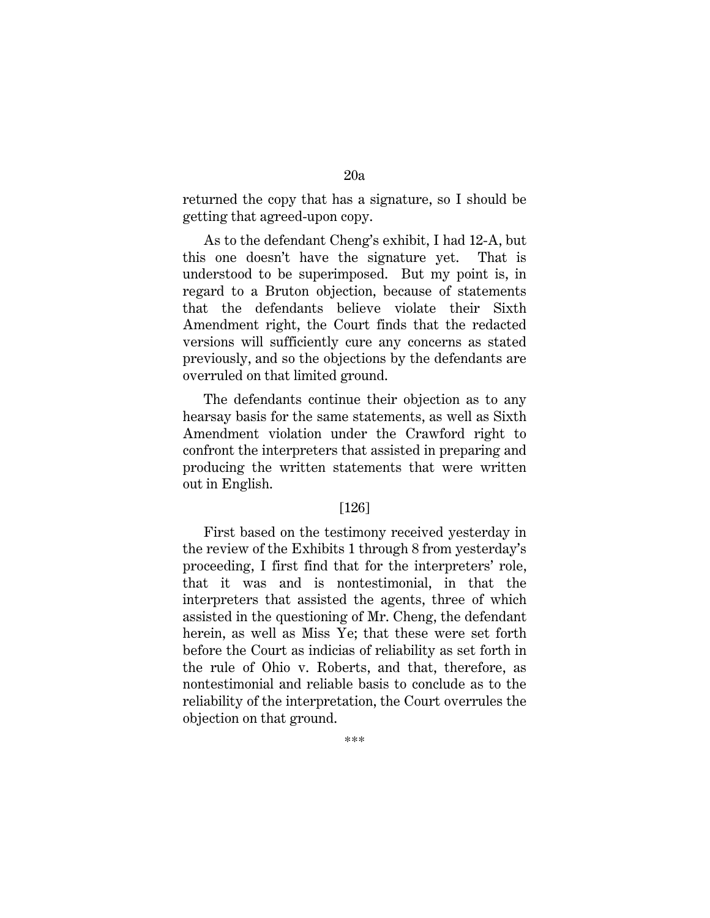returned the copy that has a signature, so I should be getting that agreed-upon copy.

As to the defendant Cheng's exhibit, I had 12-A, but this one doesn't have the signature yet. That is understood to be superimposed. But my point is, in regard to a Bruton objection, because of statements that the defendants believe violate their Sixth Amendment right, the Court finds that the redacted versions will sufficiently cure any concerns as stated previously, and so the objections by the defendants are overruled on that limited ground.

The defendants continue their objection as to any hearsay basis for the same statements, as well as Sixth Amendment violation under the Crawford right to confront the interpreters that assisted in preparing and producing the written statements that were written out in English.

[126]

First based on the testimony received yesterday in the review of the Exhibits 1 through 8 from yesterday's proceeding, I first find that for the interpreters' role, that it was and is nontestimonial, in that the interpreters that assisted the agents, three of which assisted in the questioning of Mr. Cheng, the defendant herein, as well as Miss Ye; that these were set forth before the Court as indicias of reliability as set forth in the rule of Ohio v. Roberts, and that, therefore, as nontestimonial and reliable basis to conclude as to the reliability of the interpretation, the Court overrules the objection on that ground.

\*\*\*